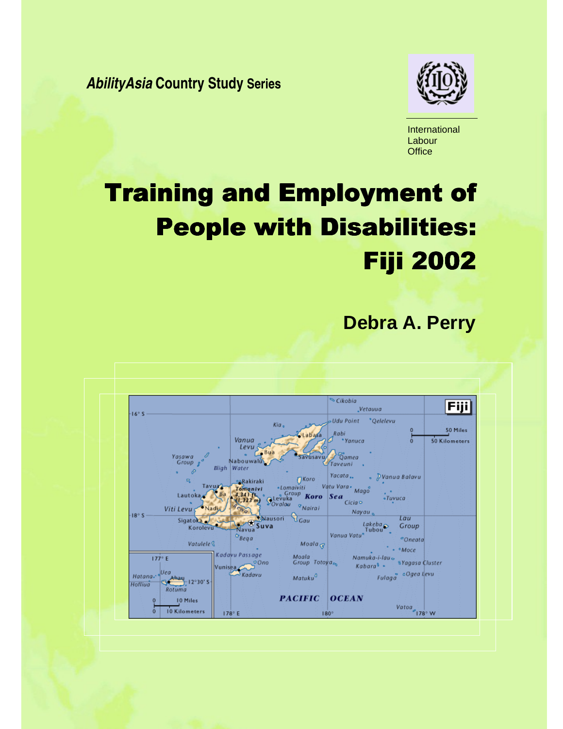***AbilityAsia* Country Study Series**

International Labour Office

# Training and Employment of People with Disabilities: Fiji 2002

**Debra A. Perry**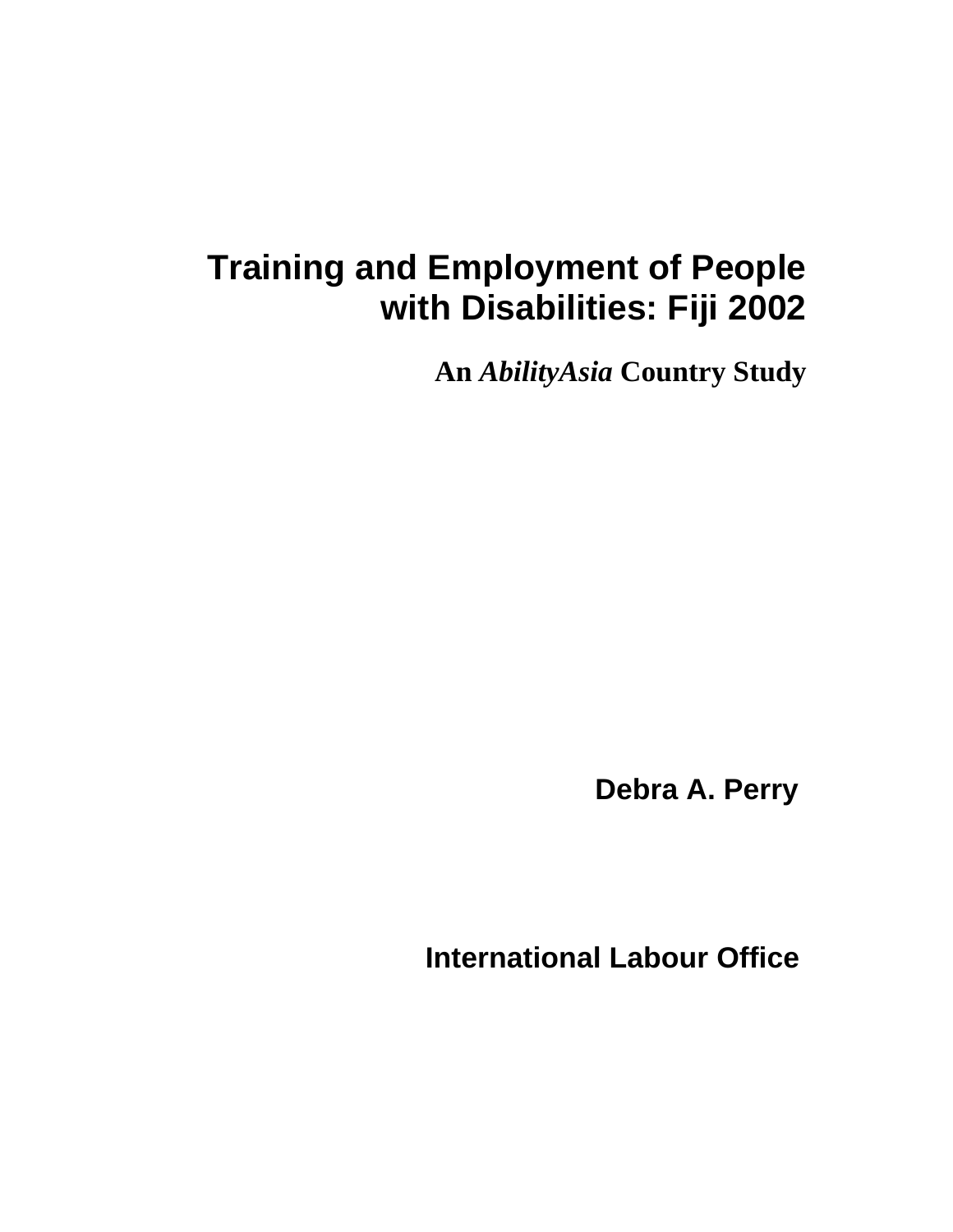# Training and Employment of People with Disabilities: Fiji 2002

**An *AbilityAsia* Country Study**

**Debra A. Perry**

**International Labour Office**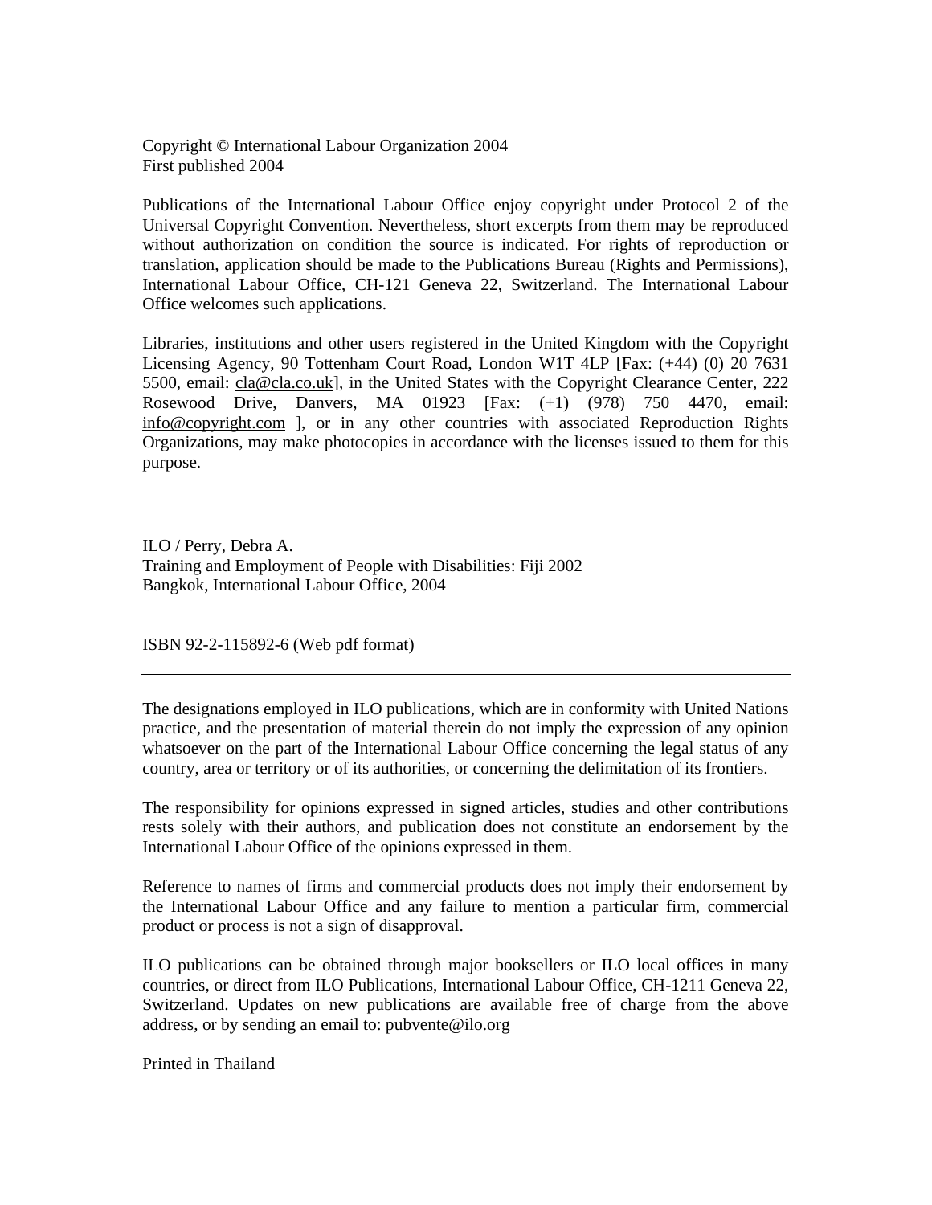Copyright © International Labour Organization 2004
First published 2004

Publications of the International Labour Office enjoy copyright under Protocol 2 of the Universal Copyright Convention. Nevertheless, short excerpts from them may be reproduced without authorization on condition the source is indicated. For rights of reproduction or translation, application should be made to the Publications Bureau (Rights and Permissions), International Labour Office, CH-121 Geneva 22, Switzerland. The International Labour Office welcomes such applications.

Libraries, institutions and other users registered in the United Kingdom with the Copyright Licensing Agency, 90 Tottenham Court Road, London W1T 4LP [Fax: (+44) (0) 20 7631 5500, email: cla@cla.co.uk], in the United States with the Copyright Clearance Center, 222 Rosewood Drive, Danvers, MA 01923 [Fax: (+1) (978) 750 4470, email: info@copyright.com ], or in any other countries with associated Reproduction Rights Organizations, may make photocopies in accordance with the licenses issued to them for this purpose.

---

ILO / Perry, Debra A.
Training and Employment of People with Disabilities: Fiji 2002
Bangkok, International Labour Office, 2004

ISBN 92-2-115892-6 (Web pdf format)

---

The designations employed in ILO publications, which are in conformity with United Nations practice, and the presentation of material therein do not imply the expression of any opinion whatsoever on the part of the International Labour Office concerning the legal status of any country, area or territory or of its authorities, or concerning the delimitation of its frontiers.

The responsibility for opinions expressed in signed articles, studies and other contributions rests solely with their authors, and publication does not constitute an endorsement by the International Labour Office of the opinions expressed in them.

Reference to names of firms and commercial products does not imply their endorsement by the International Labour Office and any failure to mention a particular firm, commercial product or process is not a sign of disapproval.

ILO publications can be obtained through major booksellers or ILO local offices in many countries, or direct from ILO Publications, International Labour Office, CH-1211 Geneva 22, Switzerland. Updates on new publications are available free of charge from the above address, or by sending an email to: pubvente@ilo.org

Printed in Thailand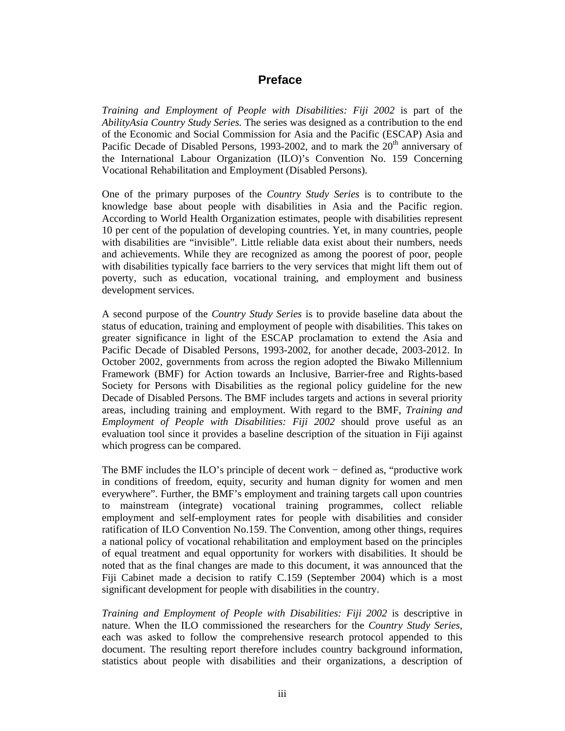# Preface

*Training and Employment of People with Disabilities: Fiji 2002* is part of the *AbilityAsia Country Study Series.* The series was designed as a contribution to the end of the Economic and Social Commission for Asia and the Pacific (ESCAP) Asia and Pacific Decade of Disabled Persons, 1993-2002, and to mark the 20th anniversary of the International Labour Organization (ILO)'s Convention No. 159 Concerning Vocational Rehabilitation and Employment (Disabled Persons).

One of the primary purposes of the *Country Study Series* is to contribute to the knowledge base about people with disabilities in Asia and the Pacific region. According to World Health Organization estimates, people with disabilities represent 10 per cent of the population of developing countries. Yet, in many countries, people with disabilities are "invisible". Little reliable data exist about their numbers, needs and achievements. While they are recognized as among the poorest of poor, people with disabilities typically face barriers to the very services that might lift them out of poverty, such as education, vocational training, and employment and business development services.

A second purpose of the *Country Study Series* is to provide baseline data about the status of education, training and employment of people with disabilities. This takes on greater significance in light of the ESCAP proclamation to extend the Asia and Pacific Decade of Disabled Persons, 1993-2002, for another decade, 2003-2012. In October 2002, governments from across the region adopted the Biwako Millennium Framework (BMF) for Action towards an Inclusive, Barrier-free and Rights-based Society for Persons with Disabilities as the regional policy guideline for the new Decade of Disabled Persons. The BMF includes targets and actions in several priority areas, including training and employment. With regard to the BMF, *Training and Employment of People with Disabilities: Fiji 2002* should prove useful as an evaluation tool since it provides a baseline description of the situation in Fiji against which progress can be compared.

The BMF includes the ILO's principle of decent work − defined as, "productive work in conditions of freedom, equity, security and human dignity for women and men everywhere". Further, the BMF's employment and training targets call upon countries to mainstream (integrate) vocational training programmes, collect reliable employment and self-employment rates for people with disabilities and consider ratification of ILO Convention No.159. The Convention, among other things, requires a national policy of vocational rehabilitation and employment based on the principles of equal treatment and equal opportunity for workers with disabilities. It should be noted that as the final changes are made to this document, it was announced that the Fiji Cabinet made a decision to ratify C.159 (September 2004) which is a most significant development for people with disabilities in the country.

*Training and Employment of People with Disabilities: Fiji 2002* is descriptive in nature. When the ILO commissioned the researchers for the *Country Study Series,* each was asked to follow the comprehensive research protocol appended to this document. The resulting report therefore includes country background information, statistics about people with disabilities and their organizations, a description of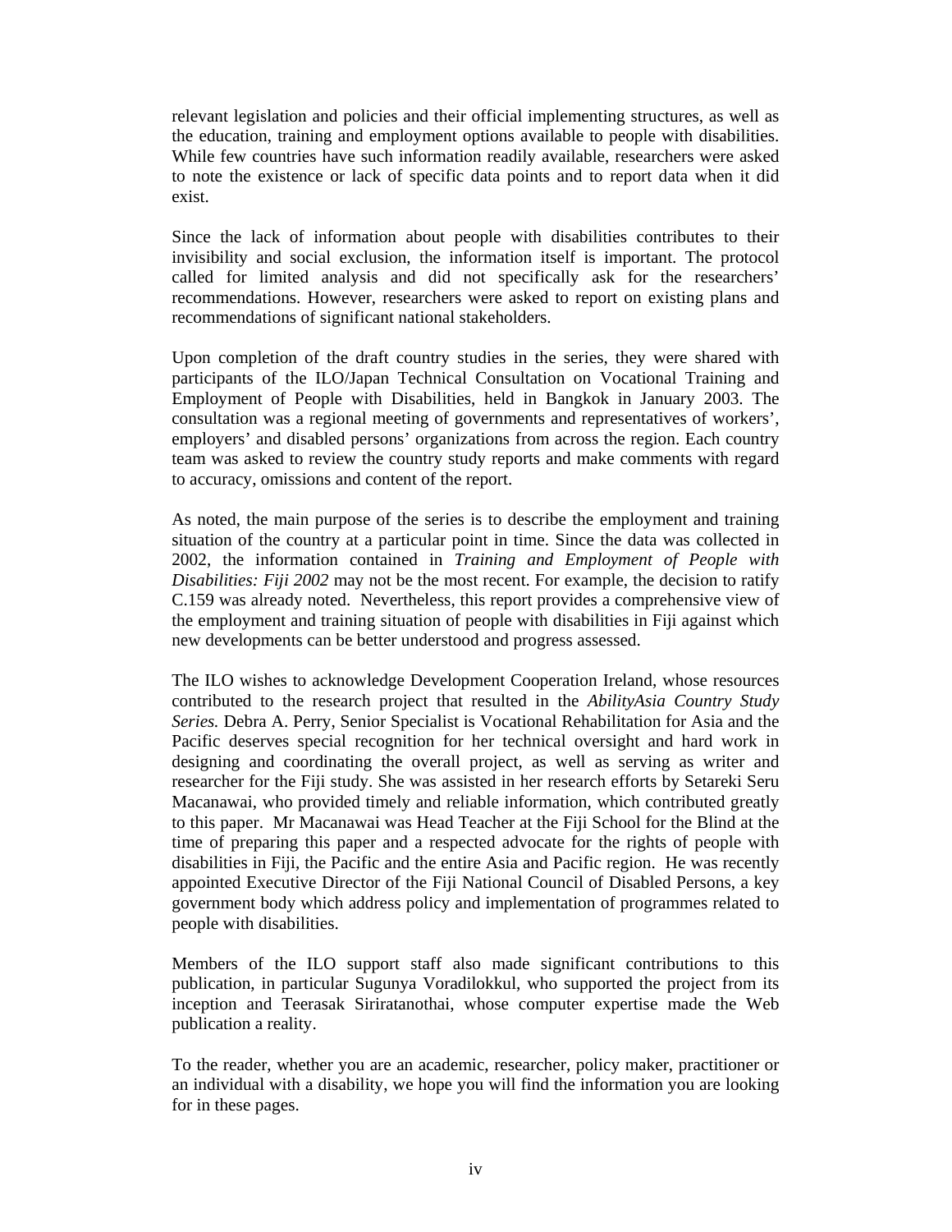relevant legislation and policies and their official implementing structures, as well as the education, training and employment options available to people with disabilities. While few countries have such information readily available, researchers were asked to note the existence or lack of specific data points and to report data when it did exist.

Since the lack of information about people with disabilities contributes to their invisibility and social exclusion, the information itself is important. The protocol called for limited analysis and did not specifically ask for the researchers' recommendations. However, researchers were asked to report on existing plans and recommendations of significant national stakeholders.

Upon completion of the draft country studies in the series, they were shared with participants of the ILO/Japan Technical Consultation on Vocational Training and Employment of People with Disabilities, held in Bangkok in January 2003. The consultation was a regional meeting of governments and representatives of workers', employers' and disabled persons' organizations from across the region. Each country team was asked to review the country study reports and make comments with regard to accuracy, omissions and content of the report.

As noted, the main purpose of the series is to describe the employment and training situation of the country at a particular point in time. Since the data was collected in 2002, the information contained in *Training and Employment of People with Disabilities: Fiji 2002* may not be the most recent. For example, the decision to ratify C.159 was already noted. Nevertheless, this report provides a comprehensive view of the employment and training situation of people with disabilities in Fiji against which new developments can be better understood and progress assessed.

The ILO wishes to acknowledge Development Cooperation Ireland, whose resources contributed to the research project that resulted in the *AbilityAsia Country Study Series.* Debra A. Perry, Senior Specialist is Vocational Rehabilitation for Asia and the Pacific deserves special recognition for her technical oversight and hard work in designing and coordinating the overall project, as well as serving as writer and researcher for the Fiji study. She was assisted in her research efforts by Setareki Seru Macanawai, who provided timely and reliable information, which contributed greatly to this paper. Mr Macanawai was Head Teacher at the Fiji School for the Blind at the time of preparing this paper and a respected advocate for the rights of people with disabilities in Fiji, the Pacific and the entire Asia and Pacific region. He was recently appointed Executive Director of the Fiji National Council of Disabled Persons, a key government body which address policy and implementation of programmes related to people with disabilities.

Members of the ILO support staff also made significant contributions to this publication, in particular Sugunya Voradilokkul, who supported the project from its inception and Teerasak Siriratanothai, whose computer expertise made the Web publication a reality.

To the reader, whether you are an academic, researcher, policy maker, practitioner or an individual with a disability, we hope you will find the information you are looking for in these pages.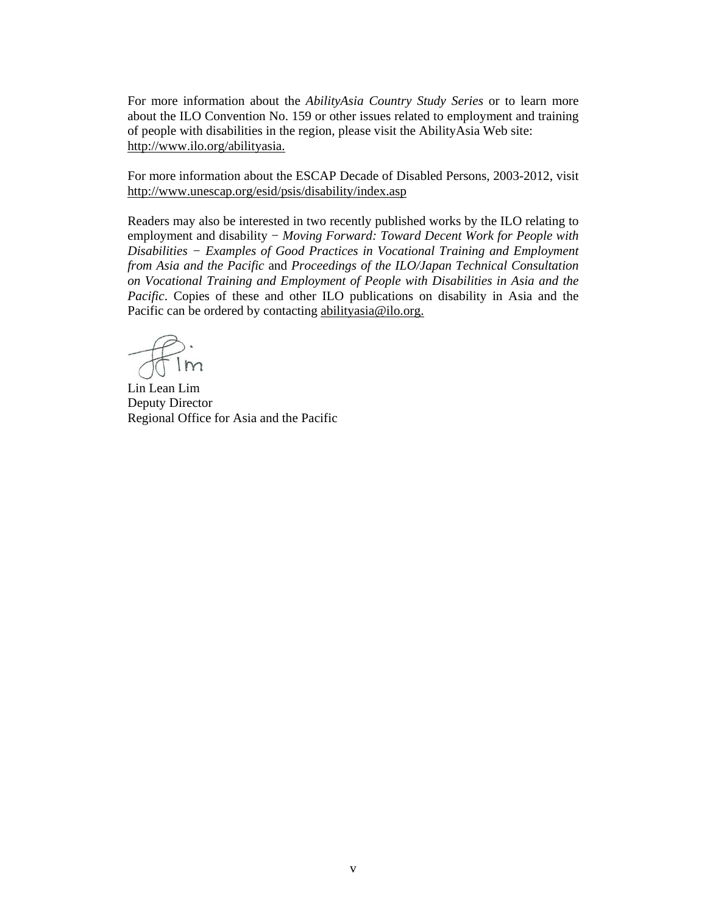For more information about the *AbilityAsia Country Study Series* or to learn more about the ILO Convention No. 159 or other issues related to employment and training of people with disabilities in the region, please visit the AbilityAsia Web site: http://www.ilo.org/abilityasia.

For more information about the ESCAP Decade of Disabled Persons, 2003-2012, visit http://www.unescap.org/esid/psis/disability/index.asp

Readers may also be interested in two recently published works by the ILO relating to employment and disability − *Moving Forward: Toward Decent Work for People with Disabilities − Examples of Good Practices in Vocational Training and Employment from Asia and the Pacific* and *Proceedings of the ILO/Japan Technical Consultation on Vocational Training and Employment of People with Disabilities in Asia and the Pacific*. Copies of these and other ILO publications on disability in Asia and the Pacific can be ordered by contacting abilityasia@ilo.org.

Lin Lean Lim
Deputy Director
Regional Office for Asia and the Pacific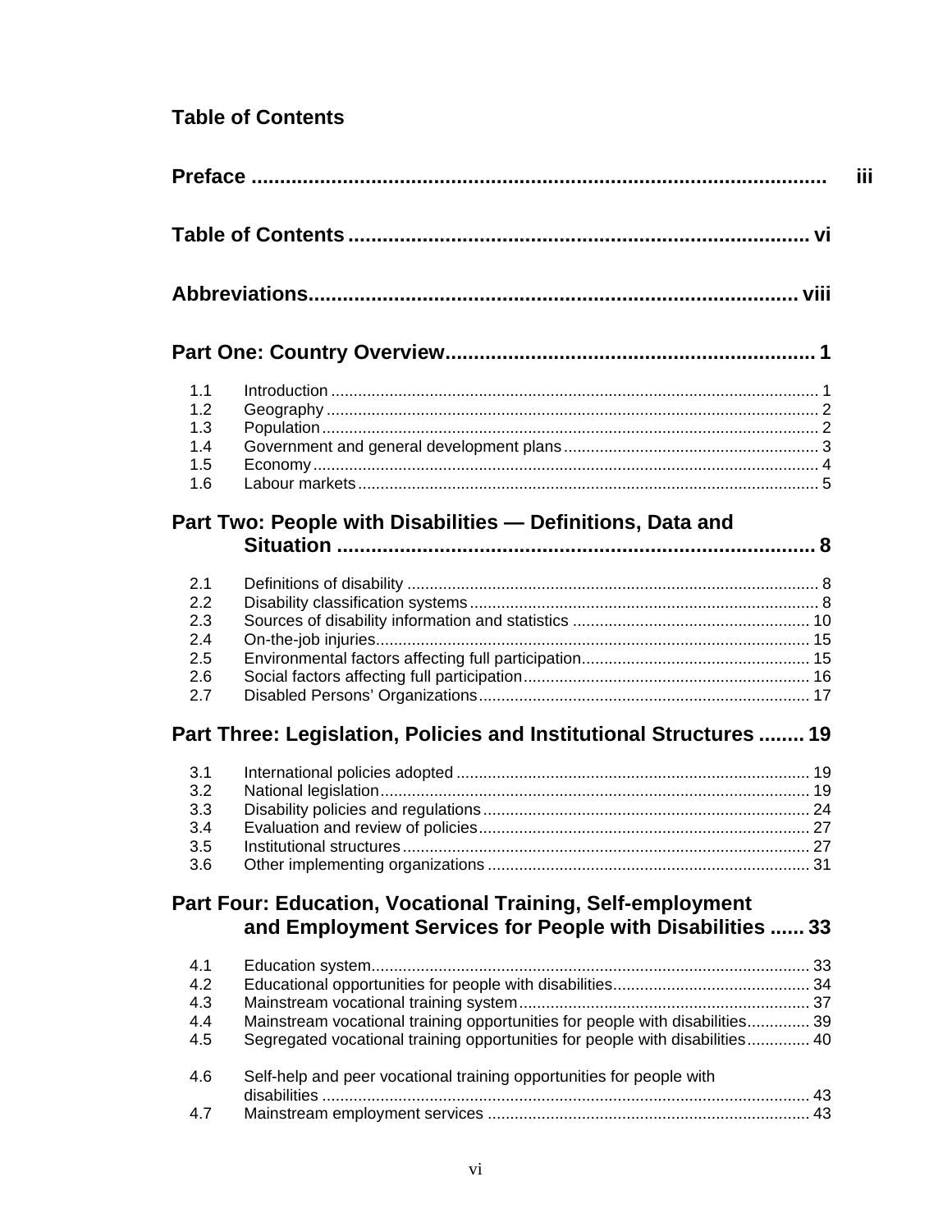## Table of Contents

**Preface** ........................................................................................ iii

**Table of Contents** ........................................................................ vi

**Abbreviations** .............................................................................. viii

**Part One: Country Overview** ........................................................ 1

- 1.1 Introduction ........................................................................ 1
- 1.2 Geography .......................................................................... 2
- 1.3 Population ........................................................................... 2
- 1.4 Government and general development plans ....................... 3
- 1.5 Economy ............................................................................. 4
- 1.6 Labour markets ................................................................... 5

**Part Two: People with Disabilities — Definitions, Data and Situation** ........................................................................................ 8

- 2.1 Definitions of disability ........................................................ 8
- 2.2 Disability classification systems ........................................... 8
- 2.3 Sources of disability information and statistics .................... 10
- 2.4 On-the-job injuries .............................................................. 15
- 2.5 Environmental factors affecting full participation ................. 15
- 2.6 Social factors affecting full participation .............................. 16
- 2.7 Disabled Persons' Organizations ......................................... 17

**Part Three: Legislation, Policies and Institutional Structures** ........ 19

- 3.1 International policies adopted .............................................. 19
- 3.2 National legislation ............................................................. 19
- 3.3 Disability policies and regulations ........................................ 24
- 3.4 Evaluation and review of policies ......................................... 27
- 3.5 Institutional structures ......................................................... 27
- 3.6 Other implementing organizations ....................................... 31

**Part Four: Education, Vocational Training, Self-employment and Employment Services for People with Disabilities** ...... 33

- 4.1 Education system ................................................................ 33
- 4.2 Educational opportunities for people with disabilities ........... 34
- 4.3 Mainstream vocational training system ................................ 37
- 4.4 Mainstream vocational training opportunities for people with disabilities .............. 39
- 4.5 Segregated vocational training opportunities for people with disabilities .............. 40
- 4.6 Self-help and peer vocational training opportunities for people with disabilities ........................................................................................ 43
- 4.7 Mainstream employment services ........................................ 43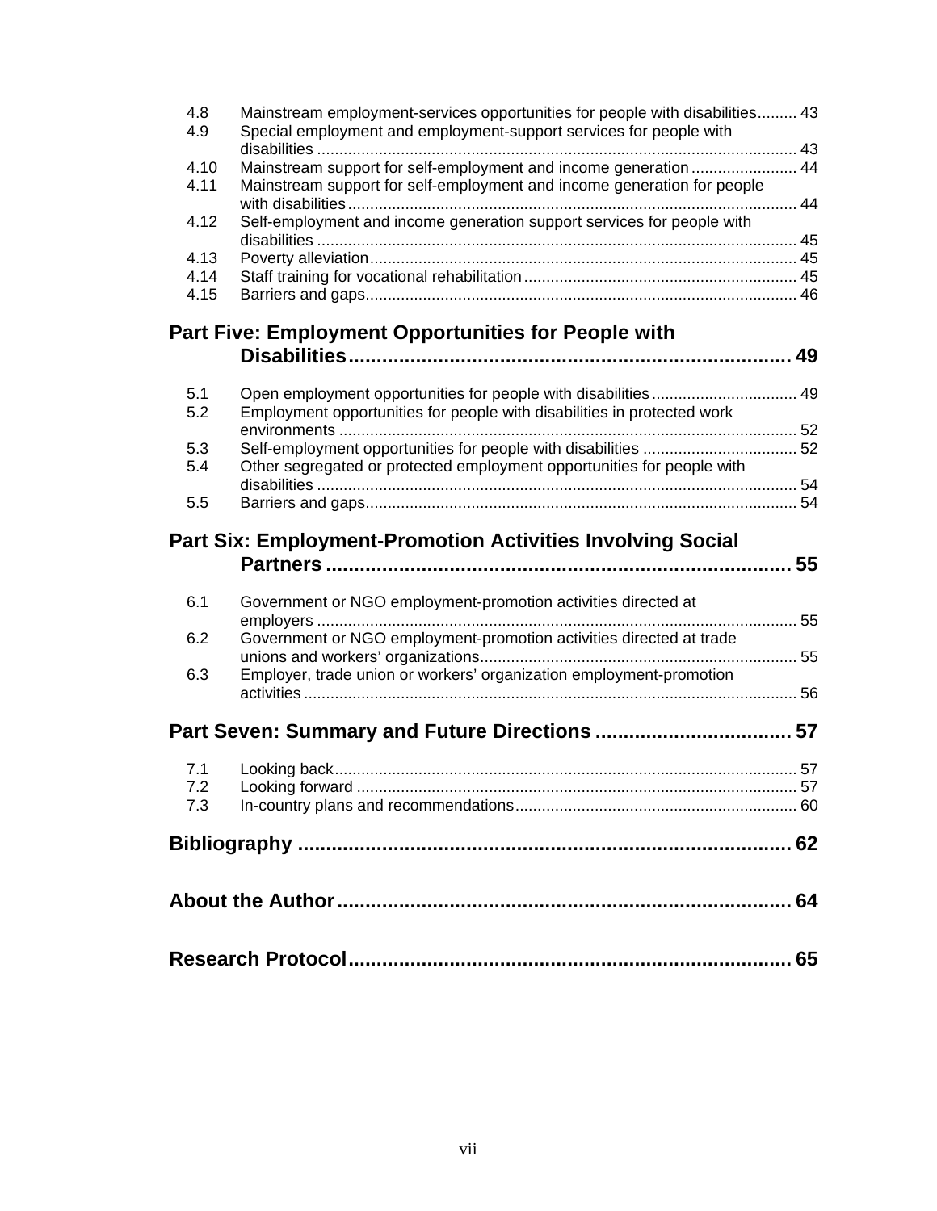4.8 Mainstream employment-services opportunities for people with disabilities ......... 43
4.9 Special employment and employment-support services for people with disabilities ......... 43
4.10 Mainstream support for self-employment and income generation ......... 44
4.11 Mainstream support for self-employment and income generation for people with disabilities ......... 44
4.12 Self-employment and income generation support services for people with disabilities ......... 45
4.13 Poverty alleviation ......... 45
4.14 Staff training for vocational rehabilitation ......... 45
4.15 Barriers and gaps ......... 46

## Part Five: Employment Opportunities for People with Disabilities ......... 49

5.1 Open employment opportunities for people with disabilities ......... 49
5.2 Employment opportunities for people with disabilities in protected work environments ......... 52
5.3 Self-employment opportunities for people with disabilities ......... 52
5.4 Other segregated or protected employment opportunities for people with disabilities ......... 54
5.5 Barriers and gaps ......... 54

## Part Six: Employment-Promotion Activities Involving Social Partners ......... 55

6.1 Government or NGO employment-promotion activities directed at employers ......... 55
6.2 Government or NGO employment-promotion activities directed at trade unions and workers' organizations ......... 55
6.3 Employer, trade union or workers' organization employment-promotion activities ......... 56

## Part Seven: Summary and Future Directions ......... 57

7.1 Looking back ......... 57
7.2 Looking forward ......... 57
7.3 In-country plans and recommendations ......... 60

## Bibliography ......... 62

## About the Author ......... 64

## Research Protocol ......... 65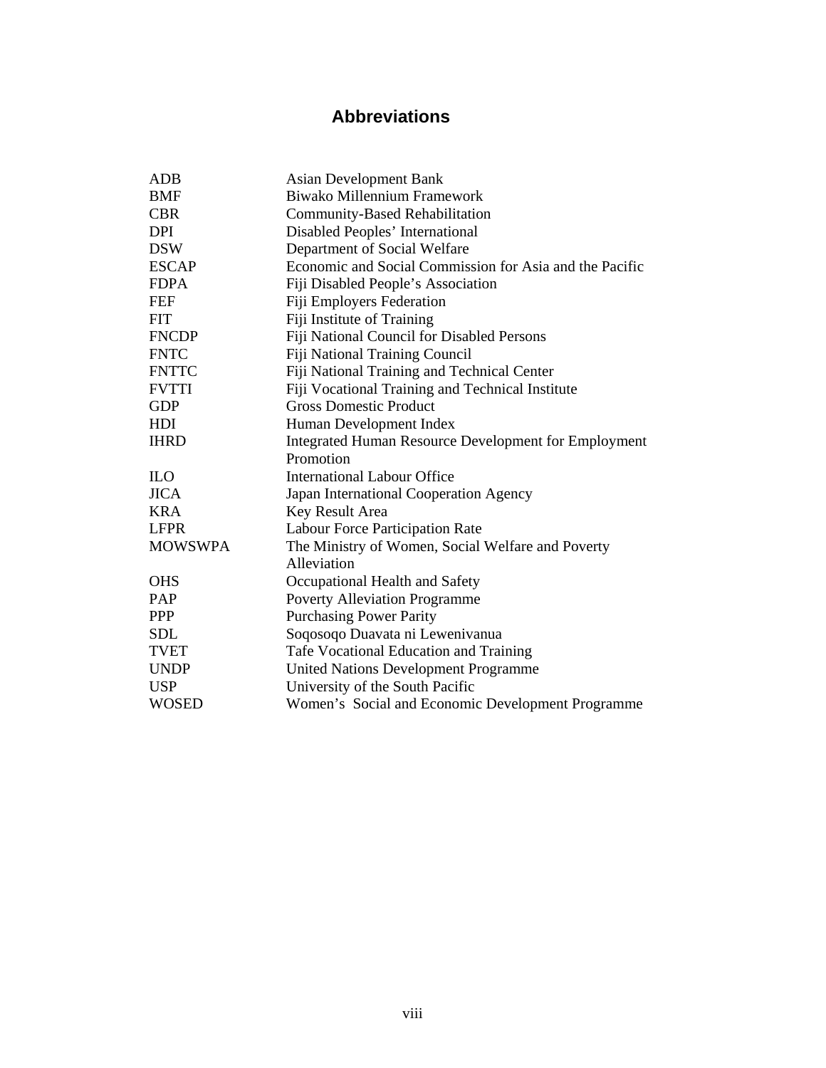# Abbreviations

| | |
|---|---|
| ADB | Asian Development Bank |
| BMF | Biwako Millennium Framework |
| CBR | Community-Based Rehabilitation |
| DPI | Disabled Peoples' International |
| DSW | Department of Social Welfare |
| ESCAP | Economic and Social Commission for Asia and the Pacific |
| FDPA | Fiji Disabled People's Association |
| FEF | Fiji Employers Federation |
| FIT | Fiji Institute of Training |
| FNCDP | Fiji National Council for Disabled Persons |
| FNTC | Fiji National Training Council |
| FNTTC | Fiji National Training and Technical Center |
| FVTTI | Fiji Vocational Training and Technical Institute |
| GDP | Gross Domestic Product |
| HDI | Human Development Index |
| IHRD | Integrated Human Resource Development for Employment Promotion |
| ILO | International Labour Office |
| JICA | Japan International Cooperation Agency |
| KRA | Key Result Area |
| LFPR | Labour Force Participation Rate |
| MOWSWPA | The Ministry of Women, Social Welfare and Poverty Alleviation |
| OHS | Occupational Health and Safety |
| PAP | Poverty Alleviation Programme |
| PPP | Purchasing Power Parity |
| SDL | Soqosoqo Duavata ni Lewenivanua |
| TVET | Tafe Vocational Education and Training |
| UNDP | United Nations Development Programme |
| USP | University of the South Pacific |
| WOSED | Women's Social and Economic Development Programme |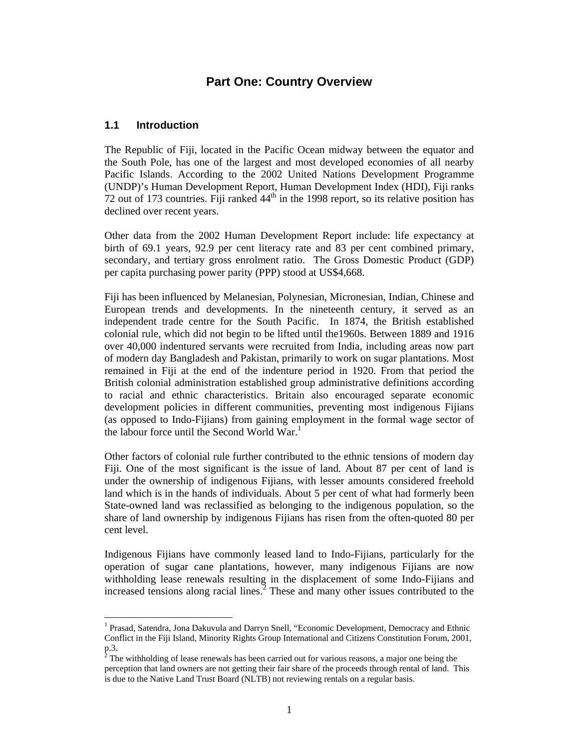# Part One: Country Overview

## 1.1 Introduction

The Republic of Fiji, located in the Pacific Ocean midway between the equator and the South Pole, has one of the largest and most developed economies of all nearby Pacific Islands. According to the 2002 United Nations Development Programme (UNDP)'s Human Development Report, Human Development Index (HDI), Fiji ranks 72 out of 173 countries. Fiji ranked 44th in the 1998 report, so its relative position has declined over recent years.

Other data from the 2002 Human Development Report include: life expectancy at birth of 69.1 years, 92.9 per cent literacy rate and 83 per cent combined primary, secondary, and tertiary gross enrolment ratio. The Gross Domestic Product (GDP) per capita purchasing power parity (PPP) stood at US$4,668.

Fiji has been influenced by Melanesian, Polynesian, Micronesian, Indian, Chinese and European trends and developments. In the nineteenth century, it served as an independent trade centre for the South Pacific. In 1874, the British established colonial rule, which did not begin to be lifted until the1960s. Between 1889 and 1916 over 40,000 indentured servants were recruited from India, including areas now part of modern day Bangladesh and Pakistan, primarily to work on sugar plantations. Most remained in Fiji at the end of the indenture period in 1920. From that period the British colonial administration established group administrative definitions according to racial and ethnic characteristics. Britain also encouraged separate economic development policies in different communities, preventing most indigenous Fijians (as opposed to Indo-Fijians) from gaining employment in the formal wage sector of the labour force until the Second World War.[1]

Other factors of colonial rule further contributed to the ethnic tensions of modern day Fiji. One of the most significant is the issue of land. About 87 per cent of land is under the ownership of indigenous Fijians, with lesser amounts considered freehold land which is in the hands of individuals. About 5 per cent of what had formerly been State-owned land was reclassified as belonging to the indigenous population, so the share of land ownership by indigenous Fijians has risen from the often-quoted 80 per cent level.

Indigenous Fijians have commonly leased land to Indo-Fijians, particularly for the operation of sugar cane plantations, however, many indigenous Fijians are now withholding lease renewals resulting in the displacement of some Indo-Fijians and increased tensions along racial lines.[2] These and many other issues contributed to the

---

[1] Prasad, Satendra, Jona Dakuvula and Darryn Snell, "Economic Development, Democracy and Ethnic Conflict in the Fiji Island, Minority Rights Group International and Citizens Constitution Forum, 2001, p.3.

[2] The withholding of lease renewals has been carried out for various reasons, a major one being the perception that land owners are not getting their fair share of the proceeds through rental of land. This is due to the Native Land Trust Board (NLTB) not reviewing rentals on a regular basis.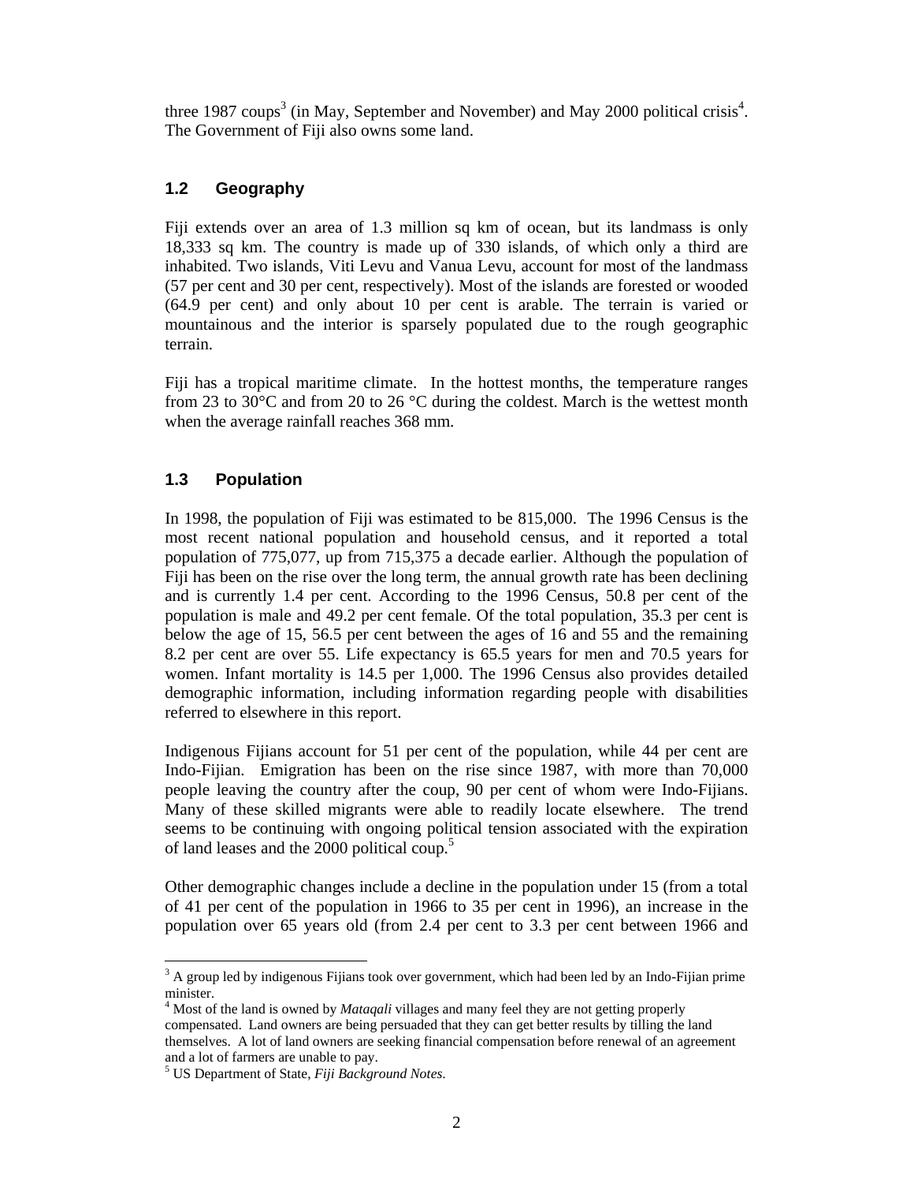three 1987 coups[3] (in May, September and November) and May 2000 political crisis[4]. The Government of Fiji also owns some land.

## 1.2 Geography

Fiji extends over an area of 1.3 million sq km of ocean, but its landmass is only 18,333 sq km. The country is made up of 330 islands, of which only a third are inhabited. Two islands, Viti Levu and Vanua Levu, account for most of the landmass (57 per cent and 30 per cent, respectively). Most of the islands are forested or wooded (64.9 per cent) and only about 10 per cent is arable. The terrain is varied or mountainous and the interior is sparsely populated due to the rough geographic terrain.

Fiji has a tropical maritime climate. In the hottest months, the temperature ranges from 23 to 30°C and from 20 to 26 °C during the coldest. March is the wettest month when the average rainfall reaches 368 mm.

## 1.3 Population

In 1998, the population of Fiji was estimated to be 815,000. The 1996 Census is the most recent national population and household census, and it reported a total population of 775,077, up from 715,375 a decade earlier. Although the population of Fiji has been on the rise over the long term, the annual growth rate has been declining and is currently 1.4 per cent. According to the 1996 Census, 50.8 per cent of the population is male and 49.2 per cent female. Of the total population, 35.3 per cent is below the age of 15, 56.5 per cent between the ages of 16 and 55 and the remaining 8.2 per cent are over 55. Life expectancy is 65.5 years for men and 70.5 years for women. Infant mortality is 14.5 per 1,000. The 1996 Census also provides detailed demographic information, including information regarding people with disabilities referred to elsewhere in this report.

Indigenous Fijians account for 51 per cent of the population, while 44 per cent are Indo-Fijian. Emigration has been on the rise since 1987, with more than 70,000 people leaving the country after the coup, 90 per cent of whom were Indo-Fijians. Many of these skilled migrants were able to readily locate elsewhere. The trend seems to be continuing with ongoing political tension associated with the expiration of land leases and the 2000 political coup.[5]

Other demographic changes include a decline in the population under 15 (from a total of 41 per cent of the population in 1966 to 35 per cent in 1996), an increase in the population over 65 years old (from 2.4 per cent to 3.3 per cent between 1966 and

---

[3] A group led by indigenous Fijians took over government, which had been led by an Indo-Fijian prime minister.

[4] Most of the land is owned by *Mataqali* villages and many feel they are not getting properly compensated. Land owners are being persuaded that they can get better results by tilling the land themselves. A lot of land owners are seeking financial compensation before renewal of an agreement and a lot of farmers are unable to pay.

[5] US Department of State, *Fiji Background Notes*.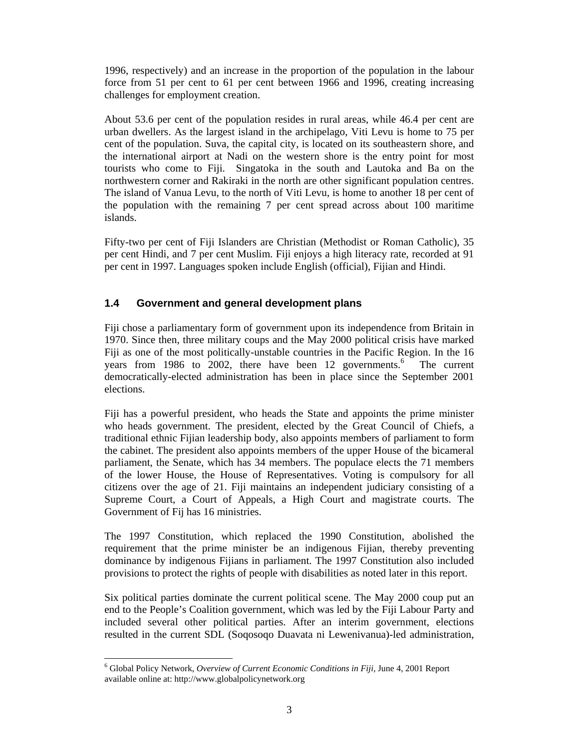1996, respectively) and an increase in the proportion of the population in the labour force from 51 per cent to 61 per cent between 1966 and 1996, creating increasing challenges for employment creation.

About 53.6 per cent of the population resides in rural areas, while 46.4 per cent are urban dwellers. As the largest island in the archipelago, Viti Levu is home to 75 per cent of the population. Suva, the capital city, is located on its southeastern shore, and the international airport at Nadi on the western shore is the entry point for most tourists who come to Fiji. Singatoka in the south and Lautoka and Ba on the northwestern corner and Rakiraki in the north are other significant population centres. The island of Vanua Levu, to the north of Viti Levu, is home to another 18 per cent of the population with the remaining 7 per cent spread across about 100 maritime islands.

Fifty-two per cent of Fiji Islanders are Christian (Methodist or Roman Catholic), 35 per cent Hindi, and 7 per cent Muslim. Fiji enjoys a high literacy rate, recorded at 91 per cent in 1997. Languages spoken include English (official), Fijian and Hindi.

### 1.4 Government and general development plans

Fiji chose a parliamentary form of government upon its independence from Britain in 1970. Since then, three military coups and the May 2000 political crisis have marked Fiji as one of the most politically-unstable countries in the Pacific Region. In the 16 years from 1986 to 2002, there have been 12 governments.[6] The current democratically-elected administration has been in place since the September 2001 elections.

Fiji has a powerful president, who heads the State and appoints the prime minister who heads government. The president, elected by the Great Council of Chiefs, a traditional ethnic Fijian leadership body, also appoints members of parliament to form the cabinet. The president also appoints members of the upper House of the bicameral parliament, the Senate, which has 34 members. The populace elects the 71 members of the lower House, the House of Representatives. Voting is compulsory for all citizens over the age of 21. Fiji maintains an independent judiciary consisting of a Supreme Court, a Court of Appeals, a High Court and magistrate courts. The Government of Fij has 16 ministries.

The 1997 Constitution, which replaced the 1990 Constitution, abolished the requirement that the prime minister be an indigenous Fijian, thereby preventing dominance by indigenous Fijians in parliament. The 1997 Constitution also included provisions to protect the rights of people with disabilities as noted later in this report.

Six political parties dominate the current political scene. The May 2000 coup put an end to the People's Coalition government, which was led by the Fiji Labour Party and included several other political parties. After an interim government, elections resulted in the current SDL (Soqosoqo Duavata ni Lewenivanua)-led administration,

---

[6] Global Policy Network, *Overview of Current Economic Conditions in Fiji*, June 4, 2001 Report available online at: http://www.globalpolicynetwork.org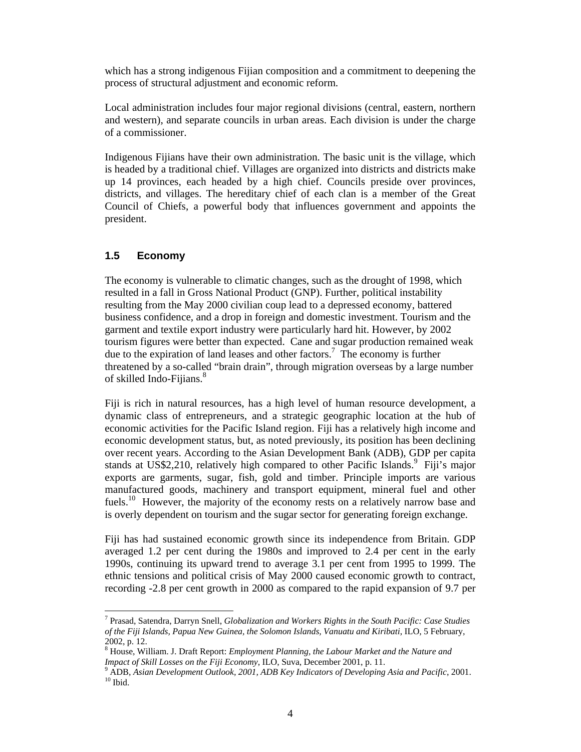which has a strong indigenous Fijian composition and a commitment to deepening the process of structural adjustment and economic reform.

Local administration includes four major regional divisions (central, eastern, northern and western), and separate councils in urban areas. Each division is under the charge of a commissioner.

Indigenous Fijians have their own administration. The basic unit is the village, which is headed by a traditional chief. Villages are organized into districts and districts make up 14 provinces, each headed by a high chief. Councils preside over provinces, districts, and villages. The hereditary chief of each clan is a member of the Great Council of Chiefs, a powerful body that influences government and appoints the president.

## 1.5 Economy

The economy is vulnerable to climatic changes, such as the drought of 1998, which resulted in a fall in Gross National Product (GNP). Further, political instability resulting from the May 2000 civilian coup lead to a depressed economy, battered business confidence, and a drop in foreign and domestic investment. Tourism and the garment and textile export industry were particularly hard hit. However, by 2002 tourism figures were better than expected. Cane and sugar production remained weak due to the expiration of land leases and other factors.[7] The economy is further threatened by a so-called "brain drain", through migration overseas by a large number of skilled Indo-Fijians.[8]

Fiji is rich in natural resources, has a high level of human resource development, a dynamic class of entrepreneurs, and a strategic geographic location at the hub of economic activities for the Pacific Island region. Fiji has a relatively high income and economic development status, but, as noted previously, its position has been declining over recent years. According to the Asian Development Bank (ADB), GDP per capita stands at US$2,210, relatively high compared to other Pacific Islands.[9] Fiji's major exports are garments, sugar, fish, gold and timber. Principle imports are various manufactured goods, machinery and transport equipment, mineral fuel and other fuels.[10] However, the majority of the economy rests on a relatively narrow base and is overly dependent on tourism and the sugar sector for generating foreign exchange.

Fiji has had sustained economic growth since its independence from Britain. GDP averaged 1.2 per cent during the 1980s and improved to 2.4 per cent in the early 1990s, continuing its upward trend to average 3.1 per cent from 1995 to 1999. The ethnic tensions and political crisis of May 2000 caused economic growth to contract, recording -2.8 per cent growth in 2000 as compared to the rapid expansion of 9.7 per

---

[7] Prasad, Satendra, Darryn Snell, *Globalization and Workers Rights in the South Pacific: Case Studies of the Fiji Islands, Papua New Guinea, the Solomon Islands, Vanuatu and Kiribati*, ILO, 5 February, 2002, p. 12.

[8] House, William. J. Draft Report: *Employment Planning, the Labour Market and the Nature and Impact of Skill Losses on the Fiji Economy*, ILO, Suva, December 2001, p. 11.

[9] ADB, *Asian Development Outlook, 2001, ADB Key Indicators of Developing Asia and Pacific*, 2001.

[10] Ibid.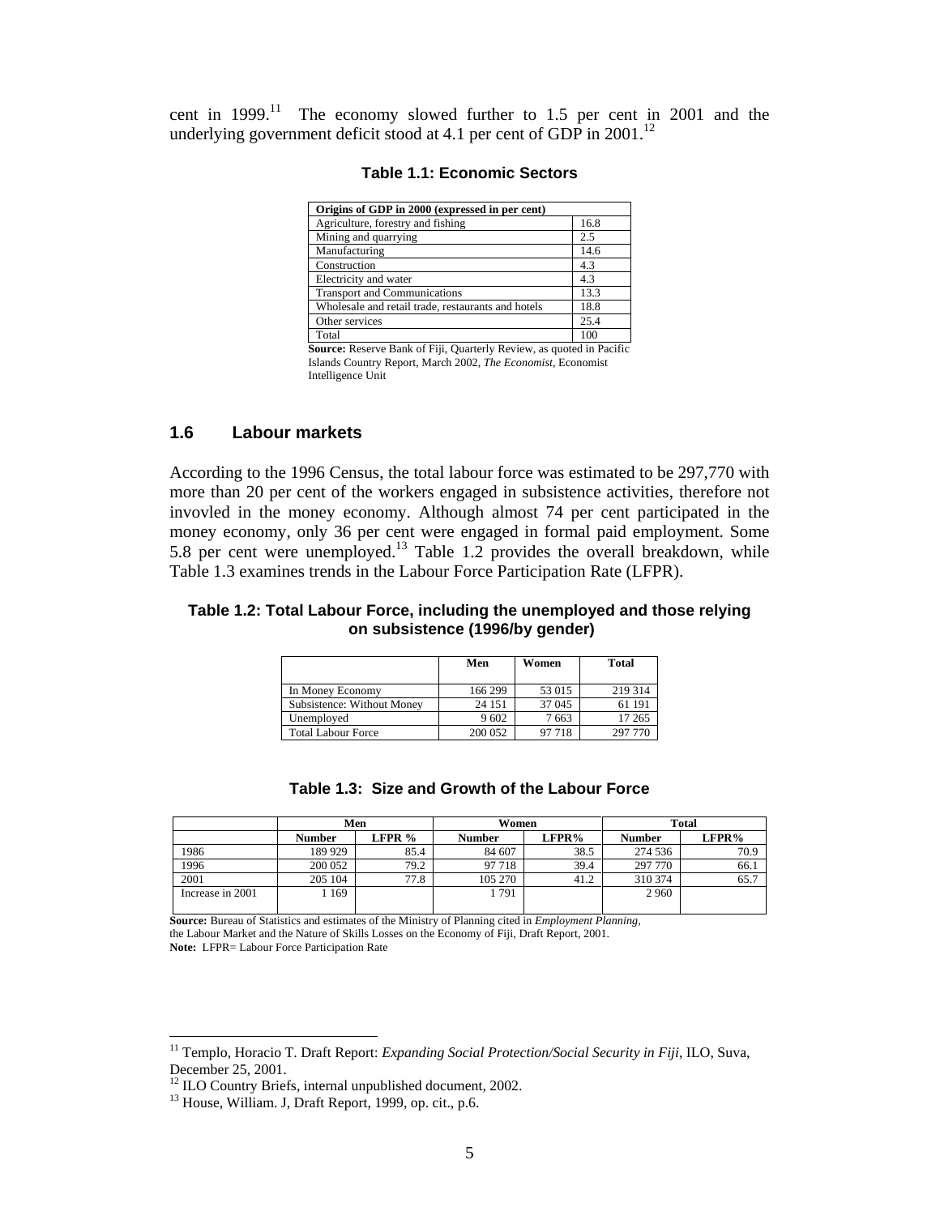cent in 1999.[11] The economy slowed further to 1.5 per cent in 2001 and the underlying government deficit stood at 4.1 per cent of GDP in 2001.[12]

**Table 1.1: Economic Sectors**

| Origins of GDP in 2000 (expressed in per cent) | |
|---|---|
| Agriculture, forestry and fishing | 16.8 |
| Mining and quarrying | 2.5 |
| Manufacturing | 14.6 |
| Construction | 4.3 |
| Electricity and water | 4.3 |
| Transport and Communications | 13.3 |
| Wholesale and retail trade, restaurants and hotels | 18.8 |
| Other services | 25.4 |
| Total | 100 |

**Source:** Reserve Bank of Fiji, Quarterly Review, as quoted in Pacific Islands Country Report, March 2002, *The Economist*, Economist Intelligence Unit

## 1.6 Labour markets

According to the 1996 Census, the total labour force was estimated to be 297,770 with more than 20 per cent of the workers engaged in subsistence activities, therefore not invovled in the money economy. Although almost 74 per cent participated in the money economy, only 36 per cent were engaged in formal paid employment. Some 5.8 per cent were unemployed.[13] Table 1.2 provides the overall breakdown, while Table 1.3 examines trends in the Labour Force Participation Rate (LFPR).

**Table 1.2: Total Labour Force, including the unemployed and those relying on subsistence (1996/by gender)**

| | Men | Women | Total |
|---|---|---|---|
| In Money Economy | 166 299 | 53 015 | 219 314 |
| Subsistence: Without Money | 24 151 | 37 045 | 61 191 |
| Unemployed | 9 602 | 7 663 | 17 265 |
| Total Labour Force | 200 052 | 97 718 | 297 770 |

**Table 1.3: Size and Growth of the Labour Force**

| | Men | | Women | | Total | |
|---|---|---|---|---|---|---|
| | Number | LFPR % | Number | LFPR% | Number | LFPR% |
| 1986 | 189 929 | 85.4 | 84 607 | 38.5 | 274 536 | 70.9 |
| 1996 | 200 052 | 79.2 | 97 718 | 39.4 | 297 770 | 66.1 |
| 2001 | 205 104 | 77.8 | 105 270 | 41.2 | 310 374 | 65.7 |
| Increase in 2001 | 1 169 | | 1 791 | | 2 960 | |

**Source:** Bureau of Statistics and estimates of the Ministry of Planning cited in *Employment Planning*, the Labour Market and the Nature of Skills Losses on the Economy of Fiji, Draft Report, 2001.
**Note:** LFPR= Labour Force Participation Rate

---

[11] Templo, Horacio T. Draft Report: *Expanding Social Protection/Social Security in Fiji*, ILO, Suva, December 25, 2001.
[12] ILO Country Briefs, internal unpublished document, 2002.
[13] House, William. J, Draft Report, 1999, op. cit., p.6.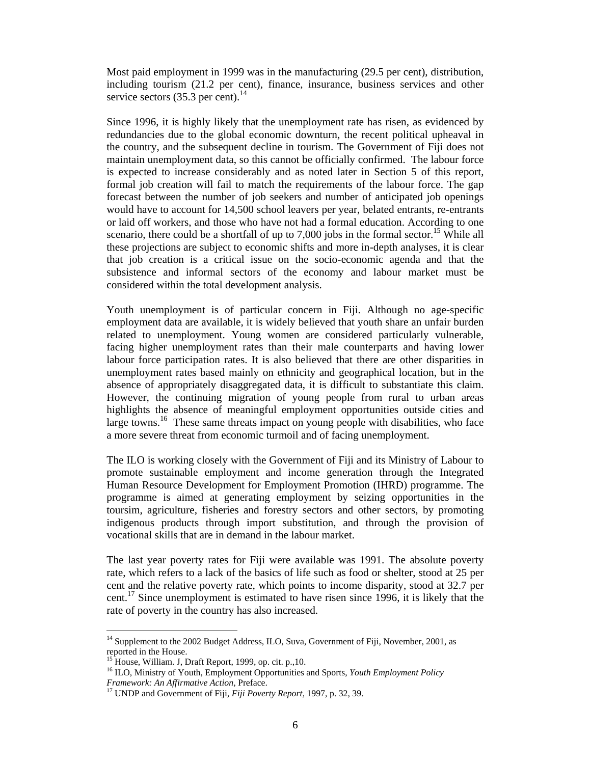Most paid employment in 1999 was in the manufacturing (29.5 per cent), distribution, including tourism (21.2 per cent), finance, insurance, business services and other service sectors (35.3 per cent).[14]

Since 1996, it is highly likely that the unemployment rate has risen, as evidenced by redundancies due to the global economic downturn, the recent political upheaval in the country, and the subsequent decline in tourism. The Government of Fiji does not maintain unemployment data, so this cannot be officially confirmed. The labour force is expected to increase considerably and as noted later in Section 5 of this report, formal job creation will fail to match the requirements of the labour force. The gap forecast between the number of job seekers and number of anticipated job openings would have to account for 14,500 school leavers per year, belated entrants, re-entrants or laid off workers, and those who have not had a formal education. According to one scenario, there could be a shortfall of up to 7,000 jobs in the formal sector.[15] While all these projections are subject to economic shifts and more in-depth analyses, it is clear that job creation is a critical issue on the socio-economic agenda and that the subsistence and informal sectors of the economy and labour market must be considered within the total development analysis.

Youth unemployment is of particular concern in Fiji. Although no age-specific employment data are available, it is widely believed that youth share an unfair burden related to unemployment. Young women are considered particularly vulnerable, facing higher unemployment rates than their male counterparts and having lower labour force participation rates. It is also believed that there are other disparities in unemployment rates based mainly on ethnicity and geographical location, but in the absence of appropriately disaggregated data, it is difficult to substantiate this claim. However, the continuing migration of young people from rural to urban areas highlights the absence of meaningful employment opportunities outside cities and large towns.[16] These same threats impact on young people with disabilities, who face a more severe threat from economic turmoil and of facing unemployment.

The ILO is working closely with the Government of Fiji and its Ministry of Labour to promote sustainable employment and income generation through the Integrated Human Resource Development for Employment Promotion (IHRD) programme. The programme is aimed at generating employment by seizing opportunities in the toursim, agriculture, fisheries and forestry sectors and other sectors, by promoting indigenous products through import substitution, and through the provision of vocational skills that are in demand in the labour market.

The last year poverty rates for Fiji were available was 1991. The absolute poverty rate, which refers to a lack of the basics of life such as food or shelter, stood at 25 per cent and the relative poverty rate, which points to income disparity, stood at 32.7 per cent.[17] Since unemployment is estimated to have risen since 1996, it is likely that the rate of poverty in the country has also increased.

---

[14] Supplement to the 2002 Budget Address, ILO, Suva, Government of Fiji, November, 2001, as reported in the House.

[15] House, William. J, Draft Report, 1999, op. cit. p.,10.

[16] ILO, Ministry of Youth, Employment Opportunities and Sports, *Youth Employment Policy Framework: An Affirmative Action,* Preface.

[17] UNDP and Government of Fiji, *Fiji Poverty Report,* 1997, p. 32, 39.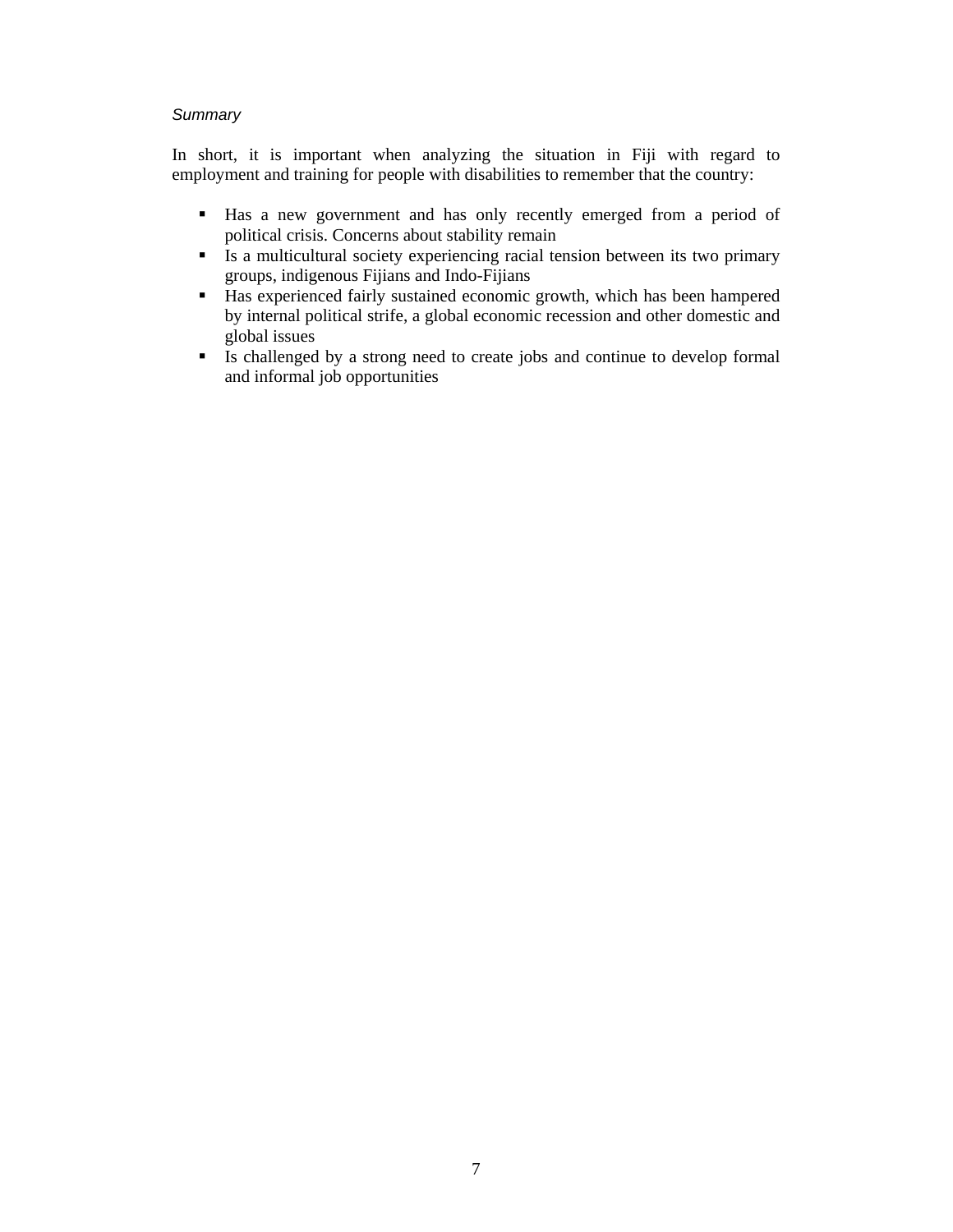*Summary*

In short, it is important when analyzing the situation in Fiji with regard to employment and training for people with disabilities to remember that the country:

- Has a new government and has only recently emerged from a period of political crisis. Concerns about stability remain
- Is a multicultural society experiencing racial tension between its two primary groups, indigenous Fijians and Indo-Fijians
- Has experienced fairly sustained economic growth, which has been hampered by internal political strife, a global economic recession and other domestic and global issues
- Is challenged by a strong need to create jobs and continue to develop formal and informal job opportunities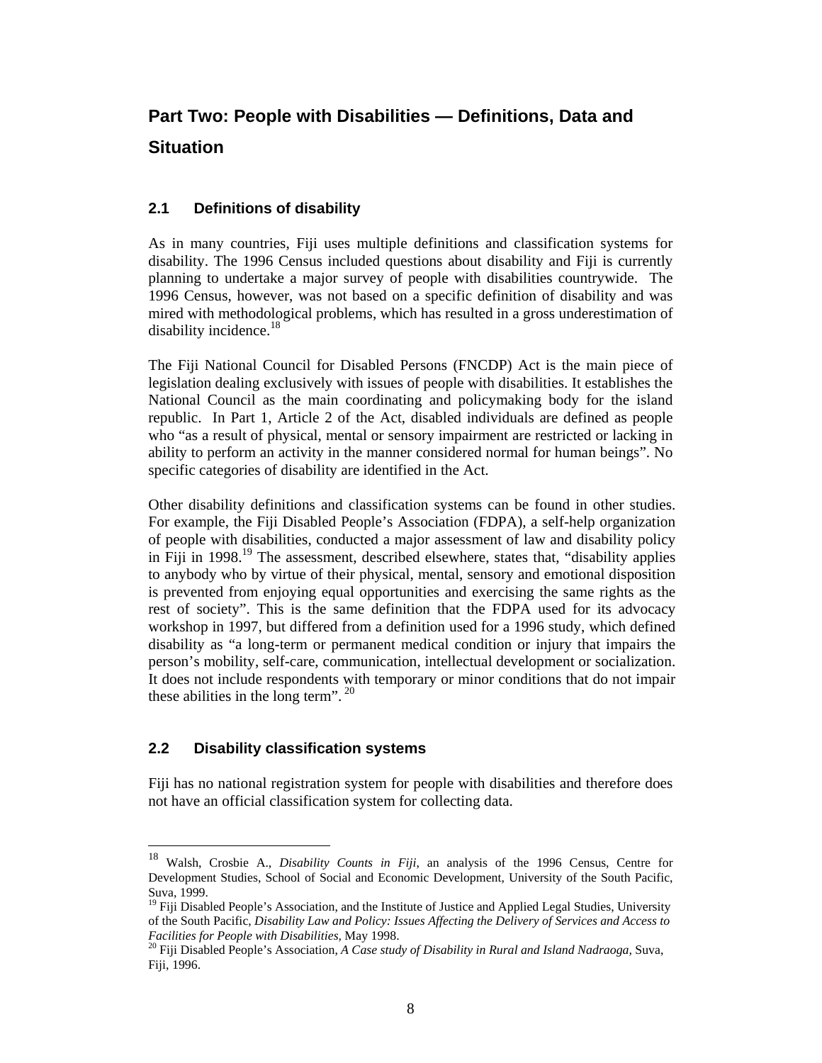# Part Two: People with Disabilities — Definitions, Data and Situation

## 2.1 Definitions of disability

As in many countries, Fiji uses multiple definitions and classification systems for disability. The 1996 Census included questions about disability and Fiji is currently planning to undertake a major survey of people with disabilities countrywide. The 1996 Census, however, was not based on a specific definition of disability and was mired with methodological problems, which has resulted in a gross underestimation of disability incidence.[18]

The Fiji National Council for Disabled Persons (FNCDP) Act is the main piece of legislation dealing exclusively with issues of people with disabilities. It establishes the National Council as the main coordinating and policymaking body for the island republic. In Part 1, Article 2 of the Act, disabled individuals are defined as people who "as a result of physical, mental or sensory impairment are restricted or lacking in ability to perform an activity in the manner considered normal for human beings". No specific categories of disability are identified in the Act.

Other disability definitions and classification systems can be found in other studies. For example, the Fiji Disabled People's Association (FDPA), a self-help organization of people with disabilities, conducted a major assessment of law and disability policy in Fiji in 1998.[19] The assessment, described elsewhere, states that, "disability applies to anybody who by virtue of their physical, mental, sensory and emotional disposition is prevented from enjoying equal opportunities and exercising the same rights as the rest of society". This is the same definition that the FDPA used for its advocacy workshop in 1997, but differed from a definition used for a 1996 study, which defined disability as "a long-term or permanent medical condition or injury that impairs the person's mobility, self-care, communication, intellectual development or socialization. It does not include respondents with temporary or minor conditions that do not impair these abilities in the long term".[20]

## 2.2 Disability classification systems

Fiji has no national registration system for people with disabilities and therefore does not have an official classification system for collecting data.

---

[18] Walsh, Crosbie A., *Disability Counts in Fiji*, an analysis of the 1996 Census, Centre for Development Studies, School of Social and Economic Development, University of the South Pacific, Suva, 1999.

[19] Fiji Disabled People's Association, and the Institute of Justice and Applied Legal Studies, University of the South Pacific, *Disability Law and Policy: Issues Affecting the Delivery of Services and Access to Facilities for People with Disabilities*, May 1998.

[20] Fiji Disabled People's Association, *A Case study of Disability in Rural and Island Nadraoga*, Suva, Fiji, 1996.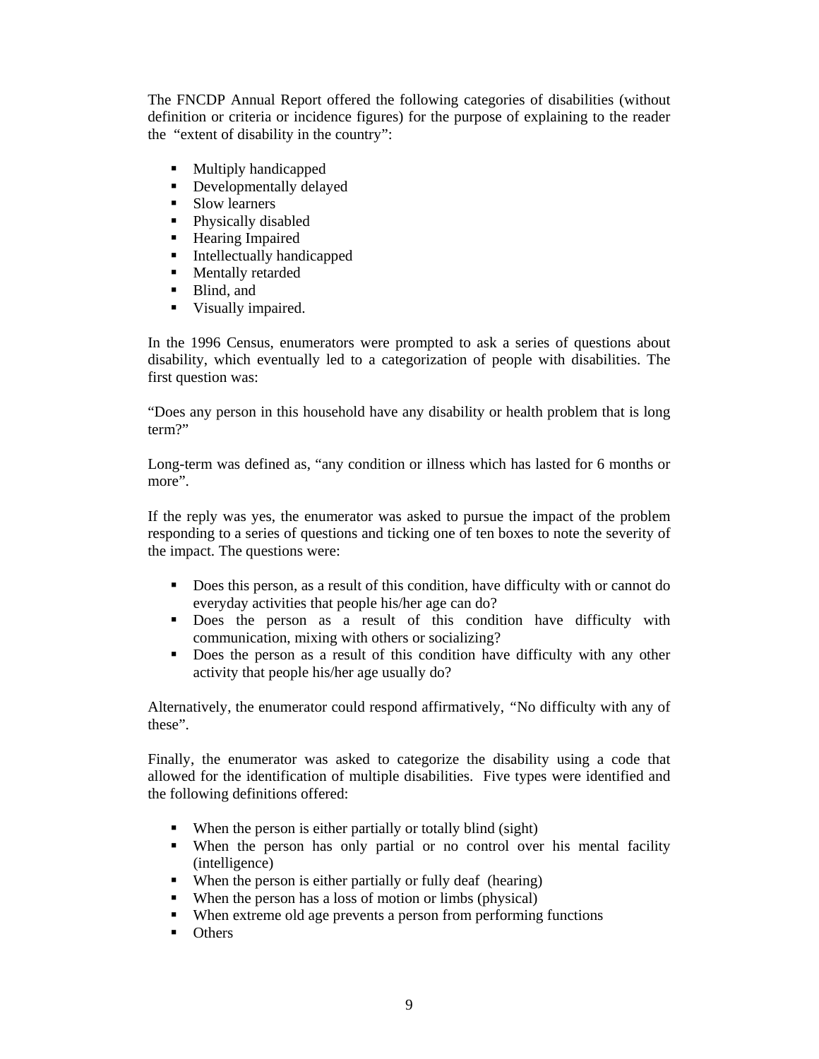The FNCDP Annual Report offered the following categories of disabilities (without definition or criteria or incidence figures) for the purpose of explaining to the reader the "extent of disability in the country":

- Multiply handicapped
- Developmentally delayed
- Slow learners
- Physically disabled
- Hearing Impaired
- Intellectually handicapped
- Mentally retarded
- Blind, and
- Visually impaired.

In the 1996 Census, enumerators were prompted to ask a series of questions about disability, which eventually led to a categorization of people with disabilities. The first question was:

"Does any person in this household have any disability or health problem that is long term?"

Long-term was defined as, "any condition or illness which has lasted for 6 months or more".

If the reply was yes, the enumerator was asked to pursue the impact of the problem responding to a series of questions and ticking one of ten boxes to note the severity of the impact. The questions were:

- Does this person, as a result of this condition, have difficulty with or cannot do everyday activities that people his/her age can do?
- Does the person as a result of this condition have difficulty with communication, mixing with others or socializing?
- Does the person as a result of this condition have difficulty with any other activity that people his/her age usually do?

Alternatively, the enumerator could respond affirmatively, "No difficulty with any of these".

Finally, the enumerator was asked to categorize the disability using a code that allowed for the identification of multiple disabilities. Five types were identified and the following definitions offered:

- When the person is either partially or totally blind (sight)
- When the person has only partial or no control over his mental facility (intelligence)
- When the person is either partially or fully deaf (hearing)
- When the person has a loss of motion or limbs (physical)
- When extreme old age prevents a person from performing functions
- Others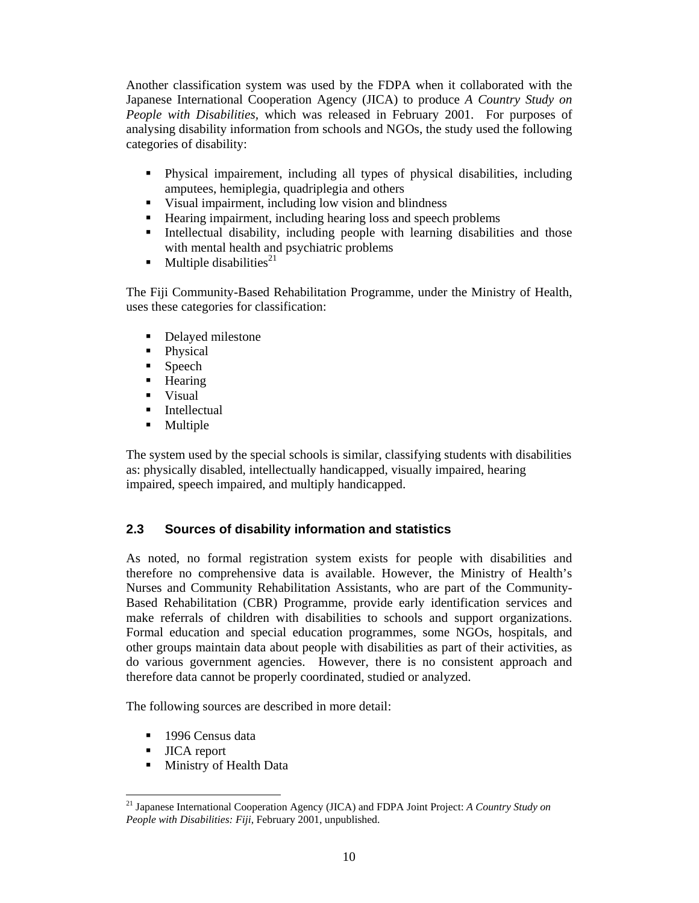Another classification system was used by the FDPA when it collaborated with the Japanese International Cooperation Agency (JICA) to produce *A Country Study on People with Disabilities*, which was released in February 2001. For purposes of analysing disability information from schools and NGOs, the study used the following categories of disability:

- Physical impairement, including all types of physical disabilities, including amputees, hemiplegia, quadriplegia and others
- Visual impairment, including low vision and blindness
- Hearing impairment, including hearing loss and speech problems
- Intellectual disability, including people with learning disabilities and those with mental health and psychiatric problems
- Multiple disabilities[21]

The Fiji Community-Based Rehabilitation Programme, under the Ministry of Health, uses these categories for classification:

- Delayed milestone
- Physical
- Speech
- Hearing
- Visual
- Intellectual
- Multiple

The system used by the special schools is similar, classifying students with disabilities as: physically disabled, intellectually handicapped, visually impaired, hearing impaired, speech impaired, and multiply handicapped.

## 2.3 Sources of disability information and statistics

As noted, no formal registration system exists for people with disabilities and therefore no comprehensive data is available. However, the Ministry of Health's Nurses and Community Rehabilitation Assistants, who are part of the Community-Based Rehabilitation (CBR) Programme, provide early identification services and make referrals of children with disabilities to schools and support organizations. Formal education and special education programmes, some NGOs, hospitals, and other groups maintain data about people with disabilities as part of their activities, as do various government agencies. However, there is no consistent approach and therefore data cannot be properly coordinated, studied or analyzed.

The following sources are described in more detail:

- 1996 Census data
- JICA report
- Ministry of Health Data

---

[21] Japanese International Cooperation Agency (JICA) and FDPA Joint Project: *A Country Study on People with Disabilities: Fiji*, February 2001, unpublished.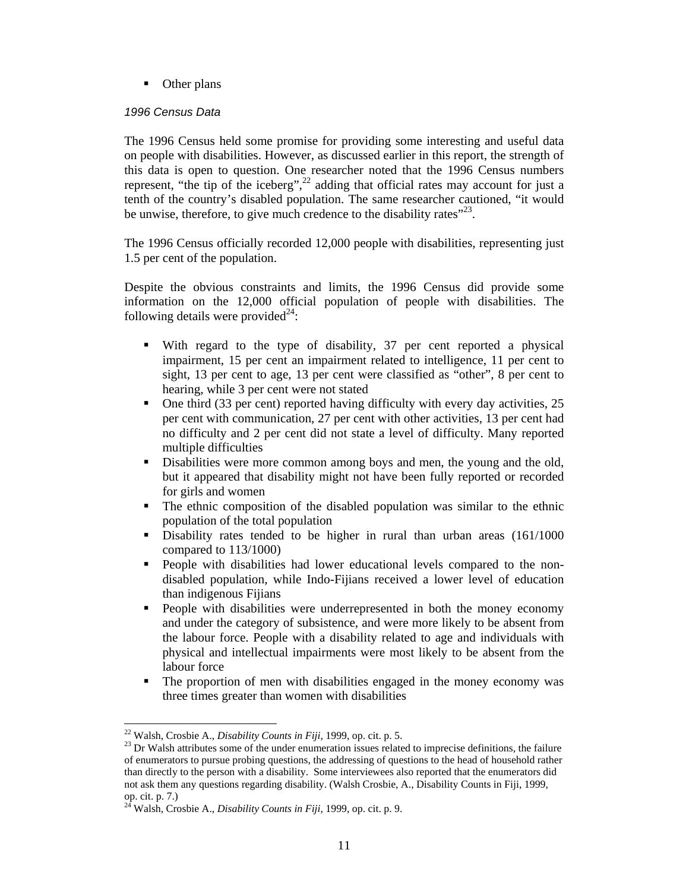- Other plans

*1996 Census Data*

The 1996 Census held some promise for providing some interesting and useful data on people with disabilities. However, as discussed earlier in this report, the strength of this data is open to question. One researcher noted that the 1996 Census numbers represent, "the tip of the iceberg",[22] adding that official rates may account for just a tenth of the country's disabled population. The same researcher cautioned, "it would be unwise, therefore, to give much credence to the disability rates"[23].

The 1996 Census officially recorded 12,000 people with disabilities, representing just 1.5 per cent of the population.

Despite the obvious constraints and limits, the 1996 Census did provide some information on the 12,000 official population of people with disabilities. The following details were provided[24]:

- With regard to the type of disability, 37 per cent reported a physical impairment, 15 per cent an impairment related to intelligence, 11 per cent to sight, 13 per cent to age, 13 per cent were classified as "other", 8 per cent to hearing, while 3 per cent were not stated
- One third (33 per cent) reported having difficulty with every day activities, 25 per cent with communication, 27 per cent with other activities, 13 per cent had no difficulty and 2 per cent did not state a level of difficulty. Many reported multiple difficulties
- Disabilities were more common among boys and men, the young and the old, but it appeared that disability might not have been fully reported or recorded for girls and women
- The ethnic composition of the disabled population was similar to the ethnic population of the total population
- Disability rates tended to be higher in rural than urban areas (161/1000 compared to 113/1000)
- People with disabilities had lower educational levels compared to the non-disabled population, while Indo-Fijians received a lower level of education than indigenous Fijians
- People with disabilities were underrepresented in both the money economy and under the category of subsistence, and were more likely to be absent from the labour force. People with a disability related to age and individuals with physical and intellectual impairments were most likely to be absent from the labour force
- The proportion of men with disabilities engaged in the money economy was three times greater than women with disabilities

---

[22] Walsh, Crosbie A., *Disability Counts in Fiji*, 1999, op. cit. p. 5.

[23] Dr Walsh attributes some of the under enumeration issues related to imprecise definitions, the failure of enumerators to pursue probing questions, the addressing of questions to the head of household rather than directly to the person with a disability. Some interviewees also reported that the enumerators did not ask them any questions regarding disability. (Walsh Crosbie, A., Disability Counts in Fiji, 1999, op. cit. p. 7.)

[24] Walsh, Crosbie A., *Disability Counts in Fiji*, 1999, op. cit. p. 9.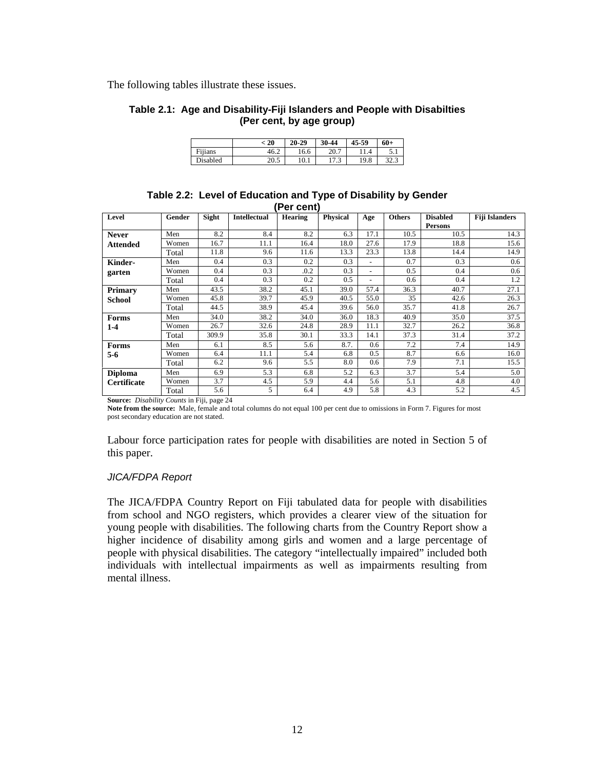The following tables illustrate these issues.

**Table 2.1: Age and Disability-Fiji Islanders and People with Disabilties (Per cent, by age group)**

| | < 20 | 20-29 | 30-44 | 45-59 | 60+ |
|---|---|---|---|---|---|
| Fijians | 46.2 | 16.6 | 20.7 | 11.4 | 5.1 |
| Disabled | 20.5 | 10.1 | 17.3 | 19.8 | 32.3 |

**Table 2.2: Level of Education and Type of Disability by Gender (Per cent)**

| Level | Gender | Sight | Intellectual | Hearing | Physical | Age | Others | Disabled Persons | Fiji Islanders |
|---|---|---|---|---|---|---|---|---|---|
| **Never Attended** | Men | 8.2 | 8.4 | 8.2 | 6.3 | 17.1 | 10.5 | 10.5 | 14.3 |
| | Women | 16.7 | 11.1 | 16.4 | 18.0 | 27.6 | 17.9 | 18.8 | 15.6 |
| | Total | 11.8 | 9.6 | 11.6 | 13.3 | 23.3 | 13.8 | 14.4 | 14.9 |
| **Kinder-garten** | Men | 0.4 | 0.3 | 0.2 | 0.3 | - | 0.7 | 0.3 | 0.6 |
| | Women | 0.4 | 0.3 | .0.2 | 0.3 | - | 0.5 | 0.4 | 0.6 |
| | Total | 0.4 | 0.3 | 0.2 | 0.5 | - | 0.6 | 0.4 | 1.2 |
| **Primary School** | Men | 43.5 | 38.2 | 45.1 | 39.0 | 57.4 | 36.3 | 40.7 | 27.1 |
| | Women | 45.8 | 39.7 | 45.9 | 40.5 | 55.0 | 35 | 42.6 | 26.3 |
| | Total | 44.5 | 38.9 | 45.4 | 39.6 | 56.0 | 35.7 | 41.8 | 26.7 |
| **Forms 1-4** | Men | 34.0 | 38.2 | 34.0 | 36.0 | 18.3 | 40.9 | 35.0 | 37.5 |
| | Women | 26.7 | 32.6 | 24.8 | 28.9 | 11.1 | 32.7 | 26.2 | 36.8 |
| | Total | 309.9 | 35.8 | 30.1 | 33.3 | 14.1 | 37.3 | 31.4 | 37.2 |
| **Forms 5-6** | Men | 6.1 | 8.5 | 5.6 | 8.7. | 0.6 | 7.2 | 7.4 | 14.9 |
| | Women | 6.4 | 11.1 | 5.4 | 6.8 | 0.5 | 8.7 | 6.6 | 16.0 |
| | Total | 6.2 | 9.6 | 5.5 | 8.0 | 0.6 | 7.9 | 7.1 | 15.5 |
| **Diploma Certificate** | Men | 6.9 | 5.3 | 6.8 | 5.2 | 6.3 | 3.7 | 5.4 | 5.0 |
| | Women | 3.7 | 4.5 | 5.9 | 4.4 | 5.6 | 5.1 | 4.8 | 4.0 |
| | Total | 5.6 | 5 | 6.4 | 4.9 | 5.8 | 4.3 | 5.2 | 4.5 |

**Source:** *Disability Counts* in Fiji, page 24
**Note from the source:** Male, female and total columns do not equal 100 per cent due to omissions in Form 7. Figures for most post secondary education are not stated.

Labour force participation rates for people with disabilities are noted in Section 5 of this paper.

*JICA/FDPA Report*

The JICA/FDPA Country Report on Fiji tabulated data for people with disabilities from school and NGO registers, which provides a clearer view of the situation for young people with disabilities. The following charts from the Country Report show a higher incidence of disability among girls and women and a large percentage of people with physical disabilities. The category "intellectually impaired" included both individuals with intellectual impairments as well as impairments resulting from mental illness.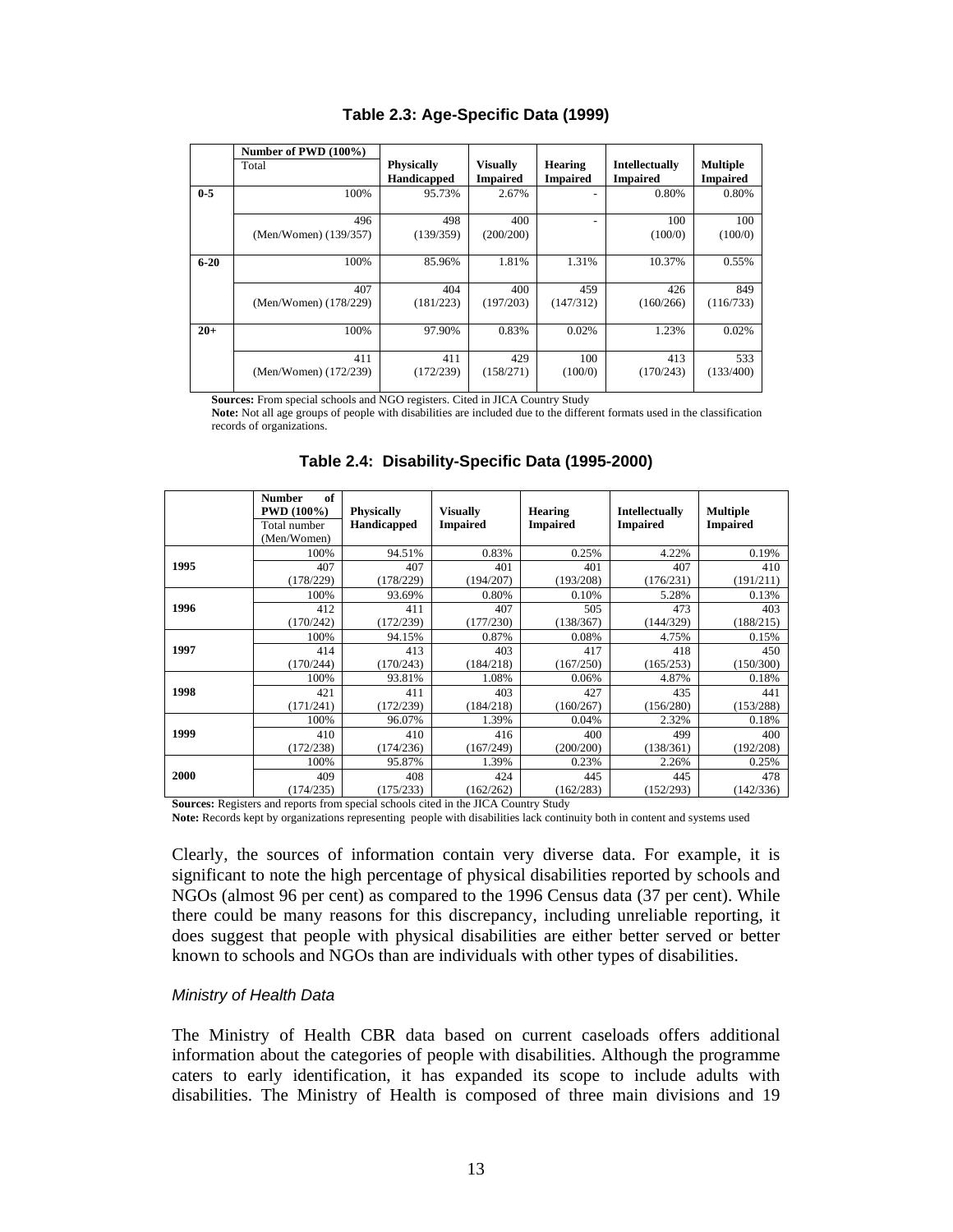**Table 2.3: Age-Specific Data (1999)**

| | Number of PWD (100%)<br>Total | Physically Handicapped | Visually Impaired | Hearing Impaired | Intellectually Impaired | Multiple Impaired |
|---|---|---|---|---|---|---|
| **0-5** | 100% | 95.73% | 2.67% | - | 0.80% | 0.80% |
| | 496<br>(Men/Women) (139/357) | 498<br>(139/359) | 400<br>(200/200) | - | 100<br>(100/0) | 100<br>(100/0) |
| **6-20** | 100% | 85.96% | 1.81% | 1.31% | 10.37% | 0.55% |
| | 407<br>(Men/Women) (178/229) | 404<br>(181/223) | 400<br>(197/203) | 459<br>(147/312) | 426<br>(160/266) | 849<br>(116/733) |
| **20+** | 100% | 97.90% | 0.83% | 0.02% | 1.23% | 0.02% |
| | 411<br>(Men/Women) (172/239) | 411<br>(172/239) | 429<br>(158/271) | 100<br>(100/0) | 413<br>(170/243) | 533<br>(133/400) |

**Sources:** From special schools and NGO registers. Cited in JICA Country Study

**Note:** Not all age groups of people with disabilities are included due to the different formats used in the classification records of organizations.

**Table 2.4: Disability-Specific Data (1995-2000)**

| | Number of PWD (100%)<br>Total number (Men/Women) | Physically Handicapped | Visually Impaired | Hearing Impaired | Intellectually Impaired | Multiple Impaired |
|---|---|---|---|---|---|---|
| | 100% | 94.51% | 0.83% | 0.25% | 4.22% | 0.19% |
| **1995** | 407<br>(178/229) | 407<br>(178/229) | 401<br>(194/207) | 401<br>(193/208) | 407<br>(176/231) | 410<br>(191/211) |
| | 100% | 93.69% | 0.80% | 0.10% | 5.28% | 0.13% |
| **1996** | 412<br>(170/242) | 411<br>(172/239) | 407<br>(177/230) | 505<br>(138/367) | 473<br>(144/329) | 403<br>(188/215) |
| | 100% | 94.15% | 0.87% | 0.08% | 4.75% | 0.15% |
| **1997** | 414<br>(170/244) | 413<br>(170/243) | 403<br>(184/218) | 417<br>(167/250) | 418<br>(165/253) | 450<br>(150/300) |
| | 100% | 93.81% | 1.08% | 0.06% | 4.87% | 0.18% |
| **1998** | 421<br>(171/241) | 411<br>(172/239) | 403<br>(184/218) | 427<br>(160/267) | 435<br>(156/280) | 441<br>(153/288) |
| | 100% | 96.07% | 1.39% | 0.04% | 2.32% | 0.18% |
| **1999** | 410<br>(172/238) | 410<br>(174/236) | 416<br>(167/249) | 400<br>(200/200) | 499<br>(138/361) | 400<br>(192/208) |
| | 100% | 95.87% | 1.39% | 0.23% | 2.26% | 0.25% |
| **2000** | 409<br>(174/235) | 408<br>(175/233) | 424<br>(162/262) | 445<br>(162/283) | 445<br>(152/293) | 478<br>(142/336) |

**Sources:** Registers and reports from special schools cited in the JICA Country Study

**Note:** Records kept by organizations representing people with disabilities lack continuity both in content and systems used

Clearly, the sources of information contain very diverse data. For example, it is significant to note the high percentage of physical disabilities reported by schools and NGOs (almost 96 per cent) as compared to the 1996 Census data (37 per cent). While there could be many reasons for this discrepancy, including unreliable reporting, it does suggest that people with physical disabilities are either better served or better known to schools and NGOs than are individuals with other types of disabilities.

*Ministry of Health Data*

The Ministry of Health CBR data based on current caseloads offers additional information about the categories of people with disabilities. Although the programme caters to early identification, it has expanded its scope to include adults with disabilities. The Ministry of Health is composed of three main divisions and 19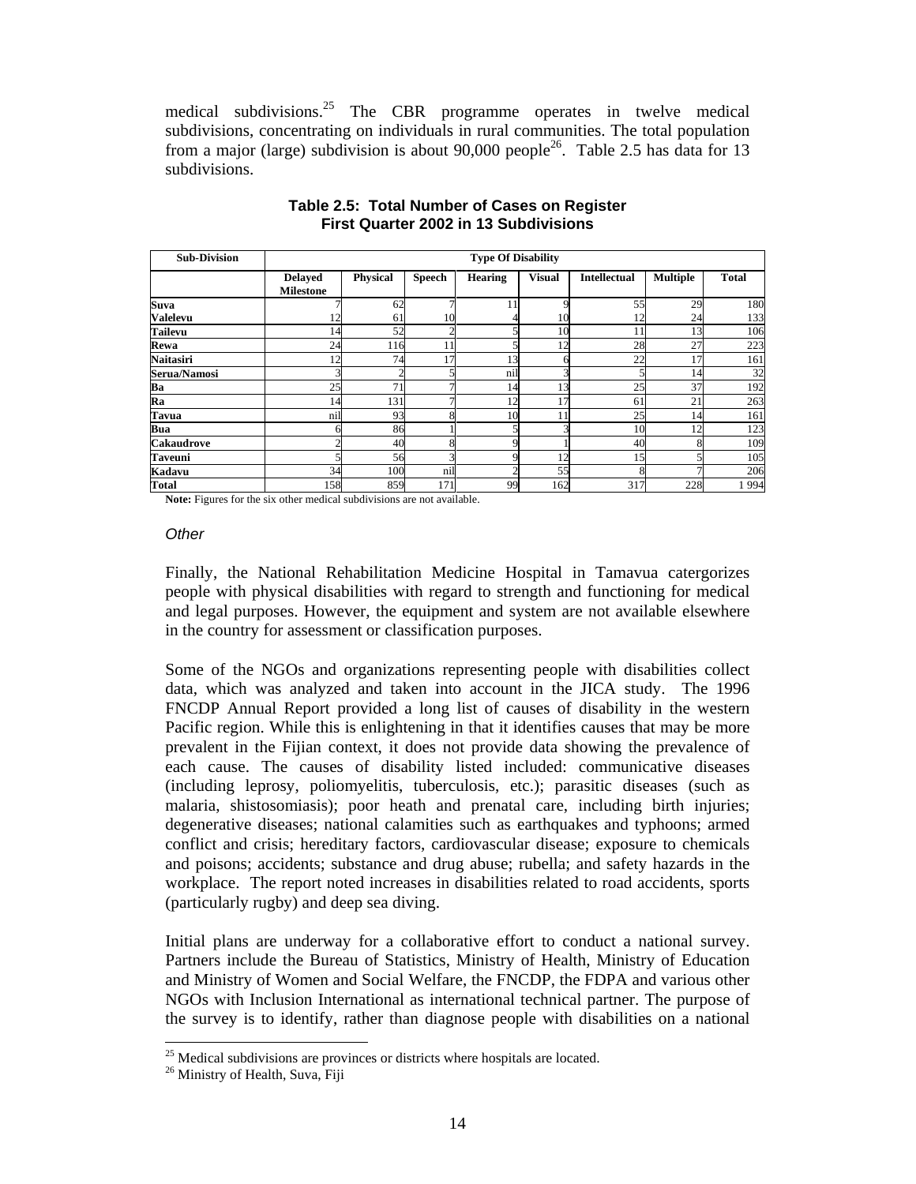medical subdivisions.[25] The CBR programme operates in twelve medical subdivisions, concentrating on individuals in rural communities. The total population from a major (large) subdivision is about 90,000 people[26]. Table 2.5 has data for 13 subdivisions.

**Table 2.5: Total Number of Cases on Register First Quarter 2002 in 13 Subdivisions**

| Sub-Division | Type Of Disability | | | | | | | |
|---|---|---|---|---|---|---|---|---|
| | Delayed Milestone | Physical | Speech | Hearing | Visual | Intellectual | Multiple | Total |
| Suva | 7 | 62 | 7 | 11 | 9 | 55 | 29 | 180 |
| Valelevu | 12 | 61 | 10 | 4 | 10 | 12 | 24 | 133 |
| Tailevu | 14 | 52 | 2 | 5 | 10 | 11 | 13 | 106 |
| Rewa | 24 | 116 | 11 | 5 | 12 | 28 | 27 | 223 |
| Naitasiri | 12 | 74 | 17 | 13 | 6 | 22 | 17 | 161 |
| Serua/Namosi | 3 | 2 | 5 | nil | 3 | 5 | 14 | 32 |
| Ba | 25 | 71 | 7 | 14 | 13 | 25 | 37 | 192 |
| Ra | 14 | 131 | 7 | 12 | 17 | 61 | 21 | 263 |
| Tavua | nil | 93 | 8 | 10 | 11 | 25 | 14 | 161 |
| Bua | 6 | 86 | 1 | 5 | 3 | 10 | 12 | 123 |
| Cakaudrove | 2 | 40 | 8 | 9 | 1 | 40 | 8 | 109 |
| Taveuni | 5 | 56 | 3 | 9 | 12 | 15 | 5 | 105 |
| Kadavu | 34 | 100 | nil | 2 | 55 | 8 | 7 | 206 |
| Total | 158 | 859 | 171 | 99 | 162 | 317 | 228 | 1 994 |

**Note:** Figures for the six other medical subdivisions are not available.

*Other*

Finally, the National Rehabilitation Medicine Hospital in Tamavua catergorizes people with physical disabilities with regard to strength and functioning for medical and legal purposes. However, the equipment and system are not available elsewhere in the country for assessment or classification purposes.

Some of the NGOs and organizations representing people with disabilities collect data, which was analyzed and taken into account in the JICA study. The 1996 FNCDP Annual Report provided a long list of causes of disability in the western Pacific region. While this is enlightening in that it identifies causes that may be more prevalent in the Fijian context, it does not provide data showing the prevalence of each cause. The causes of disability listed included: communicative diseases (including leprosy, poliomyelitis, tuberculosis, etc.); parasitic diseases (such as malaria, shistosomiasis); poor heath and prenatal care, including birth injuries; degenerative diseases; national calamities such as earthquakes and typhoons; armed conflict and crisis; hereditary factors, cardiovascular disease; exposure to chemicals and poisons; accidents; substance and drug abuse; rubella; and safety hazards in the workplace. The report noted increases in disabilities related to road accidents, sports (particularly rugby) and deep sea diving.

Initial plans are underway for a collaborative effort to conduct a national survey. Partners include the Bureau of Statistics, Ministry of Health, Ministry of Education and Ministry of Women and Social Welfare, the FNCDP, the FDPA and various other NGOs with Inclusion International as international technical partner. The purpose of the survey is to identify, rather than diagnose people with disabilities on a national

[25] Medical subdivisions are provinces or districts where hospitals are located.

[26] Ministry of Health, Suva, Fiji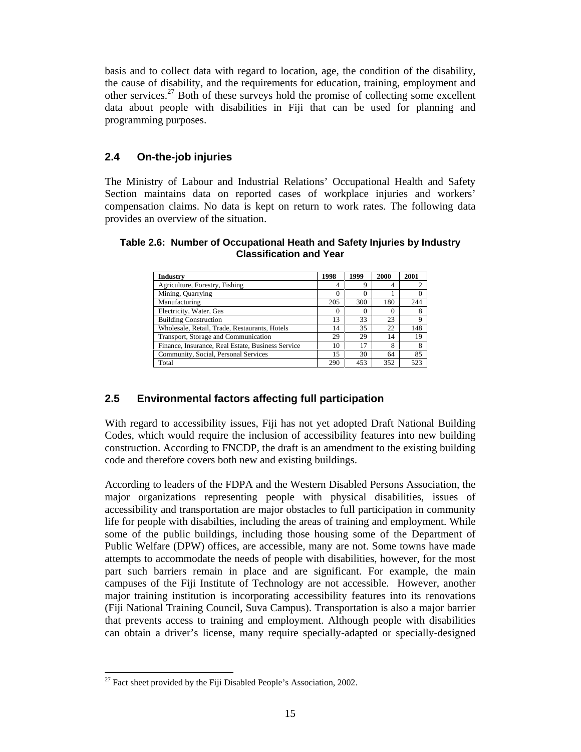basis and to collect data with regard to location, age, the condition of the disability, the cause of disability, and the requirements for education, training, employment and other services.[27] Both of these surveys hold the promise of collecting some excellent data about people with disabilities in Fiji that can be used for planning and programming purposes.

## 2.4 On-the-job injuries

The Ministry of Labour and Industrial Relations' Occupational Health and Safety Section maintains data on reported cases of workplace injuries and workers' compensation claims. No data is kept on return to work rates. The following data provides an overview of the situation.

**Table 2.6: Number of Occupational Heath and Safety Injuries by Industry Classification and Year**

| Industry | 1998 | 1999 | 2000 | 2001 |
|---|---|---|---|---|
| Agriculture, Forestry, Fishing | 4 | 9 | 4 | 2 |
| Mining, Quarrying | 0 | 0 | 1 | 0 |
| Manufacturing | 205 | 300 | 180 | 244 |
| Electricity, Water, Gas | 0 | 0 | 0 | 8 |
| Building Construction | 13 | 33 | 23 | 9 |
| Wholesale, Retail, Trade, Restaurants, Hotels | 14 | 35 | 22 | 148 |
| Transport, Storage and Communication | 29 | 29 | 14 | 19 |
| Finance, Insurance, Real Estate, Business Service | 10 | 17 | 8 | 8 |
| Community, Social, Personal Services | 15 | 30 | 64 | 85 |
| Total | 290 | 453 | 352 | 523 |

## 2.5 Environmental factors affecting full participation

With regard to accessibility issues, Fiji has not yet adopted Draft National Building Codes, which would require the inclusion of accessibility features into new building construction. According to FNCDP, the draft is an amendment to the existing building code and therefore covers both new and existing buildings.

According to leaders of the FDPA and the Western Disabled Persons Association, the major organizations representing people with physical disabilities, issues of accessibility and transportation are major obstacles to full participation in community life for people with disabilties, including the areas of training and employment. While some of the public buildings, including those housing some of the Department of Public Welfare (DPW) offices, are accessible, many are not. Some towns have made attempts to accommodate the needs of people with disabilities, however, for the most part such barriers remain in place and are significant. For example, the main campuses of the Fiji Institute of Technology are not accessible. However, another major training institution is incorporating accessibility features into its renovations (Fiji National Training Council, Suva Campus). Transportation is also a major barrier that prevents access to training and employment. Although people with disabilities can obtain a driver's license, many require specially-adapted or specially-designed

[27] Fact sheet provided by the Fiji Disabled People's Association, 2002.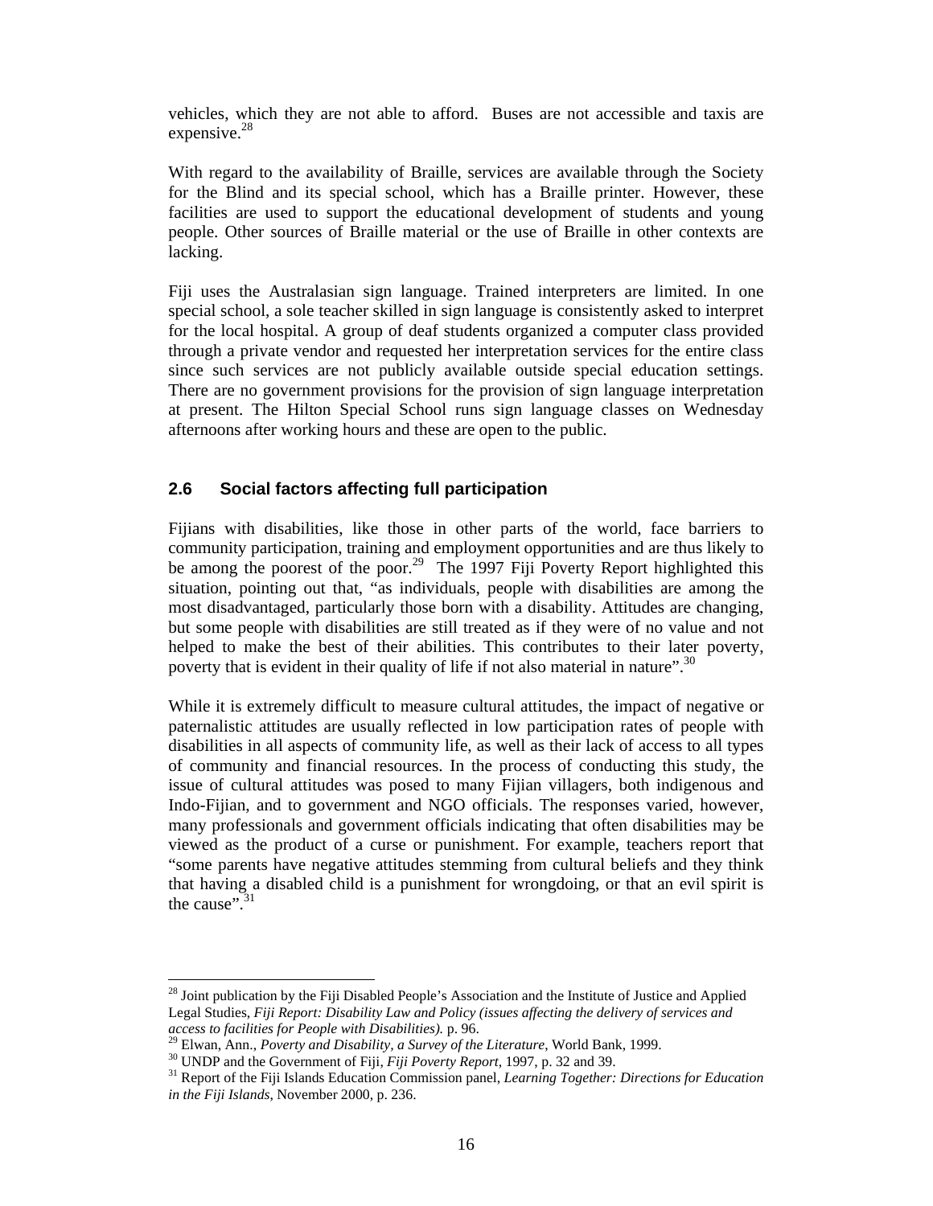vehicles, which they are not able to afford. Buses are not accessible and taxis are expensive.[28]

With regard to the availability of Braille, services are available through the Society for the Blind and its special school, which has a Braille printer. However, these facilities are used to support the educational development of students and young people. Other sources of Braille material or the use of Braille in other contexts are lacking.

Fiji uses the Australasian sign language. Trained interpreters are limited. In one special school, a sole teacher skilled in sign language is consistently asked to interpret for the local hospital. A group of deaf students organized a computer class provided through a private vendor and requested her interpretation services for the entire class since such services are not publicly available outside special education settings. There are no government provisions for the provision of sign language interpretation at present. The Hilton Special School runs sign language classes on Wednesday afternoons after working hours and these are open to the public.

### 2.6 Social factors affecting full participation

Fijians with disabilities, like those in other parts of the world, face barriers to community participation, training and employment opportunities and are thus likely to be among the poorest of the poor.[29] The 1997 Fiji Poverty Report highlighted this situation, pointing out that, "as individuals, people with disabilities are among the most disadvantaged, particularly those born with a disability. Attitudes are changing, but some people with disabilities are still treated as if they were of no value and not helped to make the best of their abilities. This contributes to their later poverty, poverty that is evident in their quality of life if not also material in nature".[30]

While it is extremely difficult to measure cultural attitudes, the impact of negative or paternalistic attitudes are usually reflected in low participation rates of people with disabilities in all aspects of community life, as well as their lack of access to all types of community and financial resources. In the process of conducting this study, the issue of cultural attitudes was posed to many Fijian villagers, both indigenous and Indo-Fijian, and to government and NGO officials. The responses varied, however, many professionals and government officials indicating that often disabilities may be viewed as the product of a curse or punishment. For example, teachers report that "some parents have negative attitudes stemming from cultural beliefs and they think that having a disabled child is a punishment for wrongdoing, or that an evil spirit is the cause".[31]

---

[28] Joint publication by the Fiji Disabled People's Association and the Institute of Justice and Applied Legal Studies, *Fiji Report: Disability Law and Policy (issues affecting the delivery of services and access to facilities for People with Disabilities).* p. 96.

[29] Elwan, Ann., *Poverty and Disability, a Survey of the Literature*, World Bank, 1999.

[30] UNDP and the Government of Fiji, *Fiji Poverty Report*, 1997, p. 32 and 39.

[31] Report of the Fiji Islands Education Commission panel, *Learning Together: Directions for Education in the Fiji Islands*, November 2000, p. 236.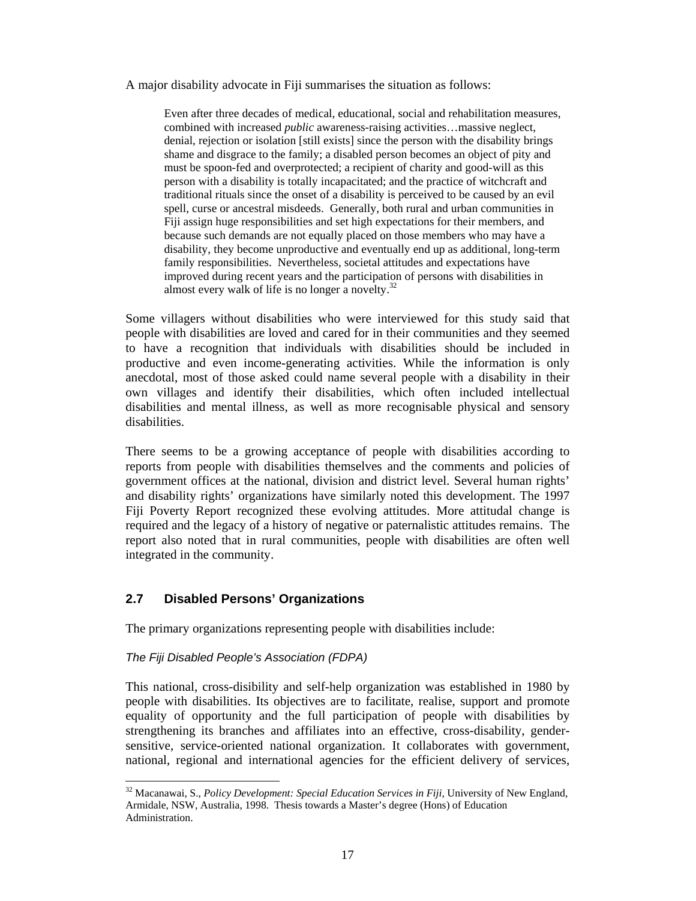A major disability advocate in Fiji summarises the situation as follows:

> Even after three decades of medical, educational, social and rehabilitation measures, combined with increased *public* awareness-raising activities…massive neglect, denial, rejection or isolation [still exists] since the person with the disability brings shame and disgrace to the family; a disabled person becomes an object of pity and must be spoon-fed and overprotected; a recipient of charity and good-will as this person with a disability is totally incapacitated; and the practice of witchcraft and traditional rituals since the onset of a disability is perceived to be caused by an evil spell, curse or ancestral misdeeds. Generally, both rural and urban communities in Fiji assign huge responsibilities and set high expectations for their members, and because such demands are not equally placed on those members who may have a disability, they become unproductive and eventually end up as additional, long-term family responsibilities. Nevertheless, societal attitudes and expectations have improved during recent years and the participation of persons with disabilities in almost every walk of life is no longer a novelty.[32]

Some villagers without disabilities who were interviewed for this study said that people with disabilities are loved and cared for in their communities and they seemed to have a recognition that individuals with disabilities should be included in productive and even income-generating activities. While the information is only anecdotal, most of those asked could name several people with a disability in their own villages and identify their disabilities, which often included intellectual disabilities and mental illness, as well as more recognisable physical and sensory disabilities.

There seems to be a growing acceptance of people with disabilities according to reports from people with disabilities themselves and the comments and policies of government offices at the national, division and district level. Several human rights' and disability rights' organizations have similarly noted this development. The 1997 Fiji Poverty Report recognized these evolving attitudes. More attitudal change is required and the legacy of a history of negative or paternalistic attitudes remains. The report also noted that in rural communities, people with disabilities are often well integrated in the community.

## 2.7 Disabled Persons' Organizations

The primary organizations representing people with disabilities include:

*The Fiji Disabled People's Association (FDPA)*

This national, cross-disibility and self-help organization was established in 1980 by people with disabilities. Its objectives are to facilitate, realise, support and promote equality of opportunity and the full participation of people with disabilities by strengthening its branches and affiliates into an effective, cross-disability, gender-sensitive, service-oriented national organization. It collaborates with government, national, regional and international agencies for the efficient delivery of services,

[32] Macanawai, S., *Policy Development: Special Education Services in Fiji*, University of New England, Armidale, NSW, Australia, 1998. Thesis towards a Master's degree (Hons) of Education Administration.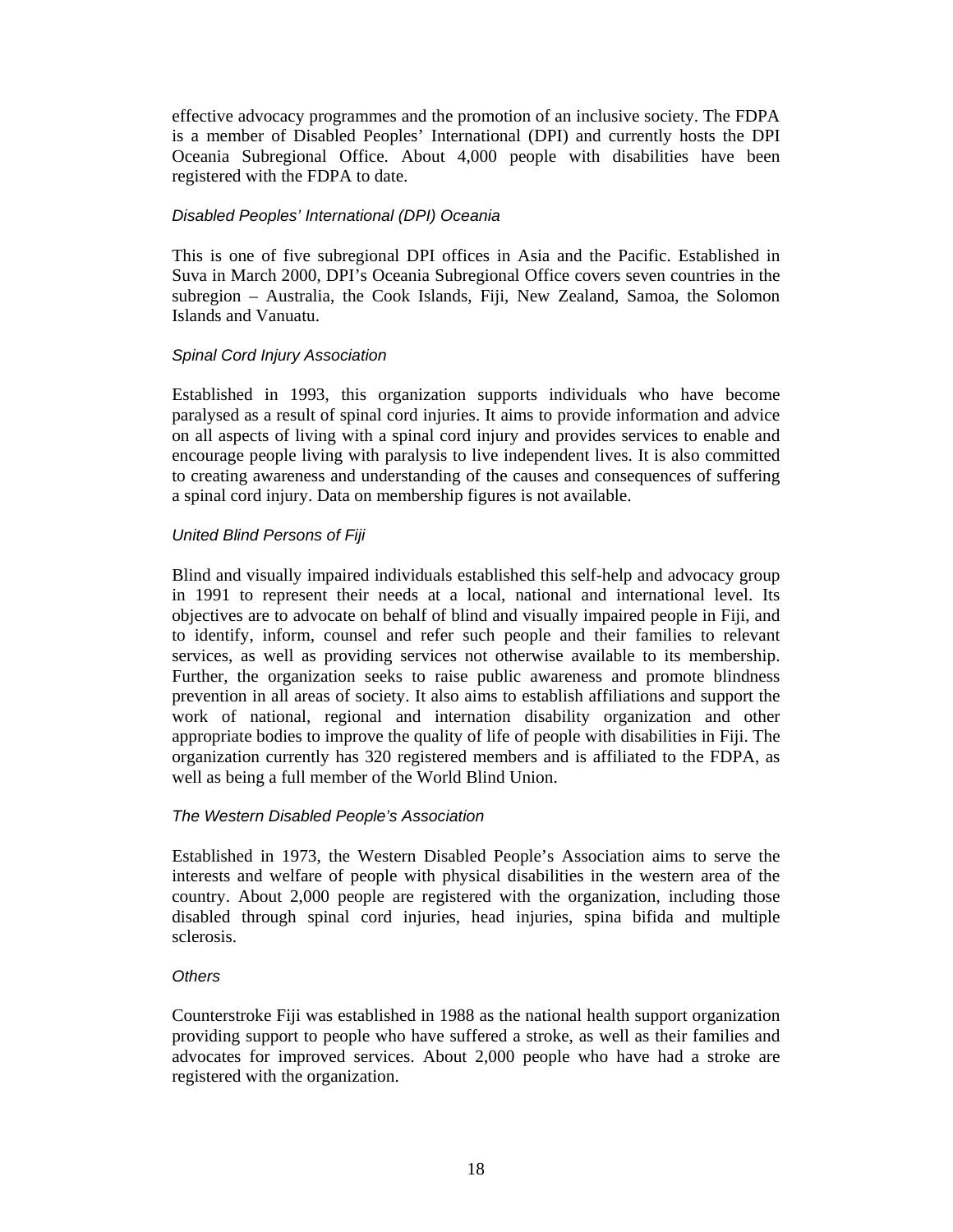effective advocacy programmes and the promotion of an inclusive society. The FDPA is a member of Disabled Peoples' International (DPI) and currently hosts the DPI Oceania Subregional Office. About 4,000 people with disabilities have been registered with the FDPA to date.

*Disabled Peoples' International (DPI) Oceania*

This is one of five subregional DPI offices in Asia and the Pacific. Established in Suva in March 2000, DPI's Oceania Subregional Office covers seven countries in the subregion – Australia, the Cook Islands, Fiji, New Zealand, Samoa, the Solomon Islands and Vanuatu.

*Spinal Cord Injury Association*

Established in 1993, this organization supports individuals who have become paralysed as a result of spinal cord injuries. It aims to provide information and advice on all aspects of living with a spinal cord injury and provides services to enable and encourage people living with paralysis to live independent lives. It is also committed to creating awareness and understanding of the causes and consequences of suffering a spinal cord injury. Data on membership figures is not available.

*United Blind Persons of Fiji*

Blind and visually impaired individuals established this self-help and advocacy group in 1991 to represent their needs at a local, national and international level. Its objectives are to advocate on behalf of blind and visually impaired people in Fiji, and to identify, inform, counsel and refer such people and their families to relevant services, as well as providing services not otherwise available to its membership. Further, the organization seeks to raise public awareness and promote blindness prevention in all areas of society. It also aims to establish affiliations and support the work of national, regional and internation disability organization and other appropriate bodies to improve the quality of life of people with disabilities in Fiji. The organization currently has 320 registered members and is affiliated to the FDPA, as well as being a full member of the World Blind Union.

*The Western Disabled People's Association*

Established in 1973, the Western Disabled People's Association aims to serve the interests and welfare of people with physical disabilities in the western area of the country. About 2,000 people are registered with the organization, including those disabled through spinal cord injuries, head injuries, spina bifida and multiple sclerosis.

*Others*

Counterstroke Fiji was established in 1988 as the national health support organization providing support to people who have suffered a stroke, as well as their families and advocates for improved services. About 2,000 people who have had a stroke are registered with the organization.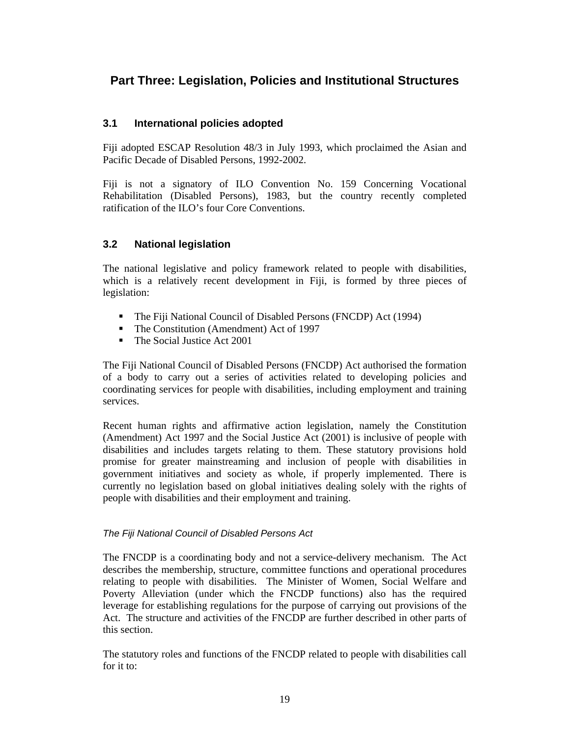## Part Three: Legislation, Policies and Institutional Structures

### 3.1 International policies adopted

Fiji adopted ESCAP Resolution 48/3 in July 1993, which proclaimed the Asian and Pacific Decade of Disabled Persons, 1992-2002.

Fiji is not a signatory of ILO Convention No. 159 Concerning Vocational Rehabilitation (Disabled Persons), 1983, but the country recently completed ratification of the ILO's four Core Conventions.

### 3.2 National legislation

The national legislative and policy framework related to people with disabilities, which is a relatively recent development in Fiji, is formed by three pieces of legislation:

- The Fiji National Council of Disabled Persons (FNCDP) Act (1994)
- The Constitution (Amendment) Act of 1997
- The Social Justice Act 2001

The Fiji National Council of Disabled Persons (FNCDP) Act authorised the formation of a body to carry out a series of activities related to developing policies and coordinating services for people with disabilities, including employment and training services.

Recent human rights and affirmative action legislation, namely the Constitution (Amendment) Act 1997 and the Social Justice Act (2001) is inclusive of people with disabilities and includes targets relating to them. These statutory provisions hold promise for greater mainstreaming and inclusion of people with disabilities in government initiatives and society as whole, if properly implemented. There is currently no legislation based on global initiatives dealing solely with the rights of people with disabilities and their employment and training.

*The Fiji National Council of Disabled Persons Act*

The FNCDP is a coordinating body and not a service-delivery mechanism. The Act describes the membership, structure, committee functions and operational procedures relating to people with disabilities. The Minister of Women, Social Welfare and Poverty Alleviation (under which the FNCDP functions) also has the required leverage for establishing regulations for the purpose of carrying out provisions of the Act. The structure and activities of the FNCDP are further described in other parts of this section.

The statutory roles and functions of the FNCDP related to people with disabilities call for it to: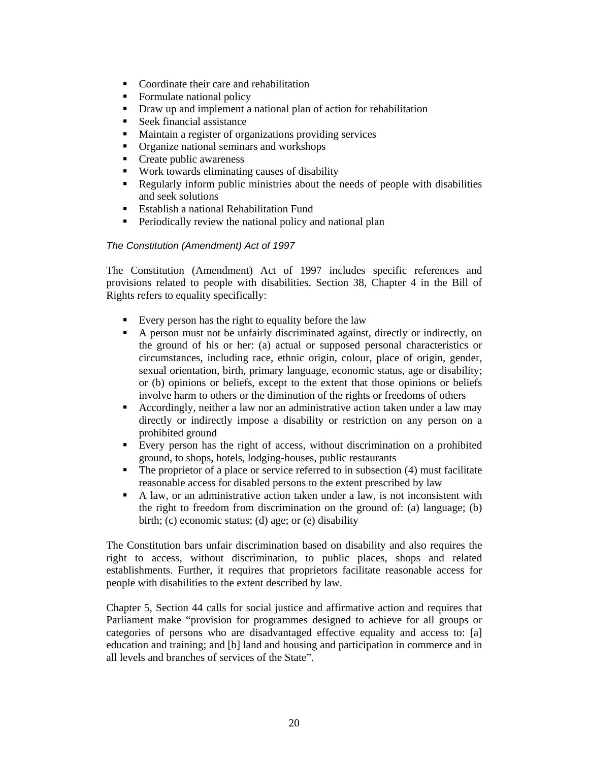- Coordinate their care and rehabilitation
- Formulate national policy
- Draw up and implement a national plan of action for rehabilitation
- Seek financial assistance
- Maintain a register of organizations providing services
- Organize national seminars and workshops
- Create public awareness
- Work towards eliminating causes of disability
- Regularly inform public ministries about the needs of people with disabilities and seek solutions
- Establish a national Rehabilitation Fund
- Periodically review the national policy and national plan

*The Constitution (Amendment) Act of 1997*

The Constitution (Amendment) Act of 1997 includes specific references and provisions related to people with disabilities. Section 38, Chapter 4 in the Bill of Rights refers to equality specifically:

- Every person has the right to equality before the law
- A person must not be unfairly discriminated against, directly or indirectly, on the ground of his or her: (a) actual or supposed personal characteristics or circumstances, including race, ethnic origin, colour, place of origin, gender, sexual orientation, birth, primary language, economic status, age or disability; or (b) opinions or beliefs, except to the extent that those opinions or beliefs involve harm to others or the diminution of the rights or freedoms of others
- Accordingly, neither a law nor an administrative action taken under a law may directly or indirectly impose a disability or restriction on any person on a prohibited ground
- Every person has the right of access, without discrimination on a prohibited ground, to shops, hotels, lodging-houses, public restaurants
- The proprietor of a place or service referred to in subsection (4) must facilitate reasonable access for disabled persons to the extent prescribed by law
- A law, or an administrative action taken under a law, is not inconsistent with the right to freedom from discrimination on the ground of: (a) language; (b) birth; (c) economic status; (d) age; or (e) disability

The Constitution bars unfair discrimination based on disability and also requires the right to access, without discrimination, to public places, shops and related establishments. Further, it requires that proprietors facilitate reasonable access for people with disabilities to the extent described by law.

Chapter 5, Section 44 calls for social justice and affirmative action and requires that Parliament make "provision for programmes designed to achieve for all groups or categories of persons who are disadvantaged effective equality and access to: [a] education and training; and [b] land and housing and participation in commerce and in all levels and branches of services of the State".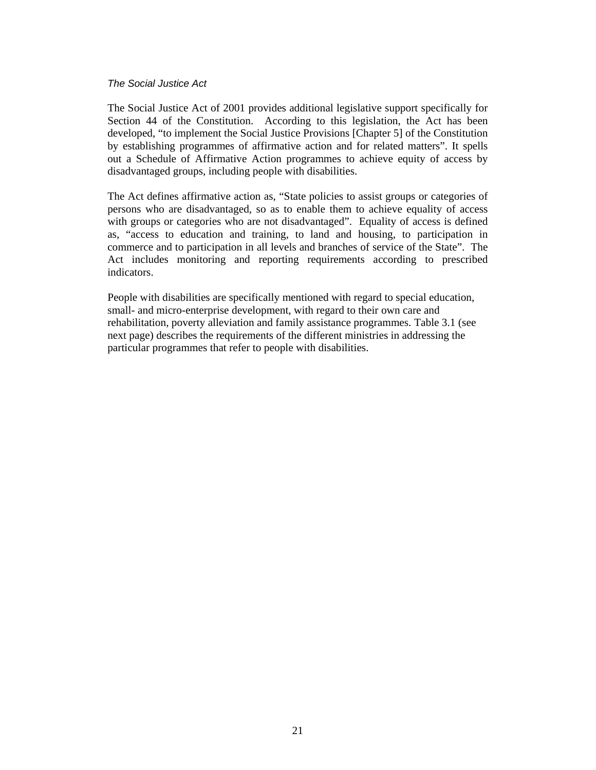*The Social Justice Act*

The Social Justice Act of 2001 provides additional legislative support specifically for Section 44 of the Constitution. According to this legislation, the Act has been developed, "to implement the Social Justice Provisions [Chapter 5] of the Constitution by establishing programmes of affirmative action and for related matters". It spells out a Schedule of Affirmative Action programmes to achieve equity of access by disadvantaged groups, including people with disabilities.

The Act defines affirmative action as, "State policies to assist groups or categories of persons who are disadvantaged, so as to enable them to achieve equality of access with groups or categories who are not disadvantaged". Equality of access is defined as, "access to education and training, to land and housing, to participation in commerce and to participation in all levels and branches of service of the State". The Act includes monitoring and reporting requirements according to prescribed indicators.

People with disabilities are specifically mentioned with regard to special education, small- and micro-enterprise development, with regard to their own care and rehabilitation, poverty alleviation and family assistance programmes. Table 3.1 (see next page) describes the requirements of the different ministries in addressing the particular programmes that refer to people with disabilities.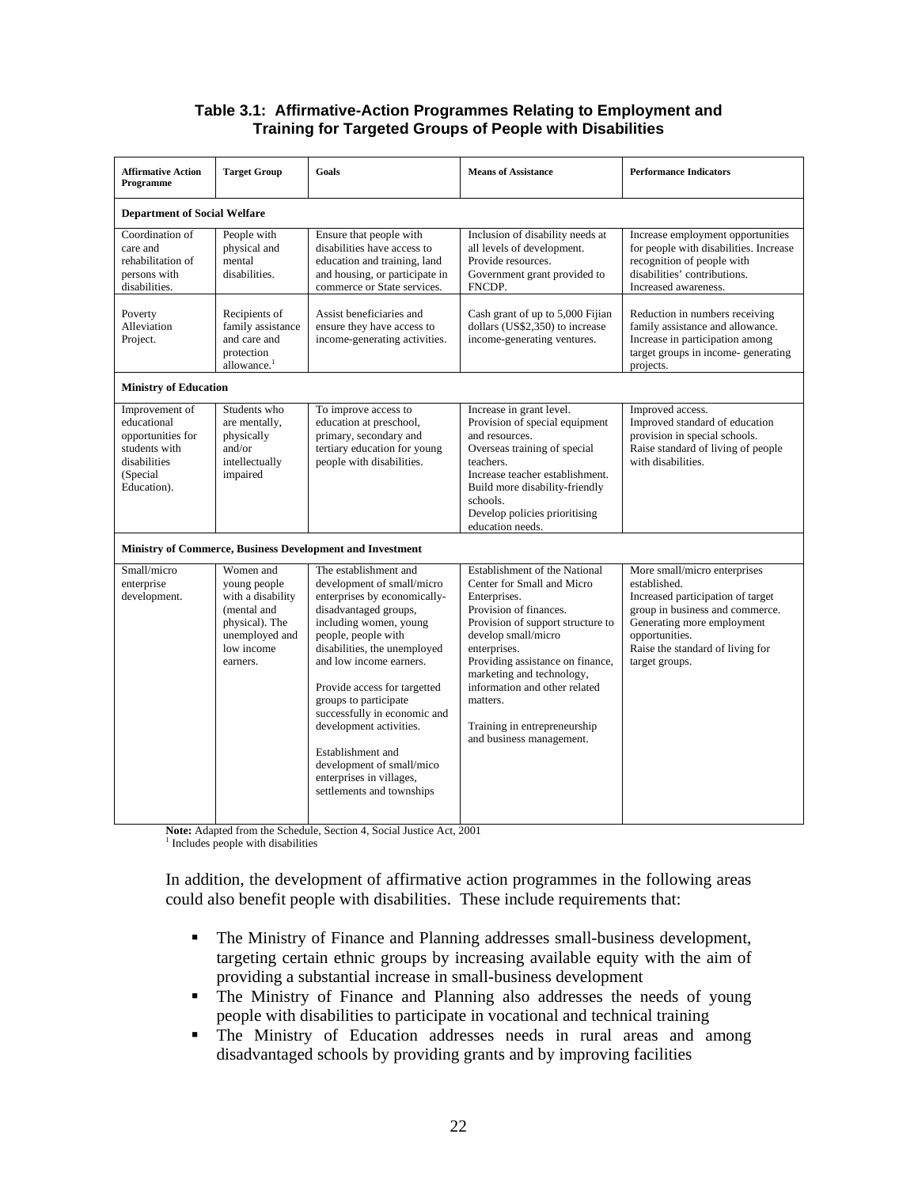**Table 3.1: Affirmative-Action Programmes Relating to Employment and Training for Targeted Groups of People with Disabilities**

| Affirmative Action Programme | Target Group | Goals | Means of Assistance | Performance Indicators |
|---|---|---|---|---|
| **Department of Social Welfare** | | | | |
| Coordination of care and rehabilitation of persons with disabilities. | People with physical and mental disabilities. | Ensure that people with disabilities have access to education and training, land and housing, or participate in commerce or State services. | Inclusion of disability needs at all levels of development. Provide resources. Government grant provided to FNCDP. | Increase employment opportunities for people with disabilities. Increase recognition of people with disabilities' contributions. Increased awareness. |
| Poverty Alleviation Project. | Recipients of family assistance and care and protection allowance.[1] | Assist beneficiaries and ensure they have access to income-generating activities. | Cash grant of up to 5,000 Fijian dollars (US$2,350) to increase income-generating ventures. | Reduction in numbers receiving family assistance and allowance. Increase in participation among target groups in income- generating projects. |
| **Ministry of Education** | | | | |
| Improvement of educational opportunities for students with disabilities (Special Education). | Students who are mentally, physically and/or intellectually impaired | To improve access to education at preschool, primary, secondary and tertiary education for young people with disabilities. | Increase in grant level. Provision of special equipment and resources. Overseas training of special teachers. Increase teacher establishment. Build more disability-friendly schools. Develop policies prioritising education needs. | Improved access. Improved standard of education provision in special schools. Raise standard of living of people with disabilities. |
| **Ministry of Commerce, Business Development and Investment** | | | | |
| Small/micro enterprise development. | Women and young people with a disability (mental and physical). The unemployed and low income earners. | The establishment and development of small/micro enterprises by economically-disadvantaged groups, including women, young people, people with disabilities, the unemployed and low income earners.<br><br>Provide access for targetted groups to participate successfully in economic and development activities.<br><br>Establishment and development of small/mico enterprises in villages, settlements and townships | Establishment of the National Center for Small and Micro Enterprises. Provision of finances. Provision of support structure to develop small/micro enterprises. Providing assistance on finance, marketing and technology, information and other related matters.<br><br>Training in entrepreneurship and business management. | More small/micro enterprises established. Increased participation of target group in business and commerce. Generating more employment opportunities. Raise the standard of living for target groups. |

**Note:** Adapted from the Schedule, Section 4, Social Justice Act, 2001
[1] Includes people with disabilities

In addition, the development of affirmative action programmes in the following areas could also benefit people with disabilities. These include requirements that:

- The Ministry of Finance and Planning addresses small-business development, targeting certain ethnic groups by increasing available equity with the aim of providing a substantial increase in small-business development
- The Ministry of Finance and Planning also addresses the needs of young people with disabilities to participate in vocational and technical training
- The Ministry of Education addresses needs in rural areas and among disadvantaged schools by providing grants and by improving facilities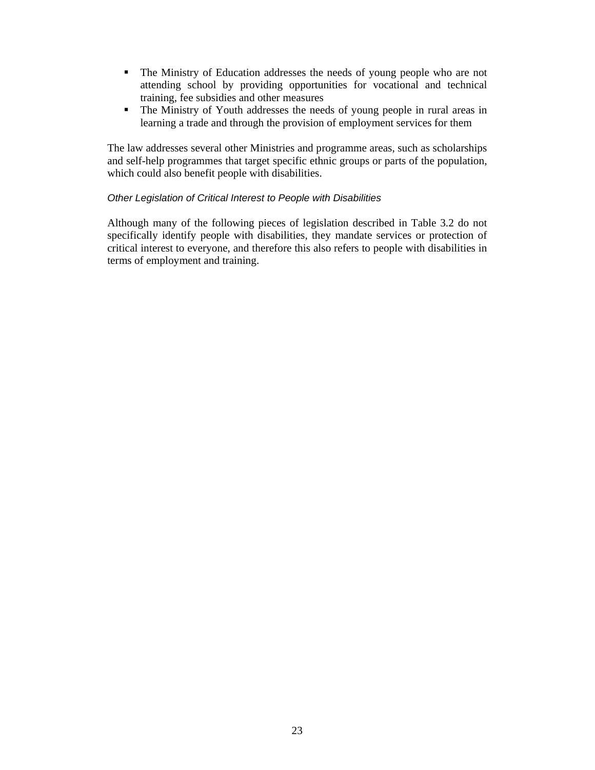- The Ministry of Education addresses the needs of young people who are not attending school by providing opportunities for vocational and technical training, fee subsidies and other measures
- The Ministry of Youth addresses the needs of young people in rural areas in learning a trade and through the provision of employment services for them

The law addresses several other Ministries and programme areas, such as scholarships and self-help programmes that target specific ethnic groups or parts of the population, which could also benefit people with disabilities.

*Other Legislation of Critical Interest to People with Disabilities*

Although many of the following pieces of legislation described in Table 3.2 do not specifically identify people with disabilities, they mandate services or protection of critical interest to everyone, and therefore this also refers to people with disabilities in terms of employment and training.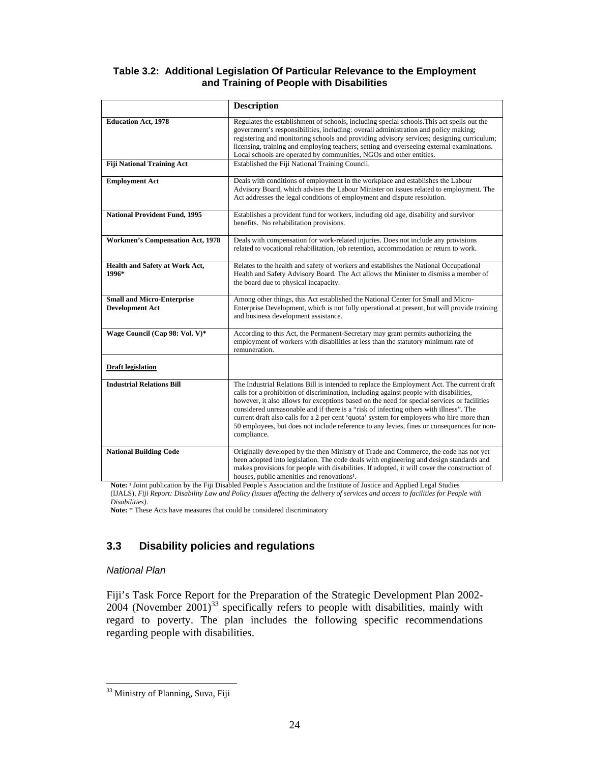**Table 3.2: Additional Legislation Of Particular Relevance to the Employment and Training of People with Disabilities**

| | Description |
|---|---|
| **Education Act, 1978** | Regulates the establishment of schools, including special schools.This act spells out the government's responsibilities, including: overall administration and policy making; registering and monitoring schools and providing advisory services; designing curriculum; licensing, training and employing teachers; setting and overseeing external examinations. Local schools are operated by communities, NGOs and other entities. |
| **Fiji National Training Act** | Established the Fiji National Training Council. |
| **Employment Act** | Deals with conditions of employment in the workplace and establishes the Labour Advisory Board, which advises the Labour Minister on issues related to employment. The Act addresses the legal conditions of employment and dispute resolution. |
| **National Provident Fund, 1995** | Establishes a provident fund for workers, including old age, disability and survivor benefits. No rehabilitation provisions. |
| **Workmen's Compensation Act, 1978** | Deals with compensation for work-related injuries. Does not include any provisions related to vocational rehabilitation, job retention, accommodation or return to work. |
| **Health and Safety at Work Act, 1996*** | Relates to the health and safety of workers and establishes the National Occupational Health and Safety Advisory Board. The Act allows the Minister to dismiss a member of the board due to physical incapacity. |
| **Small and Micro-Enterprise Development Act** | Among other things, this Act established the National Center for Small and Micro-Enterprise Development, which is not fully operational at present, but will provide training and business development assistance. |
| **Wage Council (Cap 98: Vol. V)*** | According to this Act, the Permanent-Secretary may grant permits authorizing the employment of workers with disabilities at less than the statutory minimum rate of remuneration. |
| **Draft legislation** | |
| **Industrial Relations Bill** | The Industrial Relations Bill is intended to replace the Employment Act. The current draft calls for a prohibition of discrimination, including against people with disabilities, however, it also allows for exceptions based on the need for special services or facilities considered unreasonable and if there is a "risk of infecting others with illness". The current draft also calls for a 2 per cent 'quota' system for employers who hire more than 50 employees, but does not include reference to any levies, fines or consequences for non-compliance. |
| **National Building Code** | Originally developed by the then Ministry of Trade and Commerce, the code has not yet been adopted into legislation. The code deals with engineering and design standards and makes provisions for people with disabilities. If adopted, it will cover the construction of houses, public amenities and renovations[1]. |

**Note:** [1] Joint publication by the Fiji Disabled People's Association and the Institute of Justice and Applied Legal Studies (IJALS), *Fiji Report: Disability Law and Policy (issues affecting the delivery of services and access to facilities for People with Disabilities)*.

**Note:** * These Acts have measures that could be considered discriminatory

## 3.3 Disability policies and regulations

*National Plan*

Fiji's Task Force Report for the Preparation of the Strategic Development Plan 2002-2004 (November 2001)[33] specifically refers to people with disabilities, mainly with regard to poverty. The plan includes the following specific recommendations regarding people with disabilities.

[33] Ministry of Planning, Suva, Fiji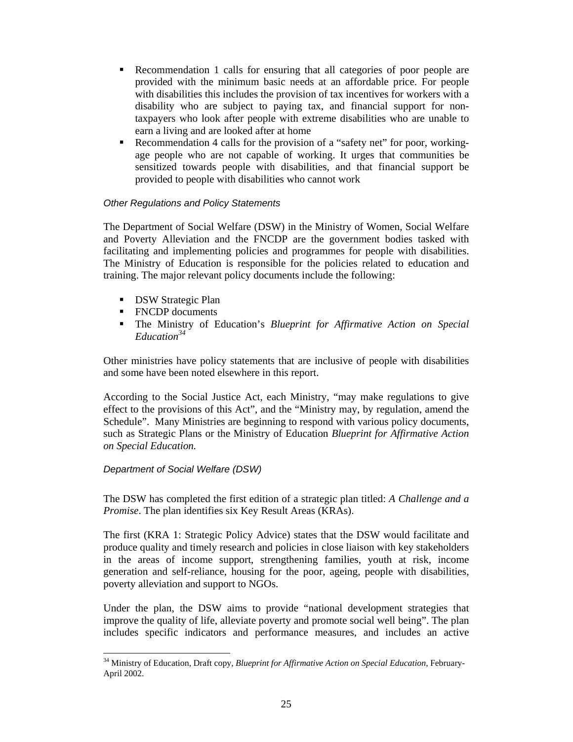- Recommendation 1 calls for ensuring that all categories of poor people are provided with the minimum basic needs at an affordable price. For people with disabilities this includes the provision of tax incentives for workers with a disability who are subject to paying tax, and financial support for non-taxpayers who look after people with extreme disabilities who are unable to earn a living and are looked after at home
- Recommendation 4 calls for the provision of a "safety net" for poor, working-age people who are not capable of working. It urges that communities be sensitized towards people with disabilities, and that financial support be provided to people with disabilities who cannot work

*Other Regulations and Policy Statements*

The Department of Social Welfare (DSW) in the Ministry of Women, Social Welfare and Poverty Alleviation and the FNCDP are the government bodies tasked with facilitating and implementing policies and programmes for people with disabilities. The Ministry of Education is responsible for the policies related to education and training. The major relevant policy documents include the following:

- DSW Strategic Plan
- FNCDP documents
- The Ministry of Education's *Blueprint for Affirmative Action on Special Education*[34]

Other ministries have policy statements that are inclusive of people with disabilities and some have been noted elsewhere in this report.

According to the Social Justice Act, each Ministry, "may make regulations to give effect to the provisions of this Act", and the "Ministry may, by regulation, amend the Schedule". Many Ministries are beginning to respond with various policy documents, such as Strategic Plans or the Ministry of Education *Blueprint for Affirmative Action on Special Education.*

*Department of Social Welfare (DSW)*

The DSW has completed the first edition of a strategic plan titled: *A Challenge and a Promise*. The plan identifies six Key Result Areas (KRAs).

The first (KRA 1: Strategic Policy Advice) states that the DSW would facilitate and produce quality and timely research and policies in close liaison with key stakeholders in the areas of income support, strengthening families, youth at risk, income generation and self-reliance, housing for the poor, ageing, people with disabilities, poverty alleviation and support to NGOs.

Under the plan, the DSW aims to provide "national development strategies that improve the quality of life, alleviate poverty and promote social well being". The plan includes specific indicators and performance measures, and includes an active

[34] Ministry of Education, Draft copy, *Blueprint for Affirmative Action on Special Education*, February-April 2002.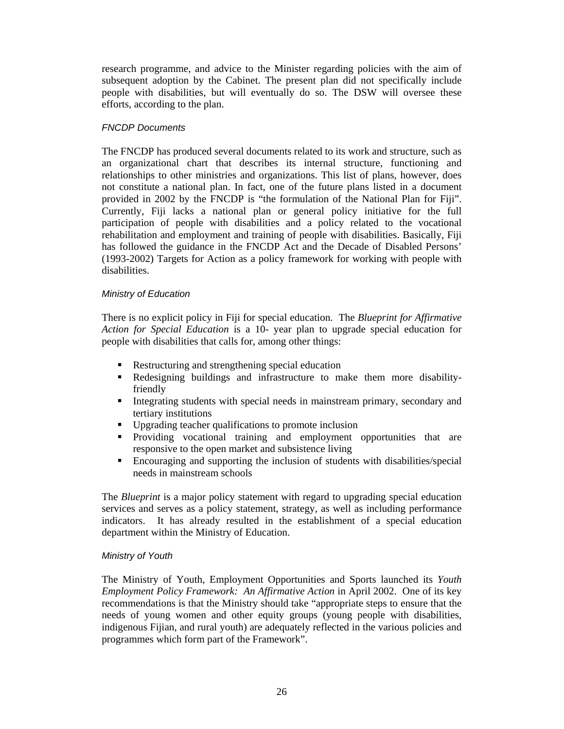research programme, and advice to the Minister regarding policies with the aim of subsequent adoption by the Cabinet. The present plan did not specifically include people with disabilities, but will eventually do so. The DSW will oversee these efforts, according to the plan.

#### *FNCDP Documents*

The FNCDP has produced several documents related to its work and structure, such as an organizational chart that describes its internal structure, functioning and relationships to other ministries and organizations. This list of plans, however, does not constitute a national plan. In fact, one of the future plans listed in a document provided in 2002 by the FNCDP is "the formulation of the National Plan for Fiji". Currently, Fiji lacks a national plan or general policy initiative for the full participation of people with disabilities and a policy related to the vocational rehabilitation and employment and training of people with disabilities. Basically, Fiji has followed the guidance in the FNCDP Act and the Decade of Disabled Persons' (1993-2002) Targets for Action as a policy framework for working with people with disabilities.

#### *Ministry of Education*

There is no explicit policy in Fiji for special education. The *Blueprint for Affirmative Action for Special Education* is a 10- year plan to upgrade special education for people with disabilities that calls for, among other things:

- Restructuring and strengthening special education
- Redesigning buildings and infrastructure to make them more disability-friendly
- Integrating students with special needs in mainstream primary, secondary and tertiary institutions
- Upgrading teacher qualifications to promote inclusion
- Providing vocational training and employment opportunities that are responsive to the open market and subsistence living
- Encouraging and supporting the inclusion of students with disabilities/special needs in mainstream schools

The *Blueprint* is a major policy statement with regard to upgrading special education services and serves as a policy statement, strategy, as well as including performance indicators. It has already resulted in the establishment of a special education department within the Ministry of Education.

#### *Ministry of Youth*

The Ministry of Youth, Employment Opportunities and Sports launched its *Youth Employment Policy Framework: An Affirmative Action* in April 2002. One of its key recommendations is that the Ministry should take "appropriate steps to ensure that the needs of young women and other equity groups (young people with disabilities, indigenous Fijian, and rural youth) are adequately reflected in the various policies and programmes which form part of the Framework".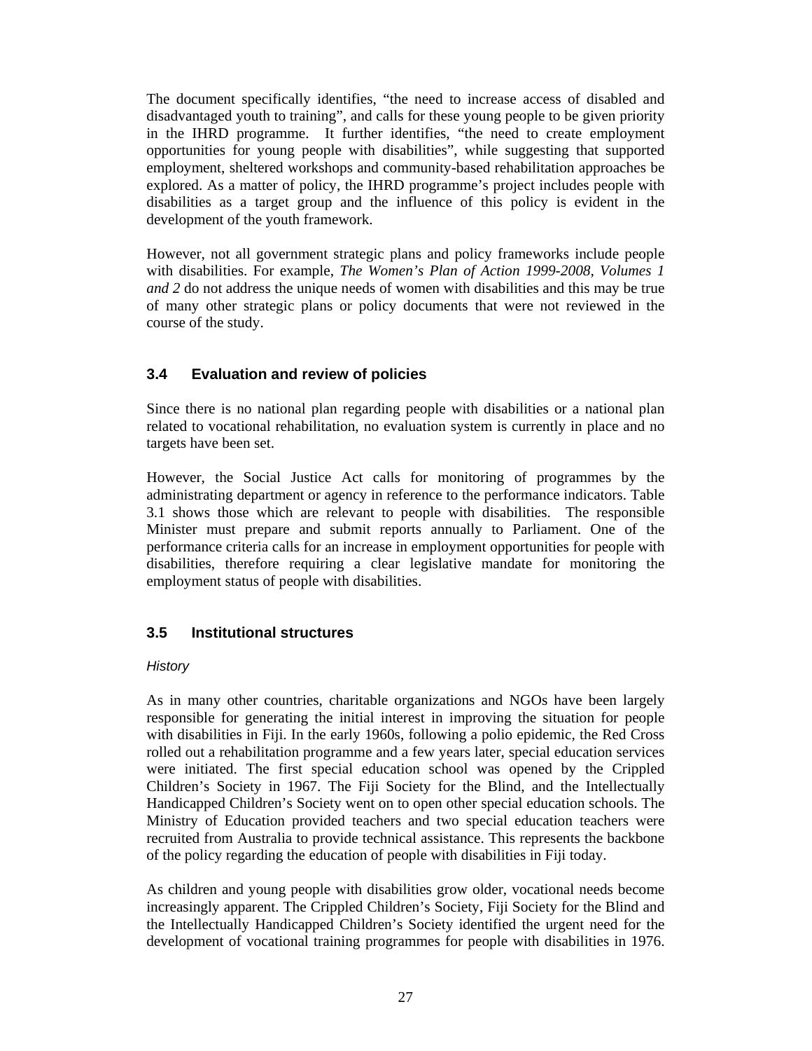The document specifically identifies, "the need to increase access of disabled and disadvantaged youth to training", and calls for these young people to be given priority in the IHRD programme. It further identifies, "the need to create employment opportunities for young people with disabilities", while suggesting that supported employment, sheltered workshops and community-based rehabilitation approaches be explored. As a matter of policy, the IHRD programme's project includes people with disabilities as a target group and the influence of this policy is evident in the development of the youth framework.

However, not all government strategic plans and policy frameworks include people with disabilities. For example, *The Women's Plan of Action 1999-2008, Volumes 1 and 2* do not address the unique needs of women with disabilities and this may be true of many other strategic plans or policy documents that were not reviewed in the course of the study.

## 3.4 Evaluation and review of policies

Since there is no national plan regarding people with disabilities or a national plan related to vocational rehabilitation, no evaluation system is currently in place and no targets have been set.

However, the Social Justice Act calls for monitoring of programmes by the administrating department or agency in reference to the performance indicators. Table 3.1 shows those which are relevant to people with disabilities. The responsible Minister must prepare and submit reports annually to Parliament. One of the performance criteria calls for an increase in employment opportunities for people with disabilities, therefore requiring a clear legislative mandate for monitoring the employment status of people with disabilities.

## 3.5 Institutional structures

*History*

As in many other countries, charitable organizations and NGOs have been largely responsible for generating the initial interest in improving the situation for people with disabilities in Fiji. In the early 1960s, following a polio epidemic, the Red Cross rolled out a rehabilitation programme and a few years later, special education services were initiated. The first special education school was opened by the Crippled Children's Society in 1967. The Fiji Society for the Blind, and the Intellectually Handicapped Children's Society went on to open other special education schools. The Ministry of Education provided teachers and two special education teachers were recruited from Australia to provide technical assistance. This represents the backbone of the policy regarding the education of people with disabilities in Fiji today.

As children and young people with disabilities grow older, vocational needs become increasingly apparent. The Crippled Children's Society, Fiji Society for the Blind and the Intellectually Handicapped Children's Society identified the urgent need for the development of vocational training programmes for people with disabilities in 1976.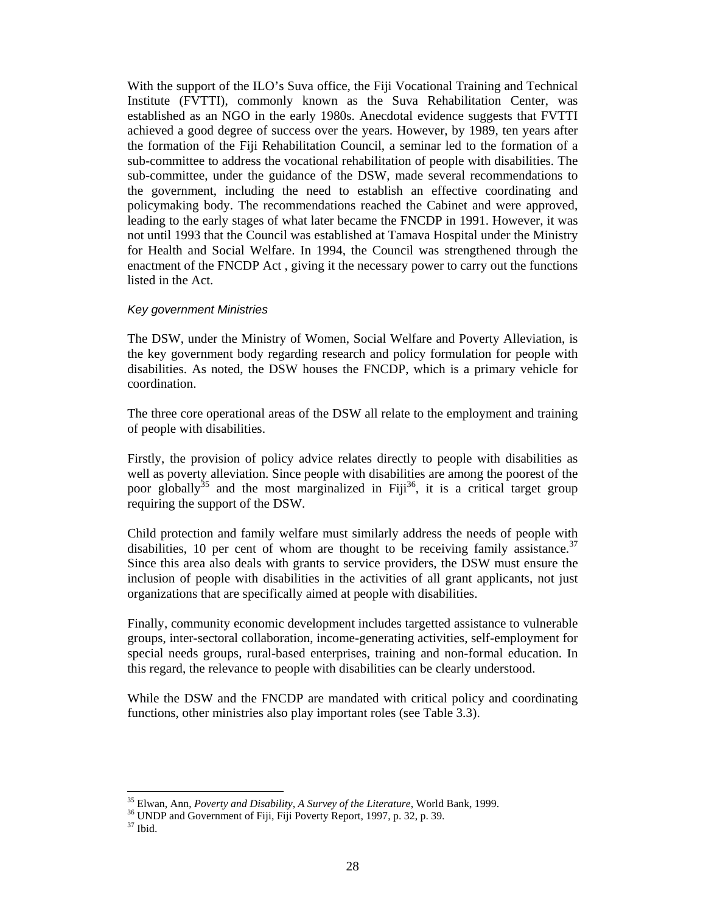With the support of the ILO's Suva office, the Fiji Vocational Training and Technical Institute (FVTTI), commonly known as the Suva Rehabilitation Center, was established as an NGO in the early 1980s. Anecdotal evidence suggests that FVTTI achieved a good degree of success over the years. However, by 1989, ten years after the formation of the Fiji Rehabilitation Council, a seminar led to the formation of a sub-committee to address the vocational rehabilitation of people with disabilities. The sub-committee, under the guidance of the DSW, made several recommendations to the government, including the need to establish an effective coordinating and policymaking body. The recommendations reached the Cabinet and were approved, leading to the early stages of what later became the FNCDP in 1991. However, it was not until 1993 that the Council was established at Tamava Hospital under the Ministry for Health and Social Welfare. In 1994, the Council was strengthened through the enactment of the FNCDP Act , giving it the necessary power to carry out the functions listed in the Act.

*Key government Ministries*

The DSW, under the Ministry of Women, Social Welfare and Poverty Alleviation, is the key government body regarding research and policy formulation for people with disabilities. As noted, the DSW houses the FNCDP, which is a primary vehicle for coordination.

The three core operational areas of the DSW all relate to the employment and training of people with disabilities.

Firstly, the provision of policy advice relates directly to people with disabilities as well as poverty alleviation. Since people with disabilities are among the poorest of the poor globally[35] and the most marginalized in Fiji[36], it is a critical target group requiring the support of the DSW.

Child protection and family welfare must similarly address the needs of people with disabilities, 10 per cent of whom are thought to be receiving family assistance.[37] Since this area also deals with grants to service providers, the DSW must ensure the inclusion of people with disabilities in the activities of all grant applicants, not just organizations that are specifically aimed at people with disabilities.

Finally, community economic development includes targetted assistance to vulnerable groups, inter-sectoral collaboration, income-generating activities, self-employment for special needs groups, rural-based enterprises, training and non-formal education. In this regard, the relevance to people with disabilities can be clearly understood.

While the DSW and the FNCDP are mandated with critical policy and coordinating functions, other ministries also play important roles (see Table 3.3).

---

[35] Elwan, Ann, *Poverty and Disability, A Survey of the Literature*, World Bank, 1999.

[36] UNDP and Government of Fiji, Fiji Poverty Report, 1997, p. 32, p. 39.

[37] Ibid.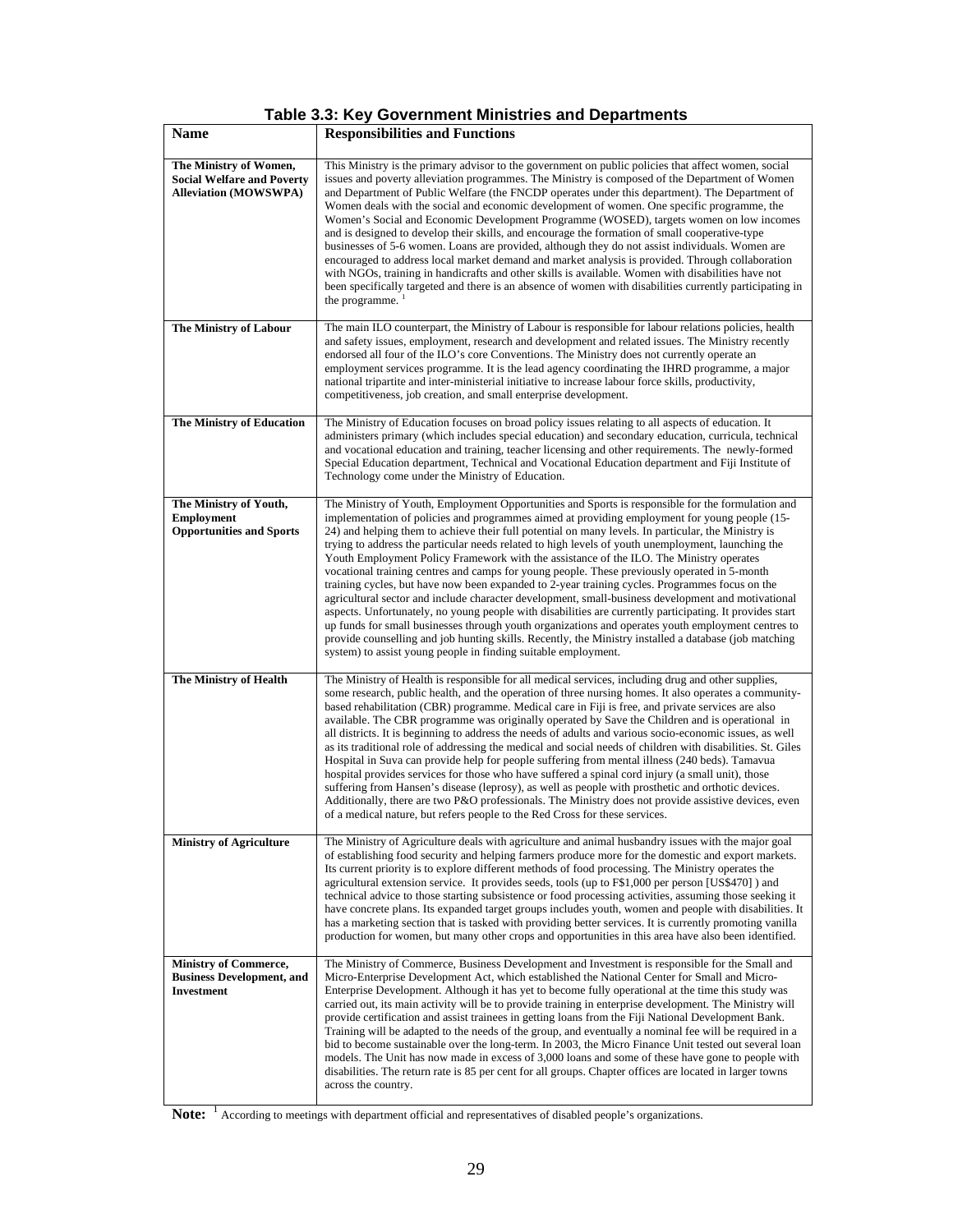**Table 3.3: Key Government Ministries and Departments**

| Name | Responsibilities and Functions |
|---|---|
| **The Ministry of Women, Social Welfare and Poverty Alleviation (MOWSWPA)** | This Ministry is the primary advisor to the government on public policies that affect women, social issues and poverty alleviation programmes. The Ministry is composed of the Department of Women and Department of Public Welfare (the FNCDP operates under this department). The Department of Women deals with the social and economic development of women. One specific programme, the Women's Social and Economic Development Programme (WOSED), targets women on low incomes and is designed to develop their skills, and encourage the formation of small cooperative-type businesses of 5-6 women. Loans are provided, although they do not assist individuals. Women are encouraged to address local market demand and market analysis is provided. Through collaboration with NGOs, training in handicrafts and other skills is available. Women with disabilities have not been specifically targeted and there is an absence of women with disabilities currently participating in the programme. [1] |
| **The Ministry of Labour** | The main ILO counterpart, the Ministry of Labour is responsible for labour relations policies, health and safety issues, employment, research and development and related issues. The Ministry recently endorsed all four of the ILO's core Conventions. The Ministry does not currently operate an employment services programme. It is the lead agency coordinating the IHRD programme, a major national tripartite and inter-ministerial initiative to increase labour force skills, productivity, competitiveness, job creation, and small enterprise development. |
| **The Ministry of Education** | The Ministry of Education focuses on broad policy issues relating to all aspects of education. It administers primary (which includes special education) and secondary education, curricula, technical and vocational education and training, teacher licensing and other requirements. The newly-formed Special Education department, Technical and Vocational Education department and Fiji Institute of Technology come under the Ministry of Education. |
| **The Ministry of Youth, Employment Opportunities and Sports** | The Ministry of Youth, Employment Opportunities and Sports is responsible for the formulation and implementation of policies and programmes aimed at providing employment for young people (15-24) and helping them to achieve their full potential on many levels. In particular, the Ministry is trying to address the particular needs related to high levels of youth unemployment, launching the Youth Employment Policy Framework with the assistance of the ILO. The Ministry operates vocational training centres and camps for young people. These previously operated in 5-month training cycles, but have now been expanded to 2-year training cycles. Programmes focus on the agricultural sector and include character development, small-business development and motivational aspects. Unfortunately, no young people with disabilities are currently participating. It provides start up funds for small businesses through youth organizations and operates youth employment centres to provide counselling and job hunting skills. Recently, the Ministry installed a database (job matching system) to assist young people in finding suitable employment. |
| **The Ministry of Health** | The Ministry of Health is responsible for all medical services, including drug and other supplies, some research, public health, and the operation of three nursing homes. It also operates a community-based rehabilitation (CBR) programme. Medical care in Fiji is free, and private services are also available. The CBR programme was originally operated by Save the Children and is operational in all districts. It is beginning to address the needs of adults and various socio-economic issues, as well as its traditional role of addressing the medical and social needs of children with disabilities. St. Giles Hospital in Suva can provide help for people suffering from mental illness (240 beds). Tamavua hospital provides services for those who have suffered a spinal cord injury (a small unit), those suffering from Hansen's disease (leprosy), as well as people with prosthetic and orthotic devices. Additionally, there are two P&O professionals. The Ministry does not provide assistive devices, even of a medical nature, but refers people to the Red Cross for these services. |
| **Ministry of Agriculture** | The Ministry of Agriculture deals with agriculture and animal husbandry issues with the major goal of establishing food security and helping farmers produce more for the domestic and export markets. Its current priority is to explore different methods of food processing. The Ministry operates the agricultural extension service. It provides seeds, tools (up to F$1,000 per person [US$470] ) and technical advice to those starting subsistence or food processing activities, assuming those seeking it have concrete plans. Its expanded target groups includes youth, women and people with disabilities. It has a marketing section that is tasked with providing better services. It is currently promoting vanilla production for women, but many other crops and opportunities in this area have also been identified. |
| **Ministry of Commerce, Business Development, and Investment** | The Ministry of Commerce, Business Development and Investment is responsible for the Small and Micro-Enterprise Development Act, which established the National Center for Small and Micro-Enterprise Development. Although it has yet to become fully operational at the time this study was carried out, its main activity will be to provide training in enterprise development. The Ministry will provide certification and assist trainees in getting loans from the Fiji National Development Bank. Training will be adapted to the needs of the group, and eventually a nominal fee will be required in a bid to become sustainable over the long-term. In 2003, the Micro Finance Unit tested out several loan models. The Unit has now made in excess of 3,000 loans and some of these have gone to people with disabilities. The return rate is 85 per cent for all groups. Chapter offices are located in larger towns across the country. |

**Note:** [1] According to meetings with department official and representatives of disabled people's organizations.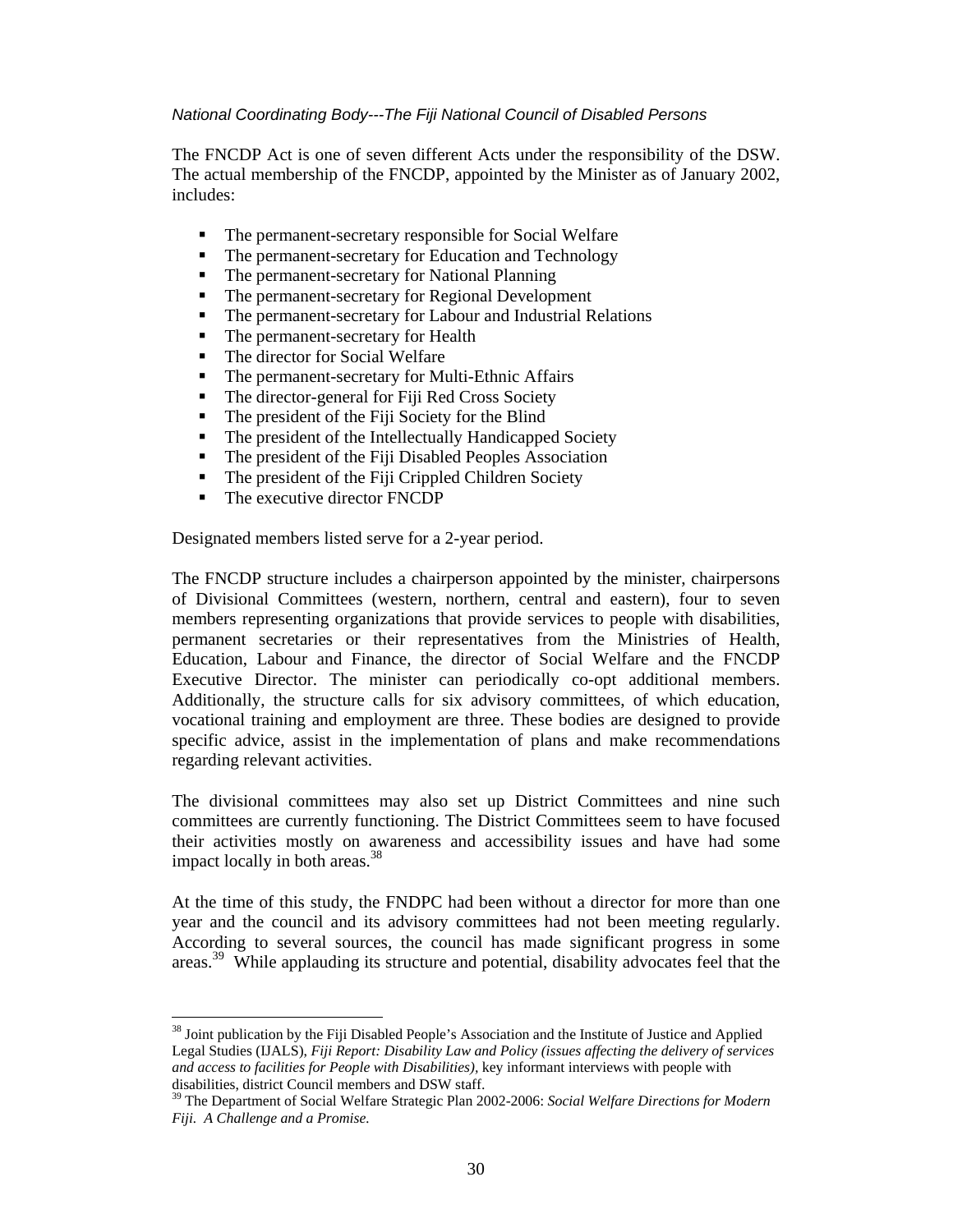*National Coordinating Body---The Fiji National Council of Disabled Persons*

The FNCDP Act is one of seven different Acts under the responsibility of the DSW. The actual membership of the FNCDP, appointed by the Minister as of January 2002, includes:

- The permanent-secretary responsible for Social Welfare
- The permanent-secretary for Education and Technology
- The permanent-secretary for National Planning
- The permanent-secretary for Regional Development
- The permanent-secretary for Labour and Industrial Relations
- The permanent-secretary for Health
- The director for Social Welfare
- The permanent-secretary for Multi-Ethnic Affairs
- The director-general for Fiji Red Cross Society
- The president of the Fiji Society for the Blind
- The president of the Intellectually Handicapped Society
- The president of the Fiji Disabled Peoples Association
- The president of the Fiji Crippled Children Society
- The executive director FNCDP

Designated members listed serve for a 2-year period.

The FNCDP structure includes a chairperson appointed by the minister, chairpersons of Divisional Committees (western, northern, central and eastern), four to seven members representing organizations that provide services to people with disabilities, permanent secretaries or their representatives from the Ministries of Health, Education, Labour and Finance, the director of Social Welfare and the FNCDP Executive Director. The minister can periodically co-opt additional members. Additionally, the structure calls for six advisory committees, of which education, vocational training and employment are three. These bodies are designed to provide specific advice, assist in the implementation of plans and make recommendations regarding relevant activities.

The divisional committees may also set up District Committees and nine such committees are currently functioning. The District Committees seem to have focused their activities mostly on awareness and accessibility issues and have had some impact locally in both areas.[38]

At the time of this study, the FNDPC had been without a director for more than one year and the council and its advisory committees had not been meeting regularly. According to several sources, the council has made significant progress in some areas.[39] While applauding its structure and potential, disability advocates feel that the

[38] Joint publication by the Fiji Disabled People's Association and the Institute of Justice and Applied Legal Studies (IJALS), *Fiji Report: Disability Law and Policy (issues affecting the delivery of services and access to facilities for People with Disabilities)*, key informant interviews with people with disabilities, district Council members and DSW staff.

[39] The Department of Social Welfare Strategic Plan 2002-2006: *Social Welfare Directions for Modern Fiji. A Challenge and a Promise.*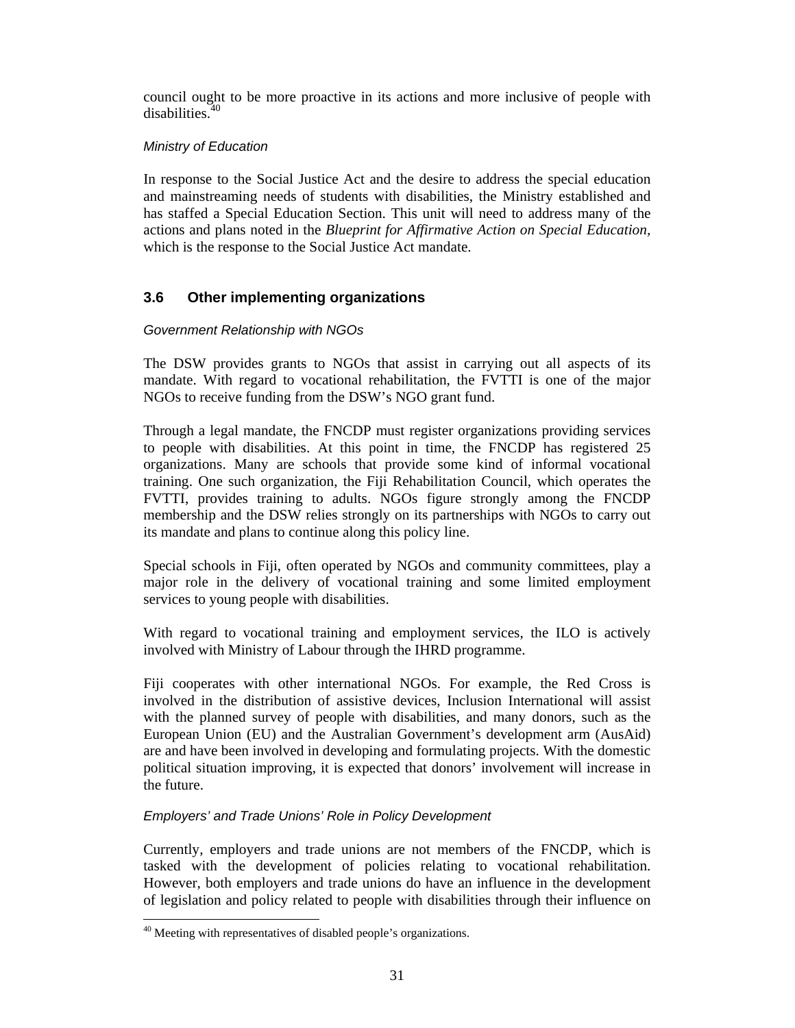council ought to be more proactive in its actions and more inclusive of people with disabilities.[40]

*Ministry of Education*

In response to the Social Justice Act and the desire to address the special education and mainstreaming needs of students with disabilities, the Ministry established and has staffed a Special Education Section. This unit will need to address many of the actions and plans noted in the *Blueprint for Affirmative Action on Special Education*, which is the response to the Social Justice Act mandate.

## 3.6 Other implementing organizations

*Government Relationship with NGOs*

The DSW provides grants to NGOs that assist in carrying out all aspects of its mandate. With regard to vocational rehabilitation, the FVTTI is one of the major NGOs to receive funding from the DSW's NGO grant fund.

Through a legal mandate, the FNCDP must register organizations providing services to people with disabilities. At this point in time, the FNCDP has registered 25 organizations. Many are schools that provide some kind of informal vocational training. One such organization, the Fiji Rehabilitation Council, which operates the FVTTI, provides training to adults. NGOs figure strongly among the FNCDP membership and the DSW relies strongly on its partnerships with NGOs to carry out its mandate and plans to continue along this policy line.

Special schools in Fiji, often operated by NGOs and community committees, play a major role in the delivery of vocational training and some limited employment services to young people with disabilities.

With regard to vocational training and employment services, the ILO is actively involved with Ministry of Labour through the IHRD programme.

Fiji cooperates with other international NGOs. For example, the Red Cross is involved in the distribution of assistive devices, Inclusion International will assist with the planned survey of people with disabilities, and many donors, such as the European Union (EU) and the Australian Government's development arm (AusAid) are and have been involved in developing and formulating projects. With the domestic political situation improving, it is expected that donors' involvement will increase in the future.

*Employers' and Trade Unions' Role in Policy Development*

Currently, employers and trade unions are not members of the FNCDP, which is tasked with the development of policies relating to vocational rehabilitation. However, both employers and trade unions do have an influence in the development of legislation and policy related to people with disabilities through their influence on

[40] Meeting with representatives of disabled people's organizations.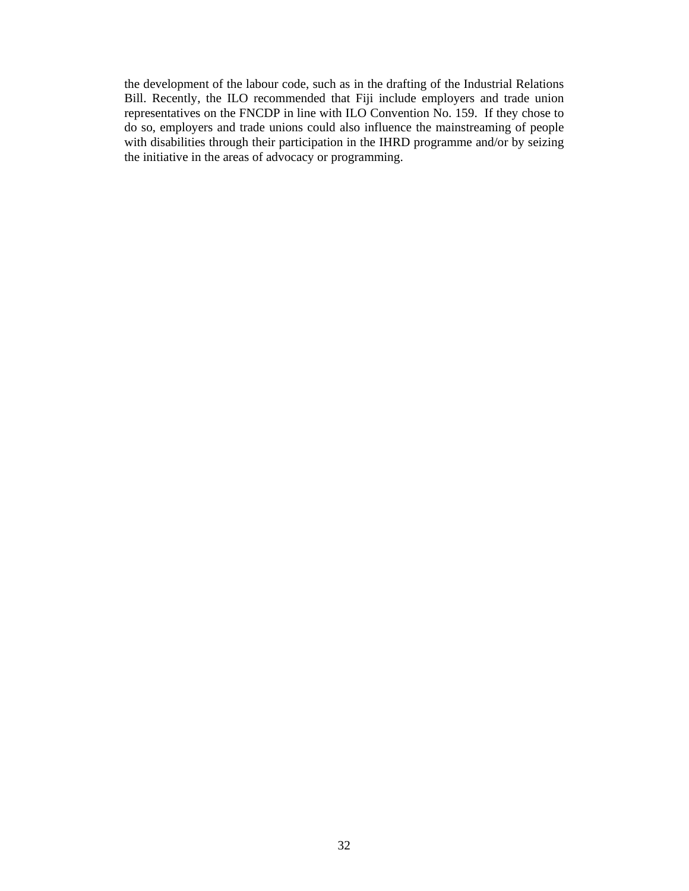the development of the labour code, such as in the drafting of the Industrial Relations Bill. Recently, the ILO recommended that Fiji include employers and trade union representatives on the FNCDP in line with ILO Convention No. 159. If they chose to do so, employers and trade unions could also influence the mainstreaming of people with disabilities through their participation in the IHRD programme and/or by seizing the initiative in the areas of advocacy or programming.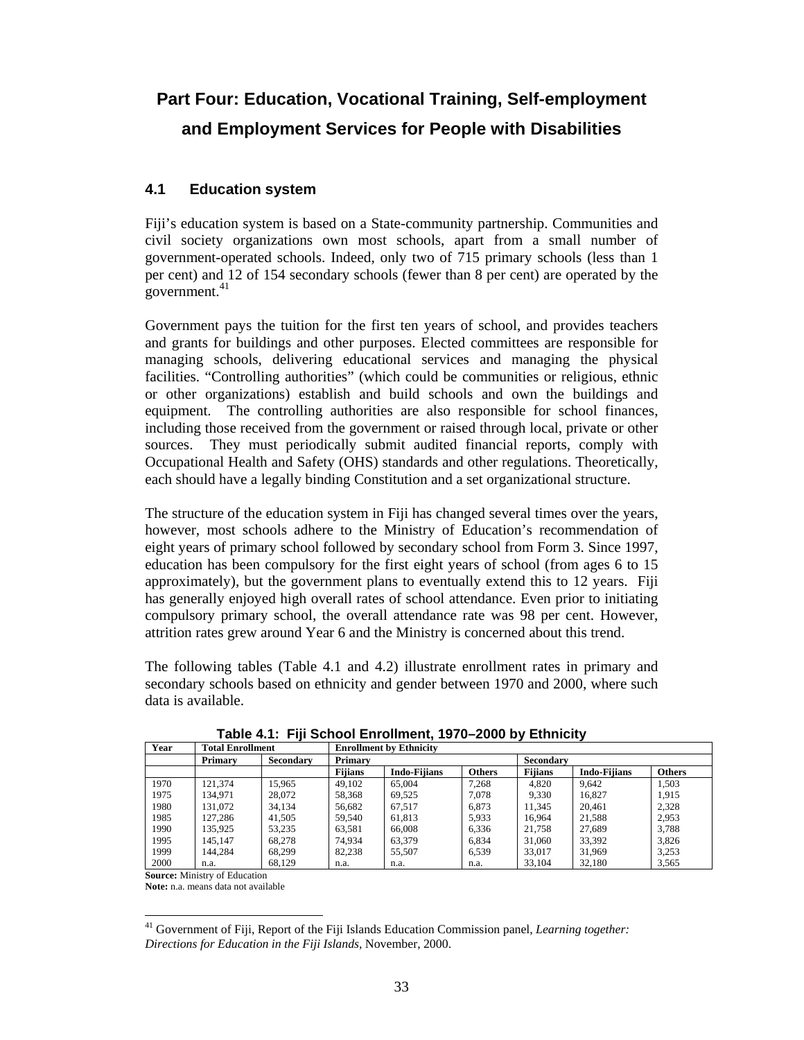# Part Four: Education, Vocational Training, Self-employment and Employment Services for People with Disabilities

## 4.1 Education system

Fiji's education system is based on a State-community partnership. Communities and civil society organizations own most schools, apart from a small number of government-operated schools. Indeed, only two of 715 primary schools (less than 1 per cent) and 12 of 154 secondary schools (fewer than 8 per cent) are operated by the government.[41]

Government pays the tuition for the first ten years of school, and provides teachers and grants for buildings and other purposes. Elected committees are responsible for managing schools, delivering educational services and managing the physical facilities. "Controlling authorities" (which could be communities or religious, ethnic or other organizations) establish and build schools and own the buildings and equipment. The controlling authorities are also responsible for school finances, including those received from the government or raised through local, private or other sources. They must periodically submit audited financial reports, comply with Occupational Health and Safety (OHS) standards and other regulations. Theoretically, each should have a legally binding Constitution and a set organizational structure.

The structure of the education system in Fiji has changed several times over the years, however, most schools adhere to the Ministry of Education's recommendation of eight years of primary school followed by secondary school from Form 3. Since 1997, education has been compulsory for the first eight years of school (from ages 6 to 15 approximately), but the government plans to eventually extend this to 12 years. Fiji has generally enjoyed high overall rates of school attendance. Even prior to initiating compulsory primary school, the overall attendance rate was 98 per cent. However, attrition rates grew around Year 6 and the Ministry is concerned about this trend.

The following tables (Table 4.1 and 4.2) illustrate enrollment rates in primary and secondary schools based on ethnicity and gender between 1970 and 2000, where such data is available.

**Table 4.1: Fiji School Enrollment, 1970–2000 by Ethnicity**

| Year | Total Enrollment | | Enrollment by Ethnicity | | | | | |
|---|---|---|---|---|---|---|---|---|
| | Primary | Secondary | Primary | | | Secondary | | |
| | | | Fijians | Indo-Fijians | Others | Fijians | Indo-Fijians | Others |
| 1970 | 121,374 | 15,965 | 49,102 | 65,004 | 7,268 | 4,820 | 9,642 | 1,503 |
| 1975 | 134,971 | 28,072 | 58,368 | 69,525 | 7,078 | 9,330 | 16,827 | 1,915 |
| 1980 | 131,072 | 34,134 | 56,682 | 67,517 | 6,873 | 11,345 | 20,461 | 2,328 |
| 1985 | 127,286 | 41,505 | 59,540 | 61,813 | 5,933 | 16,964 | 21,588 | 2,953 |
| 1990 | 135,925 | 53,235 | 63,581 | 66,008 | 6,336 | 21,758 | 27,689 | 3,788 |
| 1995 | 145,147 | 68,278 | 74,934 | 63,379 | 6,834 | 31,060 | 33,392 | 3,826 |
| 1999 | 144,284 | 68,299 | 82,238 | 55,507 | 6,539 | 33,017 | 31,969 | 3,253 |
| 2000 | n.a. | 68,129 | n.a. | n.a. | n.a. | 33,104 | 32,180 | 3,565 |

**Source:** Ministry of Education
**Note:** n.a. means data not available

[41] Government of Fiji, Report of the Fiji Islands Education Commission panel, *Learning together: Directions for Education in the Fiji Islands*, November, 2000.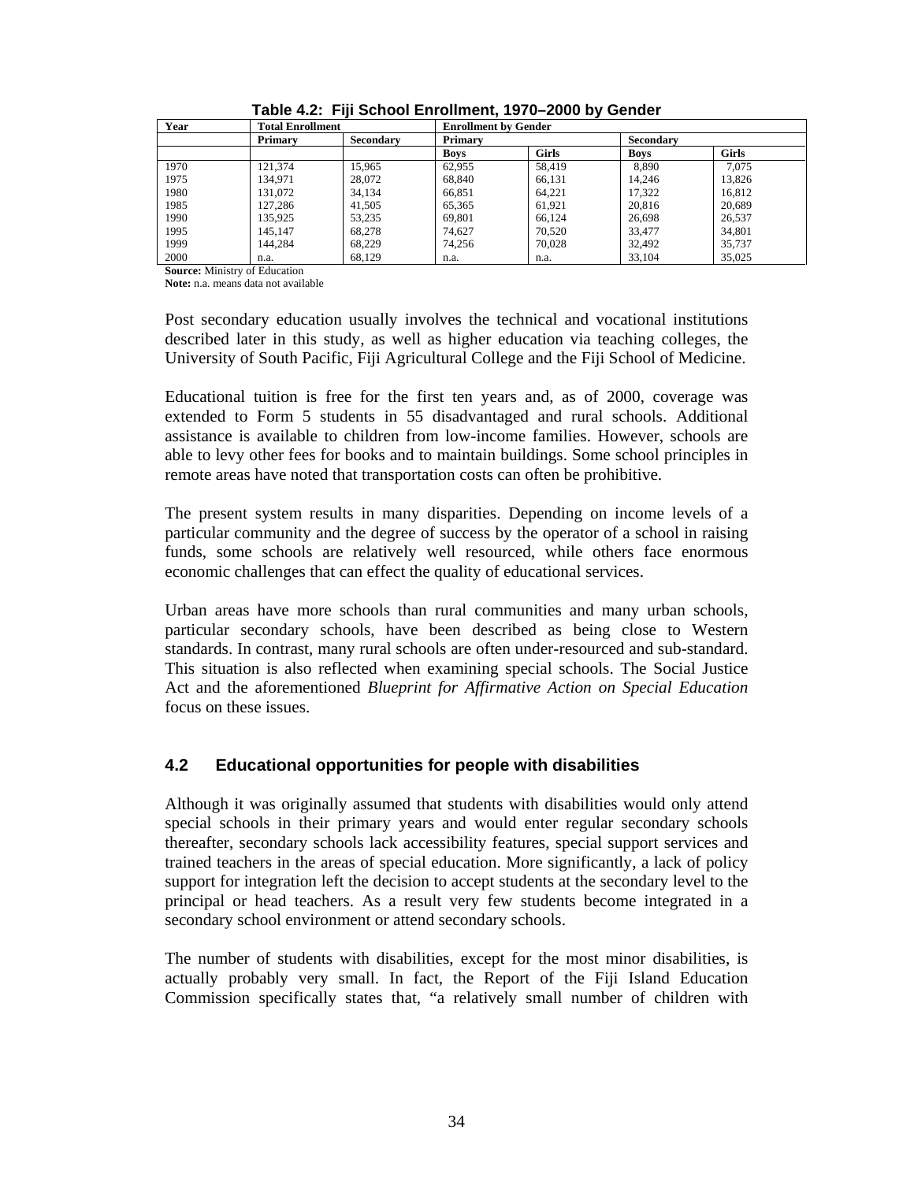**Table 4.2: Fiji School Enrollment, 1970–2000 by Gender**

| Year | Total Enrollment | | Enrollment by Gender | | | |
|---|---|---|---|---|---|---|
| | Primary | Secondary | Primary | | Secondary | |
| | | | Boys | Girls | Boys | Girls |
| 1970 | 121,374 | 15,965 | 62,955 | 58,419 | 8,890 | 7,075 |
| 1975 | 134,971 | 28,072 | 68,840 | 66,131 | 14,246 | 13,826 |
| 1980 | 131,072 | 34,134 | 66,851 | 64,221 | 17,322 | 16,812 |
| 1985 | 127,286 | 41,505 | 65,365 | 61,921 | 20,816 | 20,689 |
| 1990 | 135,925 | 53,235 | 69,801 | 66,124 | 26,698 | 26,537 |
| 1995 | 145,147 | 68,278 | 74,627 | 70,520 | 33,477 | 34,801 |
| 1999 | 144,284 | 68,229 | 74,256 | 70,028 | 32,492 | 35,737 |
| 2000 | n.a. | 68,129 | n.a. | n.a. | 33,104 | 35,025 |

**Source:** Ministry of Education
**Note:** n.a. means data not available

Post secondary education usually involves the technical and vocational institutions described later in this study, as well as higher education via teaching colleges, the University of South Pacific, Fiji Agricultural College and the Fiji School of Medicine.

Educational tuition is free for the first ten years and, as of 2000, coverage was extended to Form 5 students in 55 disadvantaged and rural schools. Additional assistance is available to children from low-income families. However, schools are able to levy other fees for books and to maintain buildings. Some school principles in remote areas have noted that transportation costs can often be prohibitive.

The present system results in many disparities. Depending on income levels of a particular community and the degree of success by the operator of a school in raising funds, some schools are relatively well resourced, while others face enormous economic challenges that can effect the quality of educational services.

Urban areas have more schools than rural communities and many urban schools, particular secondary schools, have been described as being close to Western standards. In contrast, many rural schools are often under-resourced and sub-standard. This situation is also reflected when examining special schools. The Social Justice Act and the aforementioned *Blueprint for Affirmative Action on Special Education* focus on these issues.

## 4.2 Educational opportunities for people with disabilities

Although it was originally assumed that students with disabilities would only attend special schools in their primary years and would enter regular secondary schools thereafter, secondary schools lack accessibility features, special support services and trained teachers in the areas of special education. More significantly, a lack of policy support for integration left the decision to accept students at the secondary level to the principal or head teachers. As a result very few students become integrated in a secondary school environment or attend secondary schools.

The number of students with disabilities, except for the most minor disabilities, is actually probably very small. In fact, the Report of the Fiji Island Education Commission specifically states that, "a relatively small number of children with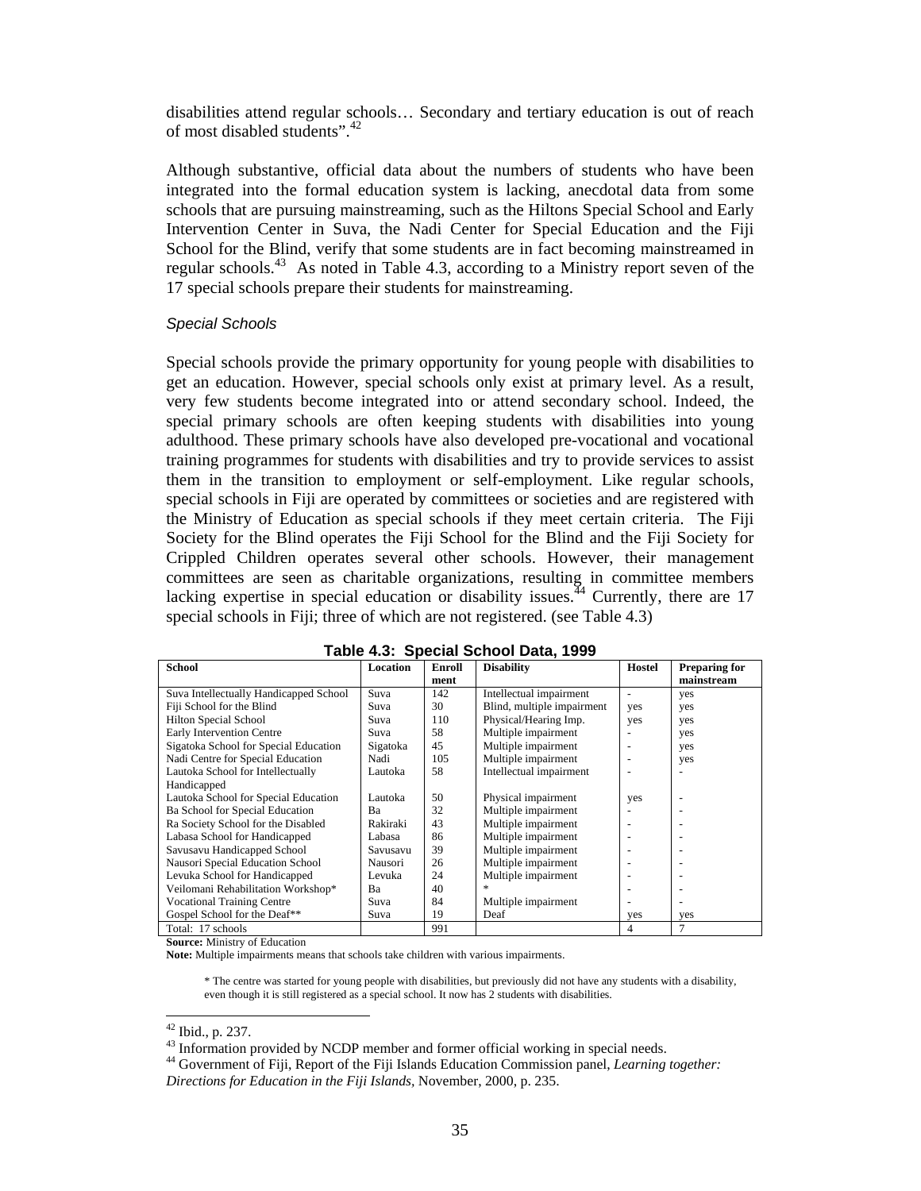disabilities attend regular schools… Secondary and tertiary education is out of reach of most disabled students".[42]

Although substantive, official data about the numbers of students who have been integrated into the formal education system is lacking, anecdotal data from some schools that are pursuing mainstreaming, such as the Hiltons Special School and Early Intervention Center in Suva, the Nadi Center for Special Education and the Fiji School for the Blind, verify that some students are in fact becoming mainstreamed in regular schools.[43] As noted in Table 4.3, according to a Ministry report seven of the 17 special schools prepare their students for mainstreaming.

*Special Schools*

Special schools provide the primary opportunity for young people with disabilities to get an education. However, special schools only exist at primary level. As a result, very few students become integrated into or attend secondary school. Indeed, the special primary schools are often keeping students with disabilities into young adulthood. These primary schools have also developed pre-vocational and vocational training programmes for students with disabilities and try to provide services to assist them in the transition to employment or self-employment. Like regular schools, special schools in Fiji are operated by committees or societies and are registered with the Ministry of Education as special schools if they meet certain criteria. The Fiji Society for the Blind operates the Fiji School for the Blind and the Fiji Society for Crippled Children operates several other schools. However, their management committees are seen as charitable organizations, resulting in committee members lacking expertise in special education or disability issues.[44] Currently, there are 17 special schools in Fiji; three of which are not registered. (see Table 4.3)

**Table 4.3: Special School Data, 1999**

| School | Location | Enrollment | Disability | Hostel | Preparing for mainstream |
|---|---|---|---|---|---|
| Suva Intellectually Handicapped School | Suva | 142 | Intellectual impairment | - | yes |
| Fiji School for the Blind | Suva | 30 | Blind, multiple impairment | yes | yes |
| Hilton Special School | Suva | 110 | Physical/Hearing Imp. | yes | yes |
| Early Intervention Centre | Suva | 58 | Multiple impairment | - | yes |
| Sigatoka School for Special Education | Sigatoka | 45 | Multiple impairment | - | yes |
| Nadi Centre for Special Education | Nadi | 105 | Multiple impairment | - | yes |
| Lautoka School for Intellectually Handicapped | Lautoka | 58 | Intellectual impairment | - | - |
| Lautoka School for Special Education | Lautoka | 50 | Physical impairment | yes | - |
| Ba School for Special Education | Ba | 32 | Multiple impairment | - | - |
| Ra Society School for the Disabled | Rakiraki | 43 | Multiple impairment | - | - |
| Labasa School for Handicapped | Labasa | 86 | Multiple impairment | - | - |
| Savusavu Handicapped School | Savusavu | 39 | Multiple impairment | - | - |
| Nausori Special Education School | Nausori | 26 | Multiple impairment | - | - |
| Levuka School for Handicapped | Levuka | 24 | Multiple impairment | - | - |
| Veilomani Rehabilitation Workshop* | Ba | 40 | * | - | - |
| Vocational Training Centre | Suva | 84 | Multiple impairment | - | - |
| Gospel School for the Deaf** | Suva | 19 | Deaf | yes | yes |
| Total: 17 schools | | 991 | | 4 | 7 |

**Source:** Ministry of Education

**Note:** Multiple impairments means that schools take children with various impairments.

\* The centre was started for young people with disabilities, but previously did not have any students with a disability, even though it is still registered as a special school. It now has 2 students with disabilities.

[42] Ibid., p. 237.

[43] Information provided by NCDP member and former official working in special needs.

[44] Government of Fiji, Report of the Fiji Islands Education Commission panel, *Learning together: Directions for Education in the Fiji Islands*, November, 2000, p. 235.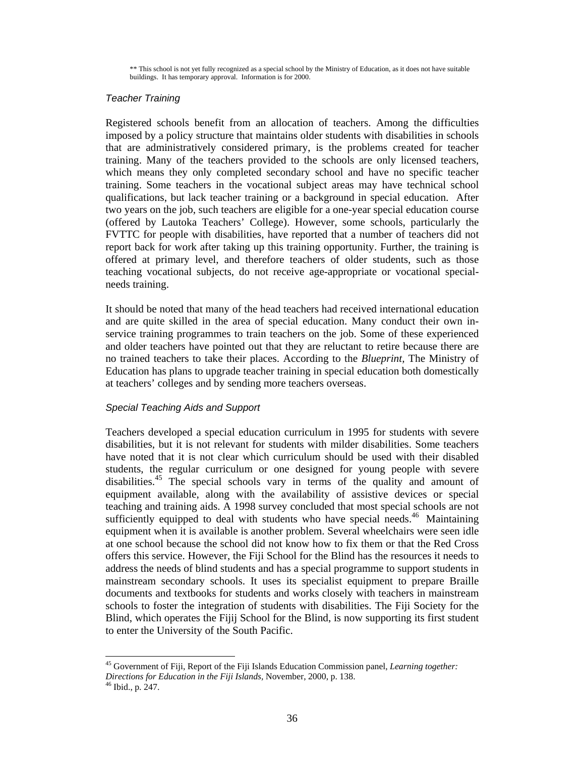\*\* This school is not yet fully recognized as a special school by the Ministry of Education, as it does not have suitable buildings. It has temporary approval. Information is for 2000.

### *Teacher Training*

Registered schools benefit from an allocation of teachers. Among the difficulties imposed by a policy structure that maintains older students with disabilities in schools that are administratively considered primary, is the problems created for teacher training. Many of the teachers provided to the schools are only licensed teachers, which means they only completed secondary school and have no specific teacher training. Some teachers in the vocational subject areas may have technical school qualifications, but lack teacher training or a background in special education. After two years on the job, such teachers are eligible for a one-year special education course (offered by Lautoka Teachers' College). However, some schools, particularly the FVTTC for people with disabilities, have reported that a number of teachers did not report back for work after taking up this training opportunity. Further, the training is offered at primary level, and therefore teachers of older students, such as those teaching vocational subjects, do not receive age-appropriate or vocational special-needs training.

It should be noted that many of the head teachers had received international education and are quite skilled in the area of special education. Many conduct their own in-service training programmes to train teachers on the job. Some of these experienced and older teachers have pointed out that they are reluctant to retire because there are no trained teachers to take their places. According to the *Blueprint*, The Ministry of Education has plans to upgrade teacher training in special education both domestically at teachers' colleges and by sending more teachers overseas.

### *Special Teaching Aids and Support*

Teachers developed a special education curriculum in 1995 for students with severe disabilities, but it is not relevant for students with milder disabilities. Some teachers have noted that it is not clear which curriculum should be used with their disabled students, the regular curriculum or one designed for young people with severe disabilities.[45] The special schools vary in terms of the quality and amount of equipment available, along with the availability of assistive devices or special teaching and training aids. A 1998 survey concluded that most special schools are not sufficiently equipped to deal with students who have special needs.[46] Maintaining equipment when it is available is another problem. Several wheelchairs were seen idle at one school because the school did not know how to fix them or that the Red Cross offers this service. However, the Fiji School for the Blind has the resources it needs to address the needs of blind students and has a special programme to support students in mainstream secondary schools. It uses its specialist equipment to prepare Braille documents and textbooks for students and works closely with teachers in mainstream schools to foster the integration of students with disabilities. The Fiji Society for the Blind, which operates the Fijij School for the Blind, is now supporting its first student to enter the University of the South Pacific.

---

[45] Government of Fiji, Report of the Fiji Islands Education Commission panel, *Learning together: Directions for Education in the Fiji Islands*, November, 2000, p. 138.

[46] Ibid., p. 247.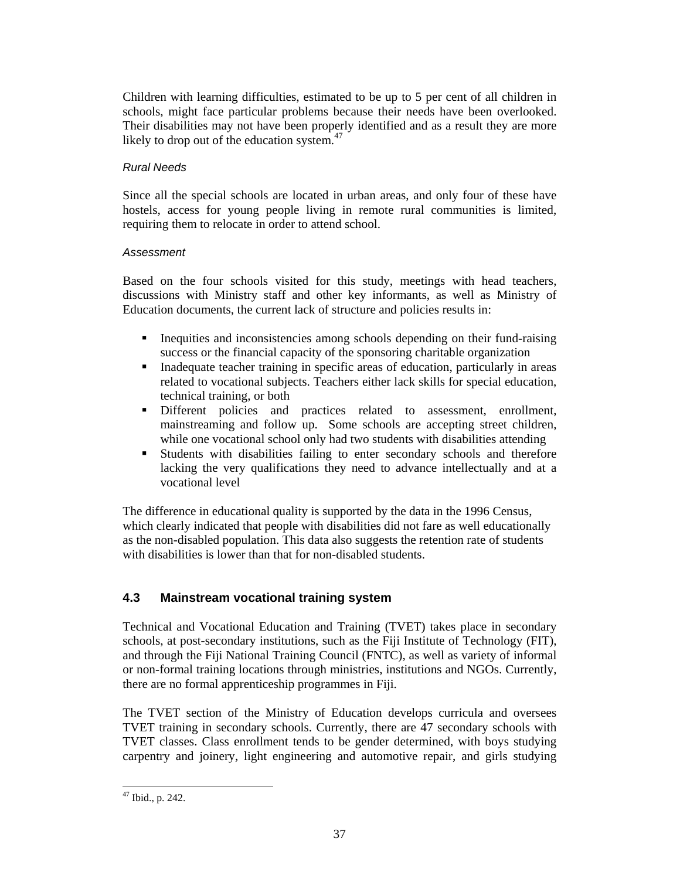Children with learning difficulties, estimated to be up to 5 per cent of all children in schools, might face particular problems because their needs have been overlooked. Their disabilities may not have been properly identified and as a result they are more likely to drop out of the education system.[47]

*Rural Needs*

Since all the special schools are located in urban areas, and only four of these have hostels, access for young people living in remote rural communities is limited, requiring them to relocate in order to attend school.

*Assessment*

Based on the four schools visited for this study, meetings with head teachers, discussions with Ministry staff and other key informants, as well as Ministry of Education documents, the current lack of structure and policies results in:

- Inequities and inconsistencies among schools depending on their fund-raising success or the financial capacity of the sponsoring charitable organization
- Inadequate teacher training in specific areas of education, particularly in areas related to vocational subjects. Teachers either lack skills for special education, technical training, or both
- Different policies and practices related to assessment, enrollment, mainstreaming and follow up. Some schools are accepting street children, while one vocational school only had two students with disabilities attending
- Students with disabilities failing to enter secondary schools and therefore lacking the very qualifications they need to advance intellectually and at a vocational level

The difference in educational quality is supported by the data in the 1996 Census, which clearly indicated that people with disabilities did not fare as well educationally as the non-disabled population. This data also suggests the retention rate of students with disabilities is lower than that for non-disabled students.

### 4.3 Mainstream vocational training system

Technical and Vocational Education and Training (TVET) takes place in secondary schools, at post-secondary institutions, such as the Fiji Institute of Technology (FIT), and through the Fiji National Training Council (FNTC), as well as variety of informal or non-formal training locations through ministries, institutions and NGOs. Currently, there are no formal apprenticeship programmes in Fiji.

The TVET section of the Ministry of Education develops curricula and oversees TVET training in secondary schools. Currently, there are 47 secondary schools with TVET classes. Class enrollment tends to be gender determined, with boys studying carpentry and joinery, light engineering and automotive repair, and girls studying

[47] Ibid., p. 242.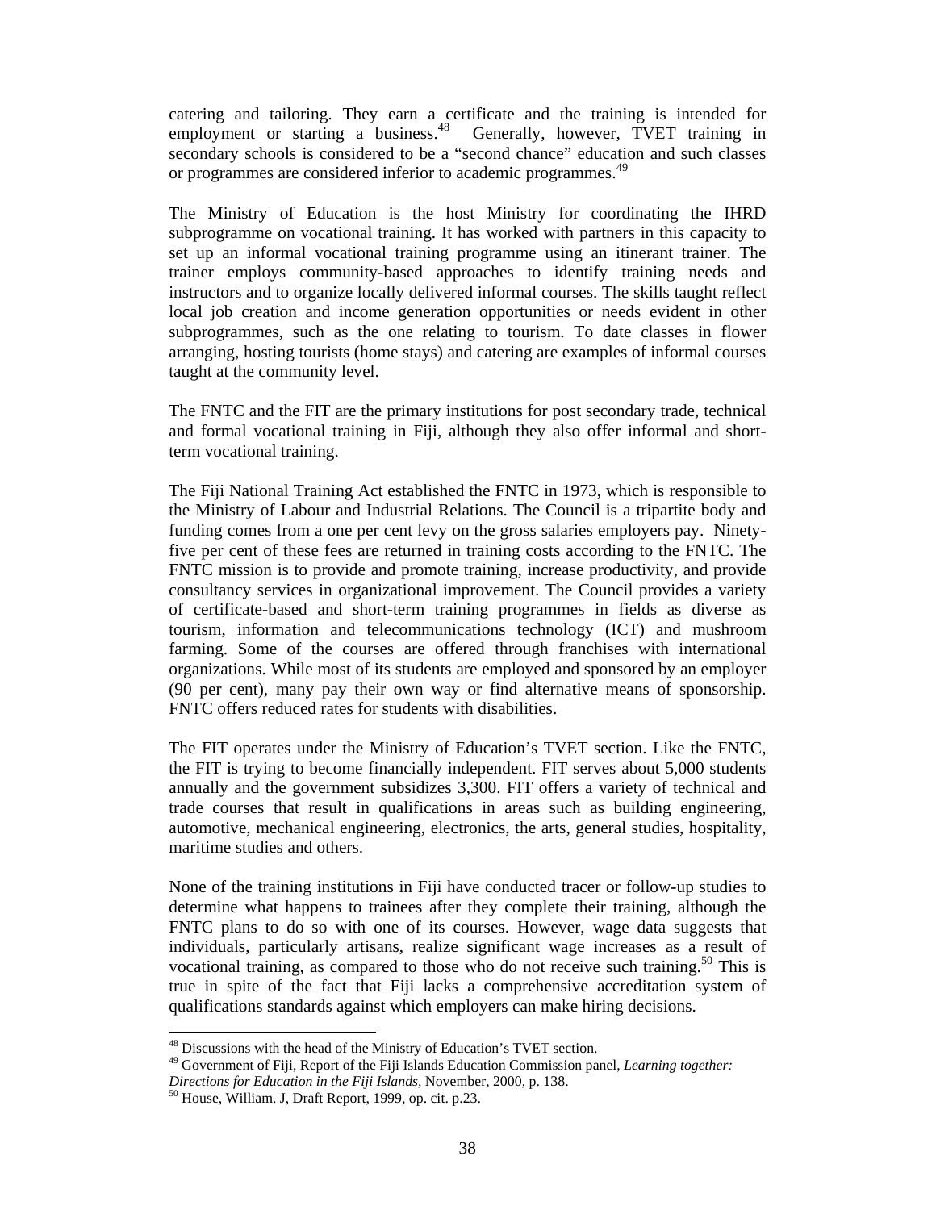catering and tailoring. They earn a certificate and the training is intended for employment or starting a business.[48] Generally, however, TVET training in secondary schools is considered to be a "second chance" education and such classes or programmes are considered inferior to academic programmes.[49]

The Ministry of Education is the host Ministry for coordinating the IHRD subprogramme on vocational training. It has worked with partners in this capacity to set up an informal vocational training programme using an itinerant trainer. The trainer employs community-based approaches to identify training needs and instructors and to organize locally delivered informal courses. The skills taught reflect local job creation and income generation opportunities or needs evident in other subprogrammes, such as the one relating to tourism. To date classes in flower arranging, hosting tourists (home stays) and catering are examples of informal courses taught at the community level.

The FNTC and the FIT are the primary institutions for post secondary trade, technical and formal vocational training in Fiji, although they also offer informal and short-term vocational training.

The Fiji National Training Act established the FNTC in 1973, which is responsible to the Ministry of Labour and Industrial Relations. The Council is a tripartite body and funding comes from a one per cent levy on the gross salaries employers pay. Ninety-five per cent of these fees are returned in training costs according to the FNTC. The FNTC mission is to provide and promote training, increase productivity, and provide consultancy services in organizational improvement. The Council provides a variety of certificate-based and short-term training programmes in fields as diverse as tourism, information and telecommunications technology (ICT) and mushroom farming. Some of the courses are offered through franchises with international organizations. While most of its students are employed and sponsored by an employer (90 per cent), many pay their own way or find alternative means of sponsorship. FNTC offers reduced rates for students with disabilities.

The FIT operates under the Ministry of Education's TVET section. Like the FNTC, the FIT is trying to become financially independent. FIT serves about 5,000 students annually and the government subsidizes 3,300. FIT offers a variety of technical and trade courses that result in qualifications in areas such as building engineering, automotive, mechanical engineering, electronics, the arts, general studies, hospitality, maritime studies and others.

None of the training institutions in Fiji have conducted tracer or follow-up studies to determine what happens to trainees after they complete their training, although the FNTC plans to do so with one of its courses. However, wage data suggests that individuals, particularly artisans, realize significant wage increases as a result of vocational training, as compared to those who do not receive such training.[50] This is true in spite of the fact that Fiji lacks a comprehensive accreditation system of qualifications standards against which employers can make hiring decisions.

---

[48] Discussions with the head of the Ministry of Education's TVET section.

[49] Government of Fiji, Report of the Fiji Islands Education Commission panel, *Learning together: Directions for Education in the Fiji Islands*, November, 2000, p. 138.

[50] House, William. J, Draft Report, 1999, op. cit. p.23.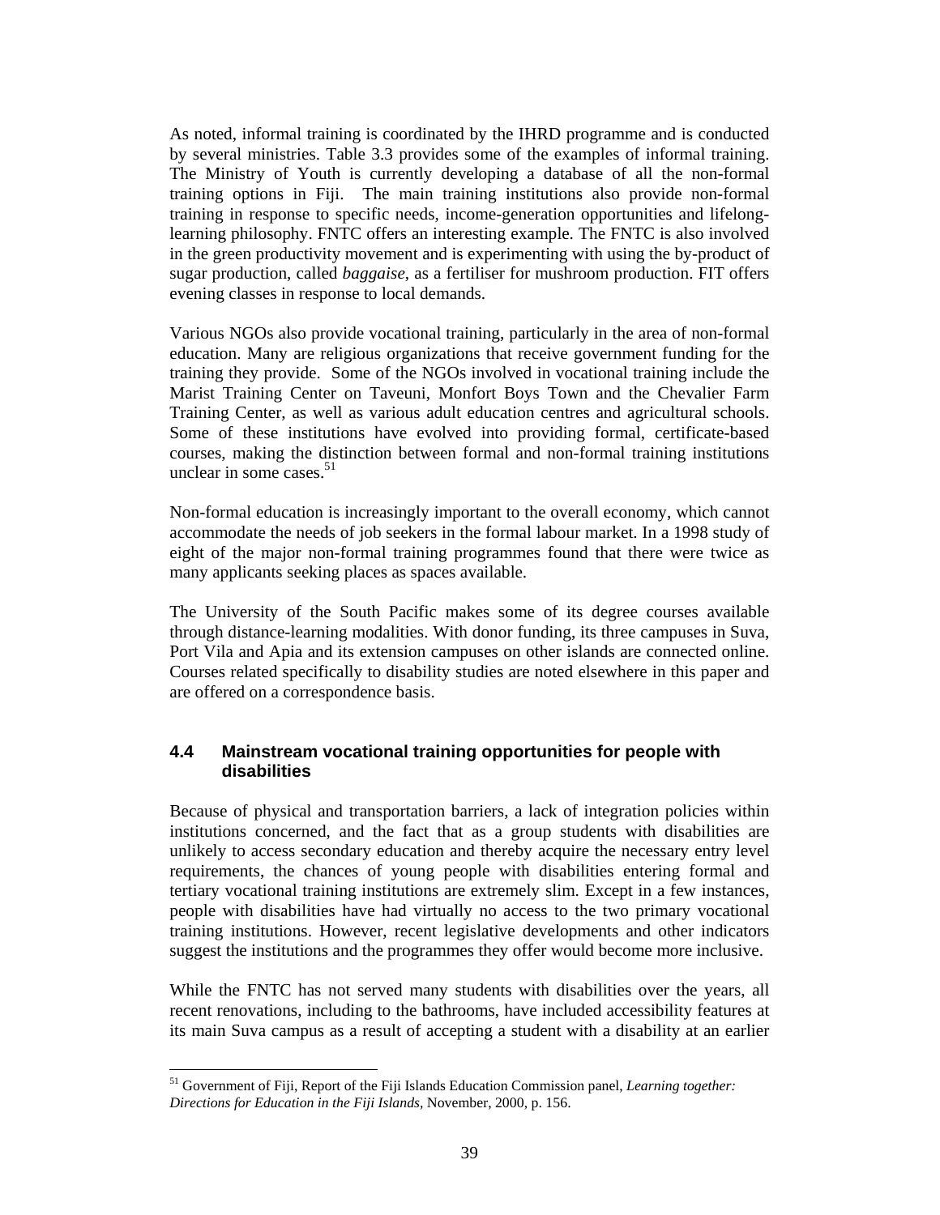As noted, informal training is coordinated by the IHRD programme and is conducted by several ministries. Table 3.3 provides some of the examples of informal training. The Ministry of Youth is currently developing a database of all the non-formal training options in Fiji. The main training institutions also provide non-formal training in response to specific needs, income-generation opportunities and lifelong-learning philosophy. FNTC offers an interesting example. The FNTC is also involved in the green productivity movement and is experimenting with using the by-product of sugar production, called *baggaise*, as a fertiliser for mushroom production. FIT offers evening classes in response to local demands.

Various NGOs also provide vocational training, particularly in the area of non-formal education. Many are religious organizations that receive government funding for the training they provide. Some of the NGOs involved in vocational training include the Marist Training Center on Taveuni, Monfort Boys Town and the Chevalier Farm Training Center, as well as various adult education centres and agricultural schools. Some of these institutions have evolved into providing formal, certificate-based courses, making the distinction between formal and non-formal training institutions unclear in some cases.[51]

Non-formal education is increasingly important to the overall economy, which cannot accommodate the needs of job seekers in the formal labour market. In a 1998 study of eight of the major non-formal training programmes found that there were twice as many applicants seeking places as spaces available.

The University of the South Pacific makes some of its degree courses available through distance-learning modalities. With donor funding, its three campuses in Suva, Port Vila and Apia and its extension campuses on other islands are connected online. Courses related specifically to disability studies are noted elsewhere in this paper and are offered on a correspondence basis.

### 4.4 Mainstream vocational training opportunities for people with disabilities

Because of physical and transportation barriers, a lack of integration policies within institutions concerned, and the fact that as a group students with disabilities are unlikely to access secondary education and thereby acquire the necessary entry level requirements, the chances of young people with disabilities entering formal and tertiary vocational training institutions are extremely slim. Except in a few instances, people with disabilities have had virtually no access to the two primary vocational training institutions. However, recent legislative developments and other indicators suggest the institutions and the programmes they offer would become more inclusive.

While the FNTC has not served many students with disabilities over the years, all recent renovations, including to the bathrooms, have included accessibility features at its main Suva campus as a result of accepting a student with a disability at an earlier

---

[51] Government of Fiji, Report of the Fiji Islands Education Commission panel, *Learning together: Directions for Education in the Fiji Islands*, November, 2000, p. 156.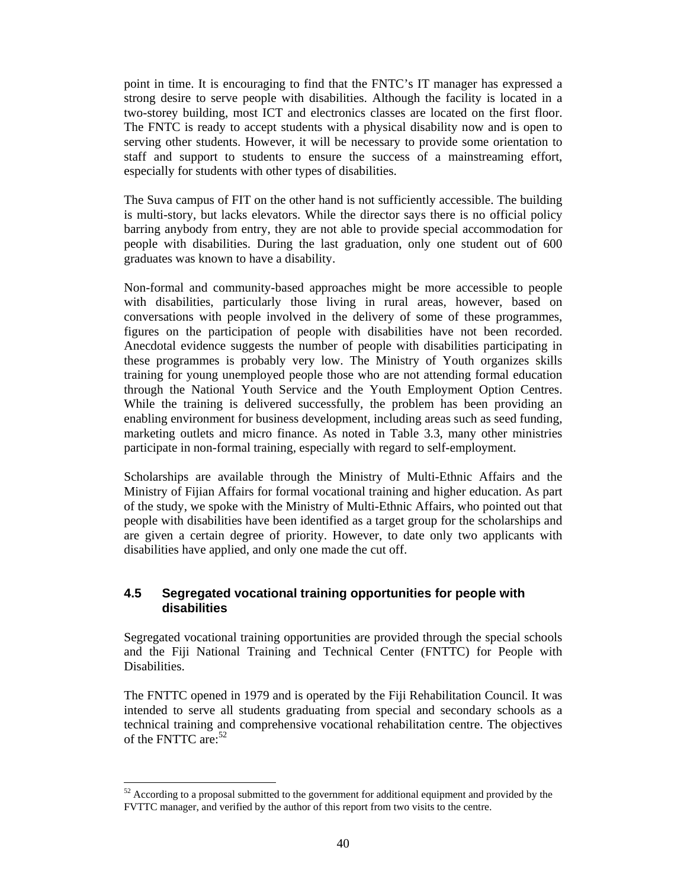point in time. It is encouraging to find that the FNTC's IT manager has expressed a strong desire to serve people with disabilities. Although the facility is located in a two-storey building, most ICT and electronics classes are located on the first floor. The FNTC is ready to accept students with a physical disability now and is open to serving other students. However, it will be necessary to provide some orientation to staff and support to students to ensure the success of a mainstreaming effort, especially for students with other types of disabilities.

The Suva campus of FIT on the other hand is not sufficiently accessible. The building is multi-story, but lacks elevators. While the director says there is no official policy barring anybody from entry, they are not able to provide special accommodation for people with disabilities. During the last graduation, only one student out of 600 graduates was known to have a disability.

Non-formal and community-based approaches might be more accessible to people with disabilities, particularly those living in rural areas, however, based on conversations with people involved in the delivery of some of these programmes, figures on the participation of people with disabilities have not been recorded. Anecdotal evidence suggests the number of people with disabilities participating in these programmes is probably very low. The Ministry of Youth organizes skills training for young unemployed people those who are not attending formal education through the National Youth Service and the Youth Employment Option Centres. While the training is delivered successfully, the problem has been providing an enabling environment for business development, including areas such as seed funding, marketing outlets and micro finance. As noted in Table 3.3, many other ministries participate in non-formal training, especially with regard to self-employment.

Scholarships are available through the Ministry of Multi-Ethnic Affairs and the Ministry of Fijian Affairs for formal vocational training and higher education. As part of the study, we spoke with the Ministry of Multi-Ethnic Affairs, who pointed out that people with disabilities have been identified as a target group for the scholarships and are given a certain degree of priority. However, to date only two applicants with disabilities have applied, and only one made the cut off.

### 4.5 Segregated vocational training opportunities for people with disabilities

Segregated vocational training opportunities are provided through the special schools and the Fiji National Training and Technical Center (FNTTC) for People with Disabilities.

The FNTTC opened in 1979 and is operated by the Fiji Rehabilitation Council. It was intended to serve all students graduating from special and secondary schools as a technical training and comprehensive vocational rehabilitation centre. The objectives of the FNTTC are:[52]

[52] According to a proposal submitted to the government for additional equipment and provided by the FVTTC manager, and verified by the author of this report from two visits to the centre.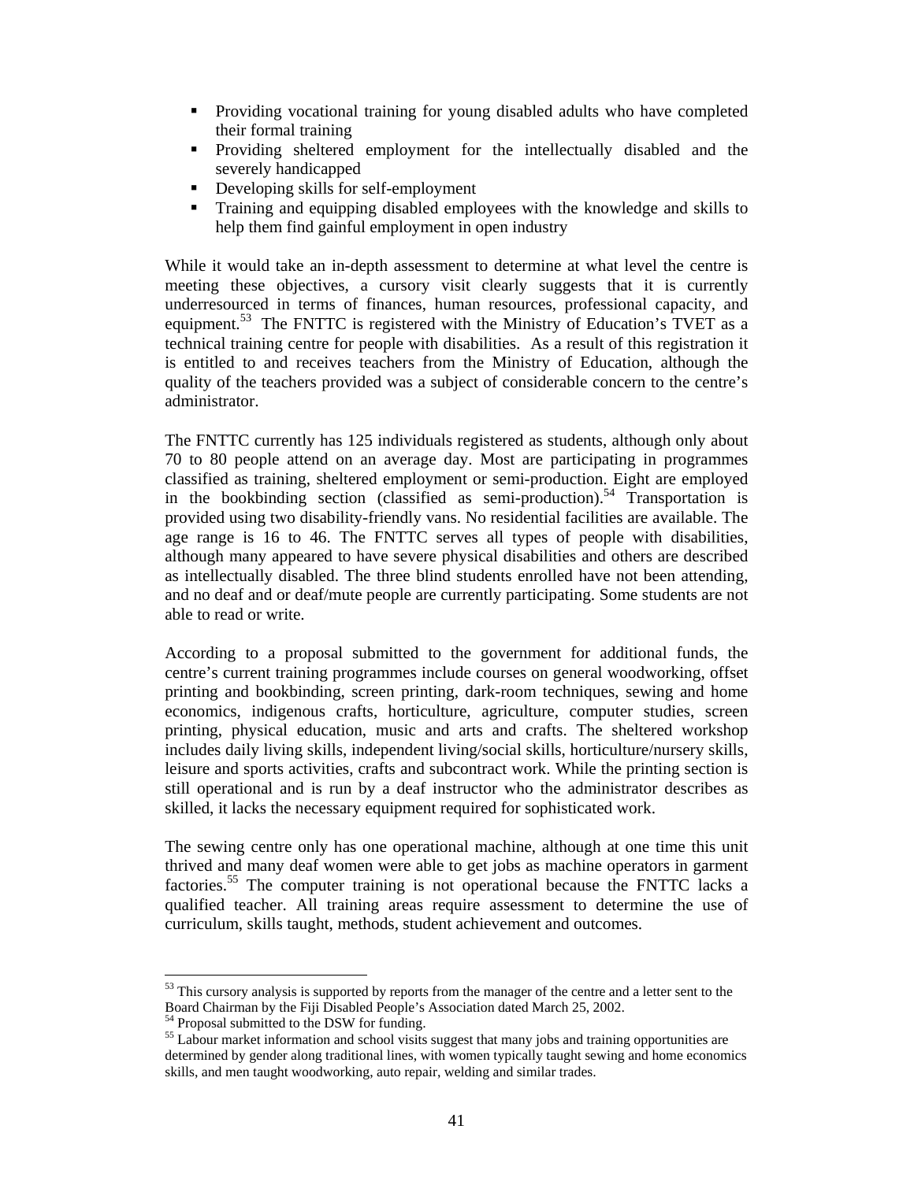- Providing vocational training for young disabled adults who have completed their formal training
- Providing sheltered employment for the intellectually disabled and the severely handicapped
- Developing skills for self-employment
- Training and equipping disabled employees with the knowledge and skills to help them find gainful employment in open industry

While it would take an in-depth assessment to determine at what level the centre is meeting these objectives, a cursory visit clearly suggests that it is currently underresourced in terms of finances, human resources, professional capacity, and equipment.[53] The FNTTC is registered with the Ministry of Education's TVET as a technical training centre for people with disabilities. As a result of this registration it is entitled to and receives teachers from the Ministry of Education, although the quality of the teachers provided was a subject of considerable concern to the centre's administrator.

The FNTTC currently has 125 individuals registered as students, although only about 70 to 80 people attend on an average day. Most are participating in programmes classified as training, sheltered employment or semi-production. Eight are employed in the bookbinding section (classified as semi-production).[54] Transportation is provided using two disability-friendly vans. No residential facilities are available. The age range is 16 to 46. The FNTTC serves all types of people with disabilities, although many appeared to have severe physical disabilities and others are described as intellectually disabled. The three blind students enrolled have not been attending, and no deaf and or deaf/mute people are currently participating. Some students are not able to read or write.

According to a proposal submitted to the government for additional funds, the centre's current training programmes include courses on general woodworking, offset printing and bookbinding, screen printing, dark-room techniques, sewing and home economics, indigenous crafts, horticulture, agriculture, computer studies, screen printing, physical education, music and arts and crafts. The sheltered workshop includes daily living skills, independent living/social skills, horticulture/nursery skills, leisure and sports activities, crafts and subcontract work. While the printing section is still operational and is run by a deaf instructor who the administrator describes as skilled, it lacks the necessary equipment required for sophisticated work.

The sewing centre only has one operational machine, although at one time this unit thrived and many deaf women were able to get jobs as machine operators in garment factories.[55] The computer training is not operational because the FNTTC lacks a qualified teacher. All training areas require assessment to determine the use of curriculum, skills taught, methods, student achievement and outcomes.

---

[53] This cursory analysis is supported by reports from the manager of the centre and a letter sent to the Board Chairman by the Fiji Disabled People's Association dated March 25, 2002.

[54] Proposal submitted to the DSW for funding.

[55] Labour market information and school visits suggest that many jobs and training opportunities are determined by gender along traditional lines, with women typically taught sewing and home economics skills, and men taught woodworking, auto repair, welding and similar trades.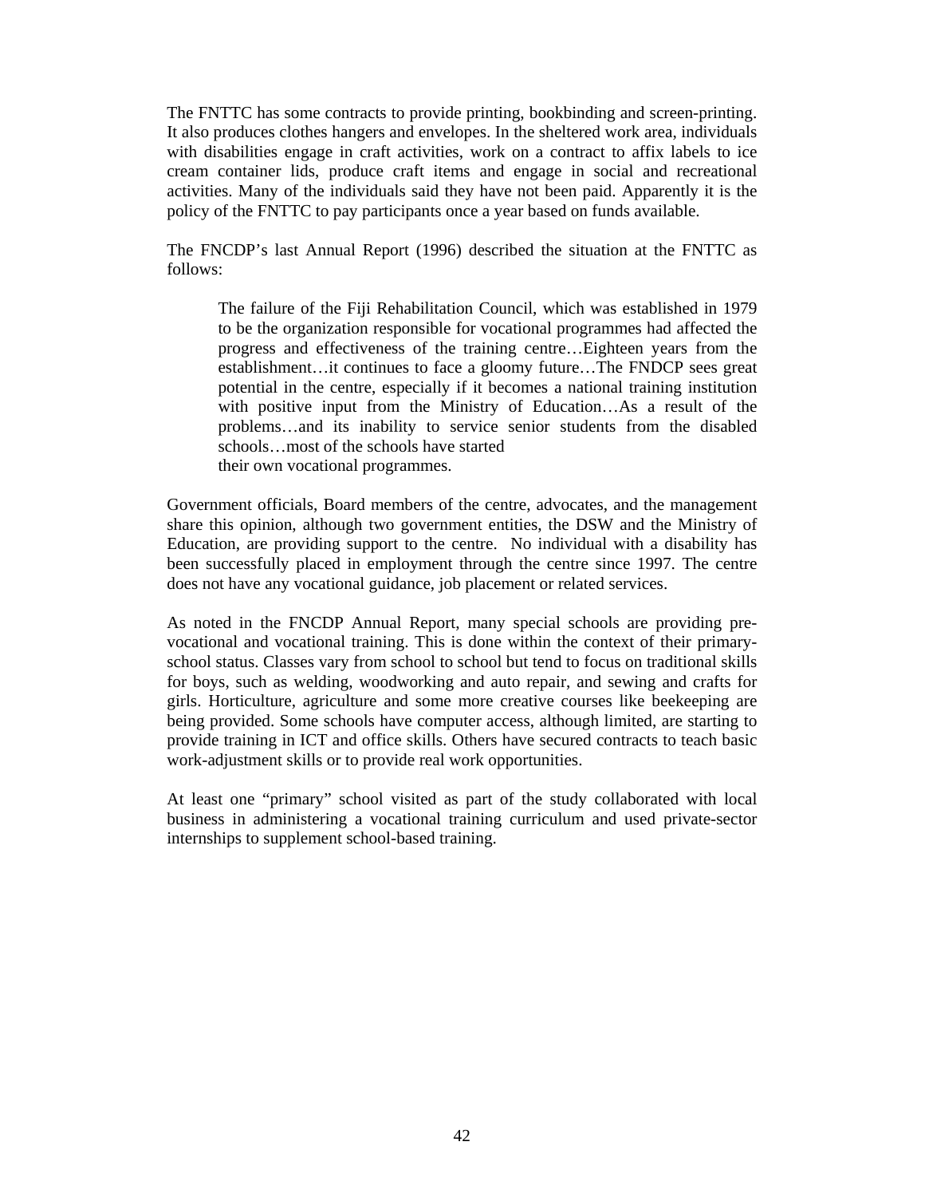The FNTTC has some contracts to provide printing, bookbinding and screen-printing. It also produces clothes hangers and envelopes. In the sheltered work area, individuals with disabilities engage in craft activities, work on a contract to affix labels to ice cream container lids, produce craft items and engage in social and recreational activities. Many of the individuals said they have not been paid. Apparently it is the policy of the FNTTC to pay participants once a year based on funds available.

The FNCDP's last Annual Report (1996) described the situation at the FNTTC as follows:

> The failure of the Fiji Rehabilitation Council, which was established in 1979 to be the organization responsible for vocational programmes had affected the progress and effectiveness of the training centre…Eighteen years from the establishment…it continues to face a gloomy future…The FNDCP sees great potential in the centre, especially if it becomes a national training institution with positive input from the Ministry of Education…As a result of the problems…and its inability to service senior students from the disabled schools…most of the schools have started their own vocational programmes.

Government officials, Board members of the centre, advocates, and the management share this opinion, although two government entities, the DSW and the Ministry of Education, are providing support to the centre. No individual with a disability has been successfully placed in employment through the centre since 1997. The centre does not have any vocational guidance, job placement or related services.

As noted in the FNCDP Annual Report, many special schools are providing pre-vocational and vocational training. This is done within the context of their primary-school status. Classes vary from school to school but tend to focus on traditional skills for boys, such as welding, woodworking and auto repair, and sewing and crafts for girls. Horticulture, agriculture and some more creative courses like beekeeping are being provided. Some schools have computer access, although limited, are starting to provide training in ICT and office skills. Others have secured contracts to teach basic work-adjustment skills or to provide real work opportunities.

At least one "primary" school visited as part of the study collaborated with local business in administering a vocational training curriculum and used private-sector internships to supplement school-based training.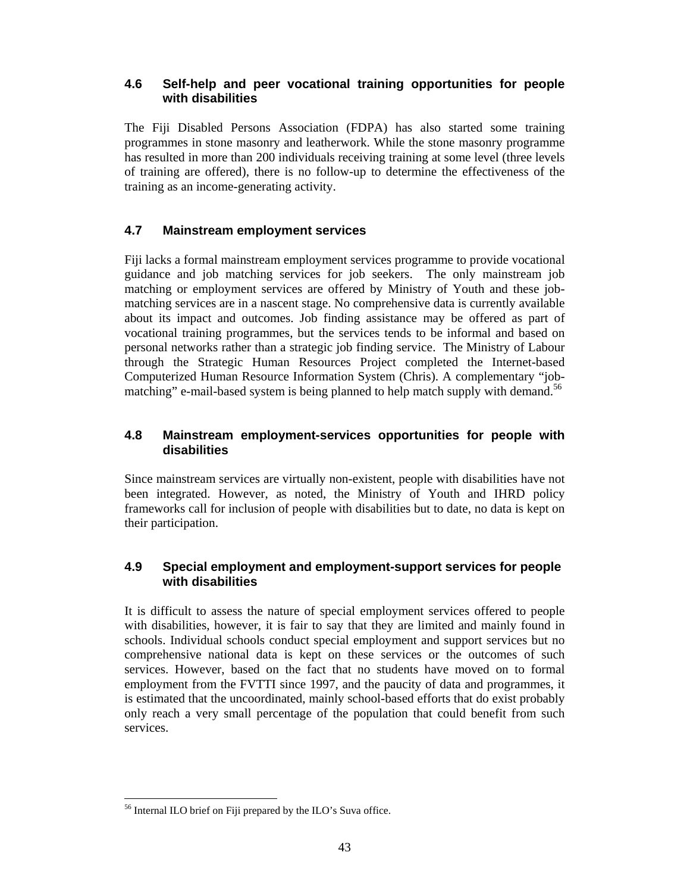### 4.6 Self-help and peer vocational training opportunities for people with disabilities

The Fiji Disabled Persons Association (FDPA) has also started some training programmes in stone masonry and leatherwork. While the stone masonry programme has resulted in more than 200 individuals receiving training at some level (three levels of training are offered), there is no follow-up to determine the effectiveness of the training as an income-generating activity.

### 4.7 Mainstream employment services

Fiji lacks a formal mainstream employment services programme to provide vocational guidance and job matching services for job seekers. The only mainstream job matching or employment services are offered by Ministry of Youth and these job-matching services are in a nascent stage. No comprehensive data is currently available about its impact and outcomes. Job finding assistance may be offered as part of vocational training programmes, but the services tends to be informal and based on personal networks rather than a strategic job finding service. The Ministry of Labour through the Strategic Human Resources Project completed the Internet-based Computerized Human Resource Information System (Chris). A complementary "job-matching" e-mail-based system is being planned to help match supply with demand.[56]

### 4.8 Mainstream employment-services opportunities for people with disabilities

Since mainstream services are virtually non-existent, people with disabilities have not been integrated. However, as noted, the Ministry of Youth and IHRD policy frameworks call for inclusion of people with disabilities but to date, no data is kept on their participation.

### 4.9 Special employment and employment-support services for people with disabilities

It is difficult to assess the nature of special employment services offered to people with disabilities, however, it is fair to say that they are limited and mainly found in schools. Individual schools conduct special employment and support services but no comprehensive national data is kept on these services or the outcomes of such services. However, based on the fact that no students have moved on to formal employment from the FVTTI since 1997, and the paucity of data and programmes, it is estimated that the uncoordinated, mainly school-based efforts that do exist probably only reach a very small percentage of the population that could benefit from such services.

---

[56] Internal ILO brief on Fiji prepared by the ILO's Suva office.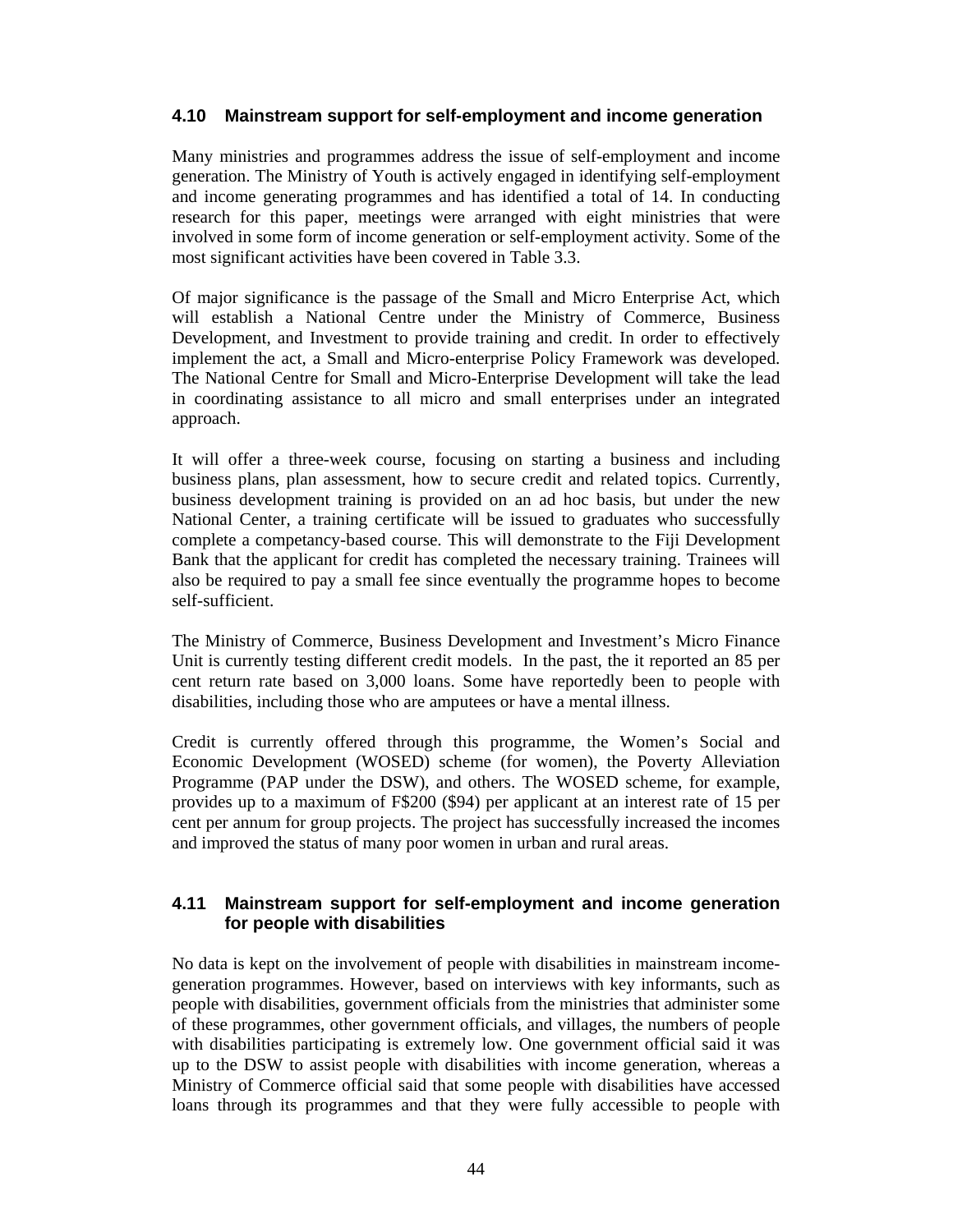### 4.10 Mainstream support for self-employment and income generation

Many ministries and programmes address the issue of self-employment and income generation. The Ministry of Youth is actively engaged in identifying self-employment and income generating programmes and has identified a total of 14. In conducting research for this paper, meetings were arranged with eight ministries that were involved in some form of income generation or self-employment activity. Some of the most significant activities have been covered in Table 3.3.

Of major significance is the passage of the Small and Micro Enterprise Act, which will establish a National Centre under the Ministry of Commerce, Business Development, and Investment to provide training and credit. In order to effectively implement the act, a Small and Micro-enterprise Policy Framework was developed. The National Centre for Small and Micro-Enterprise Development will take the lead in coordinating assistance to all micro and small enterprises under an integrated approach.

It will offer a three-week course, focusing on starting a business and including business plans, plan assessment, how to secure credit and related topics. Currently, business development training is provided on an ad hoc basis, but under the new National Center, a training certificate will be issued to graduates who successfully complete a competancy-based course. This will demonstrate to the Fiji Development Bank that the applicant for credit has completed the necessary training. Trainees will also be required to pay a small fee since eventually the programme hopes to become self-sufficient.

The Ministry of Commerce, Business Development and Investment's Micro Finance Unit is currently testing different credit models. In the past, the it reported an 85 per cent return rate based on 3,000 loans. Some have reportedly been to people with disabilities, including those who are amputees or have a mental illness.

Credit is currently offered through this programme, the Women's Social and Economic Development (WOSED) scheme (for women), the Poverty Alleviation Programme (PAP under the DSW), and others. The WOSED scheme, for example, provides up to a maximum of F$200 ($94) per applicant at an interest rate of 15 per cent per annum for group projects. The project has successfully increased the incomes and improved the status of many poor women in urban and rural areas.

### 4.11 Mainstream support for self-employment and income generation for people with disabilities

No data is kept on the involvement of people with disabilities in mainstream income-generation programmes. However, based on interviews with key informants, such as people with disabilities, government officials from the ministries that administer some of these programmes, other government officials, and villages, the numbers of people with disabilities participating is extremely low. One government official said it was up to the DSW to assist people with disabilities with income generation, whereas a Ministry of Commerce official said that some people with disabilities have accessed loans through its programmes and that they were fully accessible to people with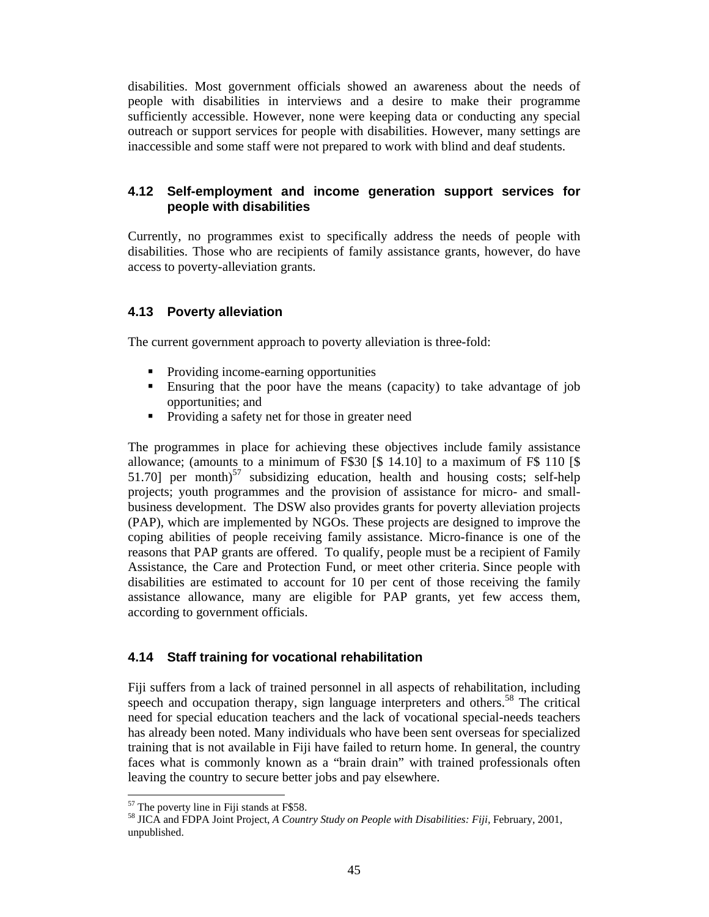disabilities. Most government officials showed an awareness about the needs of people with disabilities in interviews and a desire to make their programme sufficiently accessible. However, none were keeping data or conducting any special outreach or support services for people with disabilities. However, many settings are inaccessible and some staff were not prepared to work with blind and deaf students.

### 4.12 Self-employment and income generation support services for people with disabilities

Currently, no programmes exist to specifically address the needs of people with disabilities. Those who are recipients of family assistance grants, however, do have access to poverty-alleviation grants.

### 4.13 Poverty alleviation

The current government approach to poverty alleviation is three-fold:

- Providing income-earning opportunities
- Ensuring that the poor have the means (capacity) to take advantage of job opportunities; and
- Providing a safety net for those in greater need

The programmes in place for achieving these objectives include family assistance allowance; (amounts to a minimum of F$30 [$ 14.10] to a maximum of F$ 110 [$ 51.70] per month)[57] subsidizing education, health and housing costs; self-help projects; youth programmes and the provision of assistance for micro- and small-business development. The DSW also provides grants for poverty alleviation projects (PAP), which are implemented by NGOs. These projects are designed to improve the coping abilities of people receiving family assistance. Micro-finance is one of the reasons that PAP grants are offered. To qualify, people must be a recipient of Family Assistance, the Care and Protection Fund, or meet other criteria. Since people with disabilities are estimated to account for 10 per cent of those receiving the family assistance allowance, many are eligible for PAP grants, yet few access them, according to government officials.

### 4.14 Staff training for vocational rehabilitation

Fiji suffers from a lack of trained personnel in all aspects of rehabilitation, including speech and occupation therapy, sign language interpreters and others.[58] The critical need for special education teachers and the lack of vocational special-needs teachers has already been noted. Many individuals who have been sent overseas for specialized training that is not available in Fiji have failed to return home. In general, the country faces what is commonly known as a "brain drain" with trained professionals often leaving the country to secure better jobs and pay elsewhere.

---

[57] The poverty line in Fiji stands at F$58.

[58] JICA and FDPA Joint Project, *A Country Study on People with Disabilities: Fiji*, February, 2001, unpublished.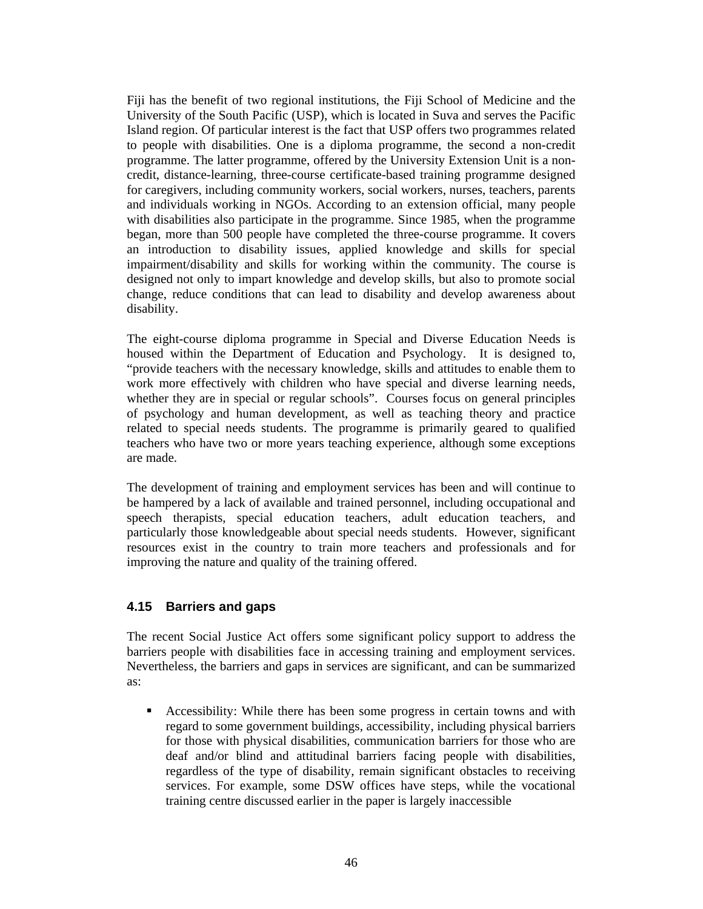Fiji has the benefit of two regional institutions, the Fiji School of Medicine and the University of the South Pacific (USP), which is located in Suva and serves the Pacific Island region. Of particular interest is the fact that USP offers two programmes related to people with disabilities. One is a diploma programme, the second a non-credit programme. The latter programme, offered by the University Extension Unit is a non-credit, distance-learning, three-course certificate-based training programme designed for caregivers, including community workers, social workers, nurses, teachers, parents and individuals working in NGOs. According to an extension official, many people with disabilities also participate in the programme. Since 1985, when the programme began, more than 500 people have completed the three-course programme. It covers an introduction to disability issues, applied knowledge and skills for special impairment/disability and skills for working within the community. The course is designed not only to impart knowledge and develop skills, but also to promote social change, reduce conditions that can lead to disability and develop awareness about disability.

The eight-course diploma programme in Special and Diverse Education Needs is housed within the Department of Education and Psychology. It is designed to, "provide teachers with the necessary knowledge, skills and attitudes to enable them to work more effectively with children who have special and diverse learning needs, whether they are in special or regular schools". Courses focus on general principles of psychology and human development, as well as teaching theory and practice related to special needs students. The programme is primarily geared to qualified teachers who have two or more years teaching experience, although some exceptions are made.

The development of training and employment services has been and will continue to be hampered by a lack of available and trained personnel, including occupational and speech therapists, special education teachers, adult education teachers, and particularly those knowledgeable about special needs students. However, significant resources exist in the country to train more teachers and professionals and for improving the nature and quality of the training offered.

### 4.15 Barriers and gaps

The recent Social Justice Act offers some significant policy support to address the barriers people with disabilities face in accessing training and employment services. Nevertheless, the barriers and gaps in services are significant, and can be summarized as:

- Accessibility: While there has been some progress in certain towns and with regard to some government buildings, accessibility, including physical barriers for those with physical disabilities, communication barriers for those who are deaf and/or blind and attitudinal barriers facing people with disabilities, regardless of the type of disability, remain significant obstacles to receiving services. For example, some DSW offices have steps, while the vocational training centre discussed earlier in the paper is largely inaccessible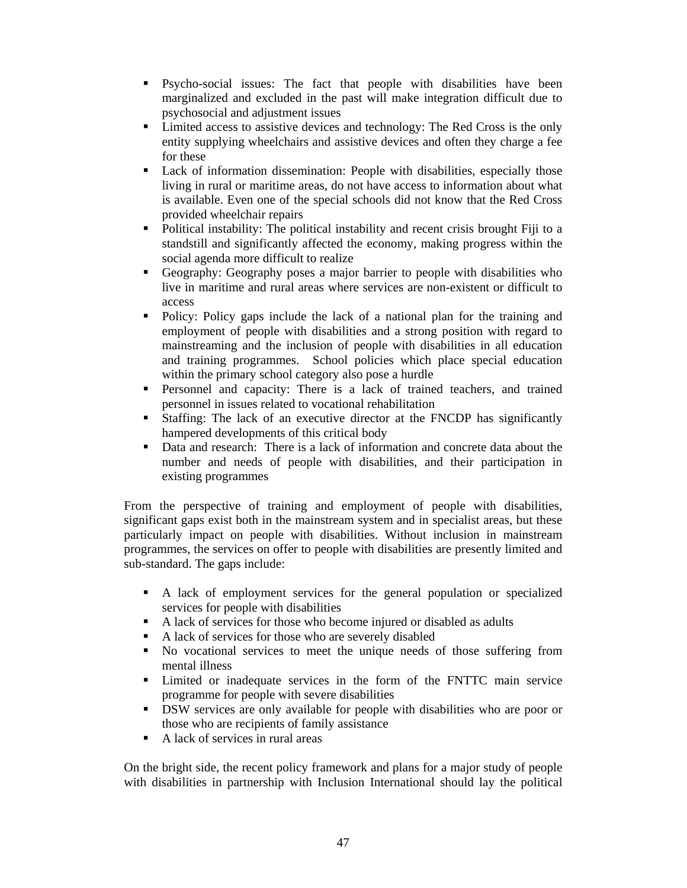- Psycho-social issues: The fact that people with disabilities have been marginalized and excluded in the past will make integration difficult due to psychosocial and adjustment issues
- Limited access to assistive devices and technology: The Red Cross is the only entity supplying wheelchairs and assistive devices and often they charge a fee for these
- Lack of information dissemination: People with disabilities, especially those living in rural or maritime areas, do not have access to information about what is available. Even one of the special schools did not know that the Red Cross provided wheelchair repairs
- Political instability: The political instability and recent crisis brought Fiji to a standstill and significantly affected the economy, making progress within the social agenda more difficult to realize
- Geography: Geography poses a major barrier to people with disabilities who live in maritime and rural areas where services are non-existent or difficult to access
- Policy: Policy gaps include the lack of a national plan for the training and employment of people with disabilities and a strong position with regard to mainstreaming and the inclusion of people with disabilities in all education and training programmes. School policies which place special education within the primary school category also pose a hurdle
- Personnel and capacity: There is a lack of trained teachers, and trained personnel in issues related to vocational rehabilitation
- Staffing: The lack of an executive director at the FNCDP has significantly hampered developments of this critical body
- Data and research: There is a lack of information and concrete data about the number and needs of people with disabilities, and their participation in existing programmes

From the perspective of training and employment of people with disabilities, significant gaps exist both in the mainstream system and in specialist areas, but these particularly impact on people with disabilities. Without inclusion in mainstream programmes, the services on offer to people with disabilities are presently limited and sub-standard. The gaps include:

- A lack of employment services for the general population or specialized services for people with disabilities
- A lack of services for those who become injured or disabled as adults
- A lack of services for those who are severely disabled
- No vocational services to meet the unique needs of those suffering from mental illness
- Limited or inadequate services in the form of the FNTTC main service programme for people with severe disabilities
- DSW services are only available for people with disabilities who are poor or those who are recipients of family assistance
- A lack of services in rural areas

On the bright side, the recent policy framework and plans for a major study of people with disabilities in partnership with Inclusion International should lay the political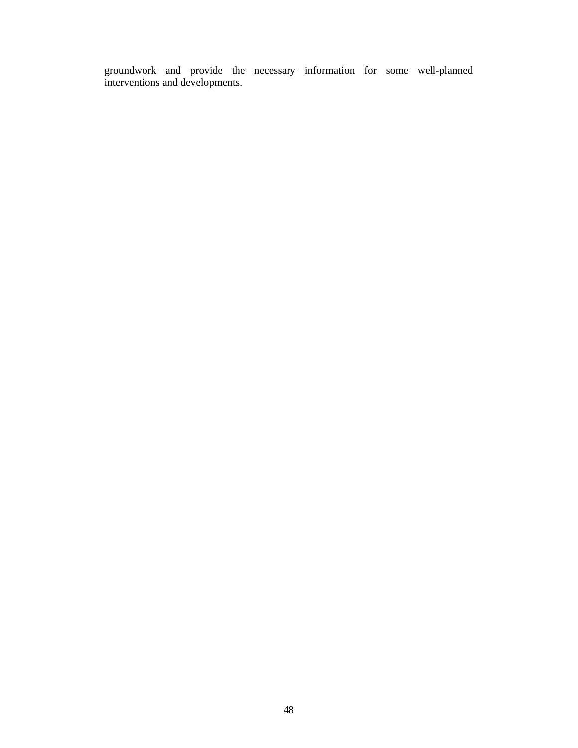groundwork and provide the necessary information for some well-planned interventions and developments.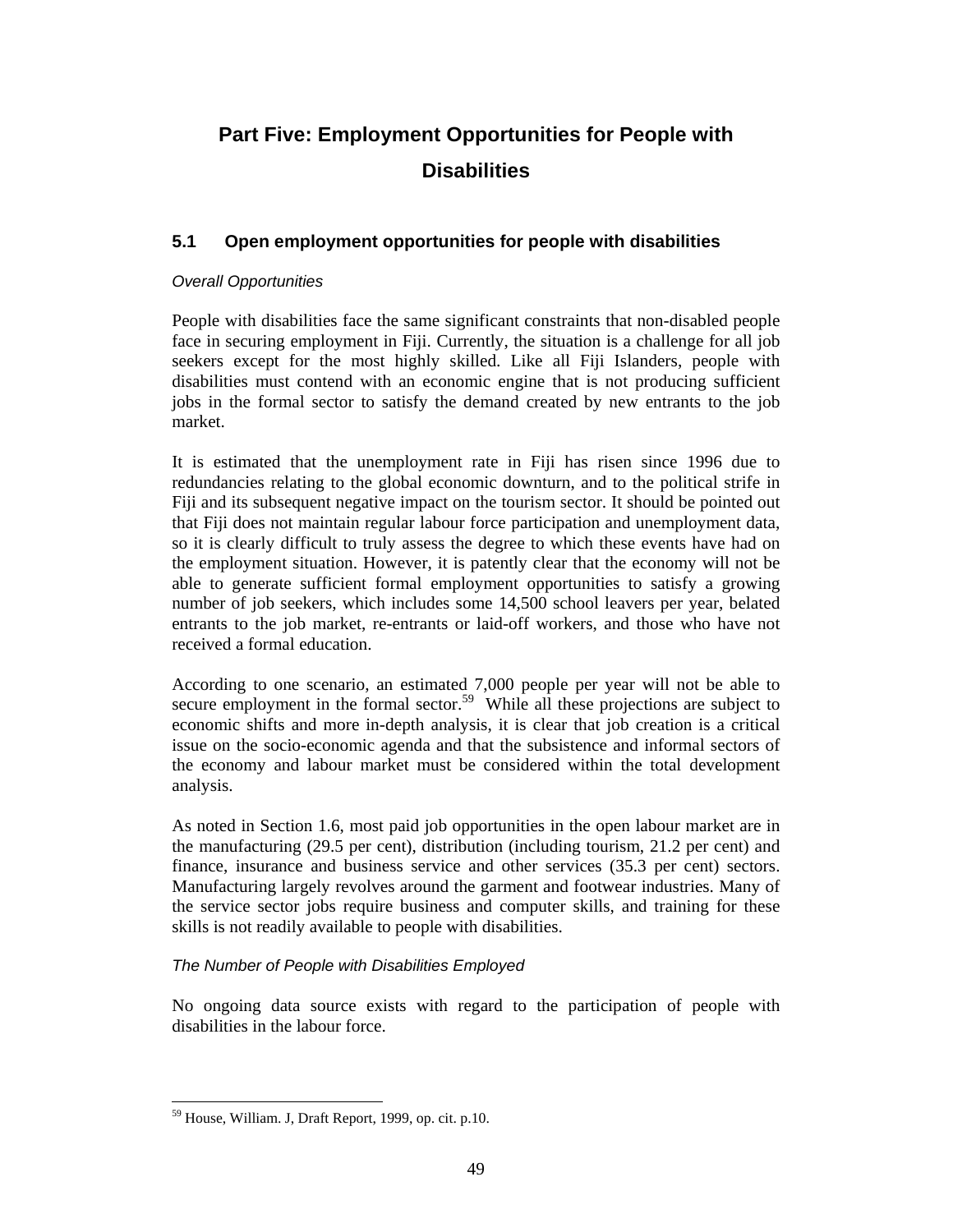# Part Five: Employment Opportunities for People with Disabilities

## 5.1 Open employment opportunities for people with disabilities

*Overall Opportunities*

People with disabilities face the same significant constraints that non-disabled people face in securing employment in Fiji. Currently, the situation is a challenge for all job seekers except for the most highly skilled. Like all Fiji Islanders, people with disabilities must contend with an economic engine that is not producing sufficient jobs in the formal sector to satisfy the demand created by new entrants to the job market.

It is estimated that the unemployment rate in Fiji has risen since 1996 due to redundancies relating to the global economic downturn, and to the political strife in Fiji and its subsequent negative impact on the tourism sector. It should be pointed out that Fiji does not maintain regular labour force participation and unemployment data, so it is clearly difficult to truly assess the degree to which these events have had on the employment situation. However, it is patently clear that the economy will not be able to generate sufficient formal employment opportunities to satisfy a growing number of job seekers, which includes some 14,500 school leavers per year, belated entrants to the job market, re-entrants or laid-off workers, and those who have not received a formal education.

According to one scenario, an estimated 7,000 people per year will not be able to secure employment in the formal sector.[59] While all these projections are subject to economic shifts and more in-depth analysis, it is clear that job creation is a critical issue on the socio-economic agenda and that the subsistence and informal sectors of the economy and labour market must be considered within the total development analysis.

As noted in Section 1.6, most paid job opportunities in the open labour market are in the manufacturing (29.5 per cent), distribution (including tourism, 21.2 per cent) and finance, insurance and business service and other services (35.3 per cent) sectors. Manufacturing largely revolves around the garment and footwear industries. Many of the service sector jobs require business and computer skills, and training for these skills is not readily available to people with disabilities.

*The Number of People with Disabilities Employed*

No ongoing data source exists with regard to the participation of people with disabilities in the labour force.

[59] House, William. J, Draft Report, 1999, op. cit. p.10.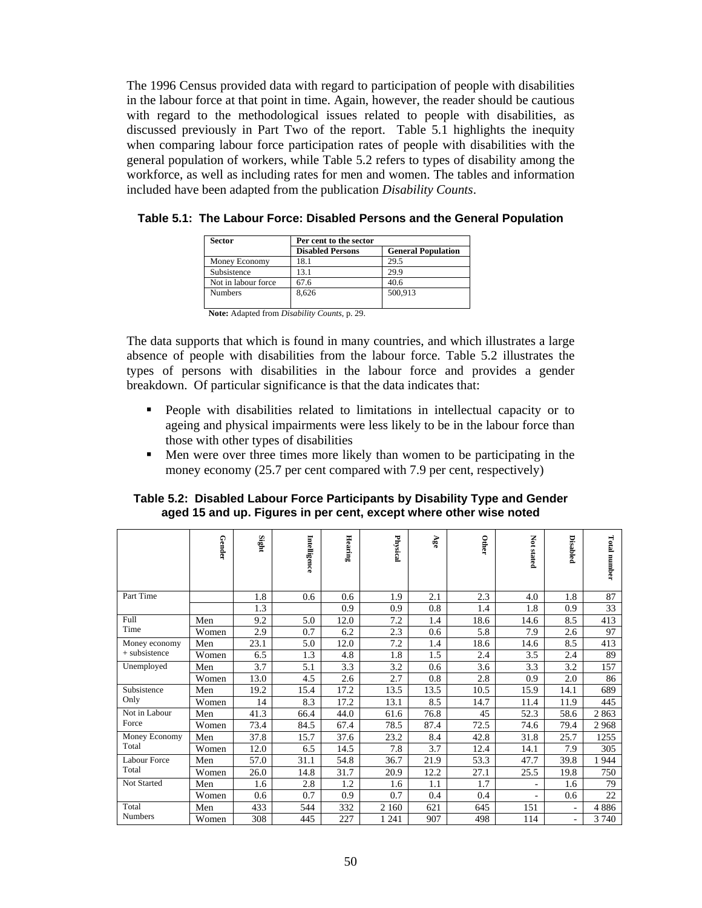The 1996 Census provided data with regard to participation of people with disabilities in the labour force at that point in time. Again, however, the reader should be cautious with regard to the methodological issues related to people with disabilities, as discussed previously in Part Two of the report. Table 5.1 highlights the inequity when comparing labour force participation rates of people with disabilities with the general population of workers, while Table 5.2 refers to types of disability among the workforce, as well as including rates for men and women. The tables and information included have been adapted from the publication *Disability Counts*.

**Table 5.1: The Labour Force: Disabled Persons and the General Population**

| Sector | Per cent to the sector | |
|---|---|---|
| | Disabled Persons | General Population |
| Money Economy | 18.1 | 29.5 |
| Subsistence | 13.1 | 29.9 |
| Not in labour force | 67.6 | 40.6 |
| Numbers | 8,626 | 500,913 |

**Note:** Adapted from *Disability Counts*, p. 29.

The data supports that which is found in many countries, and which illustrates a large absence of people with disabilities from the labour force. Table 5.2 illustrates the types of persons with disabilities in the labour force and provides a gender breakdown. Of particular significance is that the data indicates that:

- People with disabilities related to limitations in intellectual capacity or to ageing and physical impairments were less likely to be in the labour force than those with other types of disabilities
- Men were over three times more likely than women to be participating in the money economy (25.7 per cent compared with 7.9 per cent, respectively)

**Table 5.2: Disabled Labour Force Participants by Disability Type and Gender aged 15 and up. Figures in per cent, except where other wise noted**

| | Gender | Sight | Intelligence | Hearing | Physical | Age | Other | Not stated | Disabled | Total number |
|---|---|---|---|---|---|---|---|---|---|---|
| Part Time | | 1.8 | 0.6 | 0.6 | 1.9 | 2.1 | 2.3 | 4.0 | 1.8 | 87 |
| | | 1.3 | | 0.9 | 0.9 | 0.8 | 1.4 | 1.8 | 0.9 | 33 |
| Full Time | Men | 9.2 | 5.0 | 12.0 | 7.2 | 1.4 | 18.6 | 14.6 | 8.5 | 413 |
| | Women | 2.9 | 0.7 | 6.2 | 2.3 | 0.6 | 5.8 | 7.9 | 2.6 | 97 |
| Money economy + subsistence | Men | 23.1 | 5.0 | 12.0 | 7.2 | 1.4 | 18.6 | 14.6 | 8.5 | 413 |
| | Women | 6.5 | 1.3 | 4.8 | 1.8 | 1.5 | 2.4 | 3.5 | 2.4 | 89 |
| Unemployed | Men | 3.7 | 5.1 | 3.3 | 3.2 | 0.6 | 3.6 | 3.3 | 3.2 | 157 |
| | Women | 13.0 | 4.5 | 2.6 | 2.7 | 0.8 | 2.8 | 0.9 | 2.0 | 86 |
| Subsistence Only | Men | 19.2 | 15.4 | 17.2 | 13.5 | 13.5 | 10.5 | 15.9 | 14.1 | 689 |
| | Women | 14 | 8.3 | 17.2 | 13.1 | 8.5 | 14.7 | 11.4 | 11.9 | 445 |
| Not in Labour Force | Men | 41.3 | 66.4 | 44.0 | 61.6 | 76.8 | 45 | 52.3 | 58.6 | 2 863 |
| | Women | 73.4 | 84.5 | 67.4 | 78.5 | 87.4 | 72.5 | 74.6 | 79.4 | 2 968 |
| Money Economy Total | Men | 37.8 | 15.7 | 37.6 | 23.2 | 8.4 | 42.8 | 31.8 | 25.7 | 1255 |
| | Women | 12.0 | 6.5 | 14.5 | 7.8 | 3.7 | 12.4 | 14.1 | 7.9 | 305 |
| Labour Force Total | Men | 57.0 | 31.1 | 54.8 | 36.7 | 21.9 | 53.3 | 47.7 | 39.8 | 1 944 |
| | Women | 26.0 | 14.8 | 31.7 | 20.9 | 12.2 | 27.1 | 25.5 | 19.8 | 750 |
| Not Started | Men | 1.6 | 2.8 | 1.2 | 1.6 | 1.1 | 1.7 | - | 1.6 | 79 |
| | Women | 0.6 | 0.7 | 0.9 | 0.7 | 0.4 | 0.4 | - | 0.6 | 22 |
| Total Numbers | Men | 433 | 544 | 332 | 2 160 | 621 | 645 | 151 | - | 4 886 |
| | Women | 308 | 445 | 227 | 1 241 | 907 | 498 | 114 | - | 3 740 |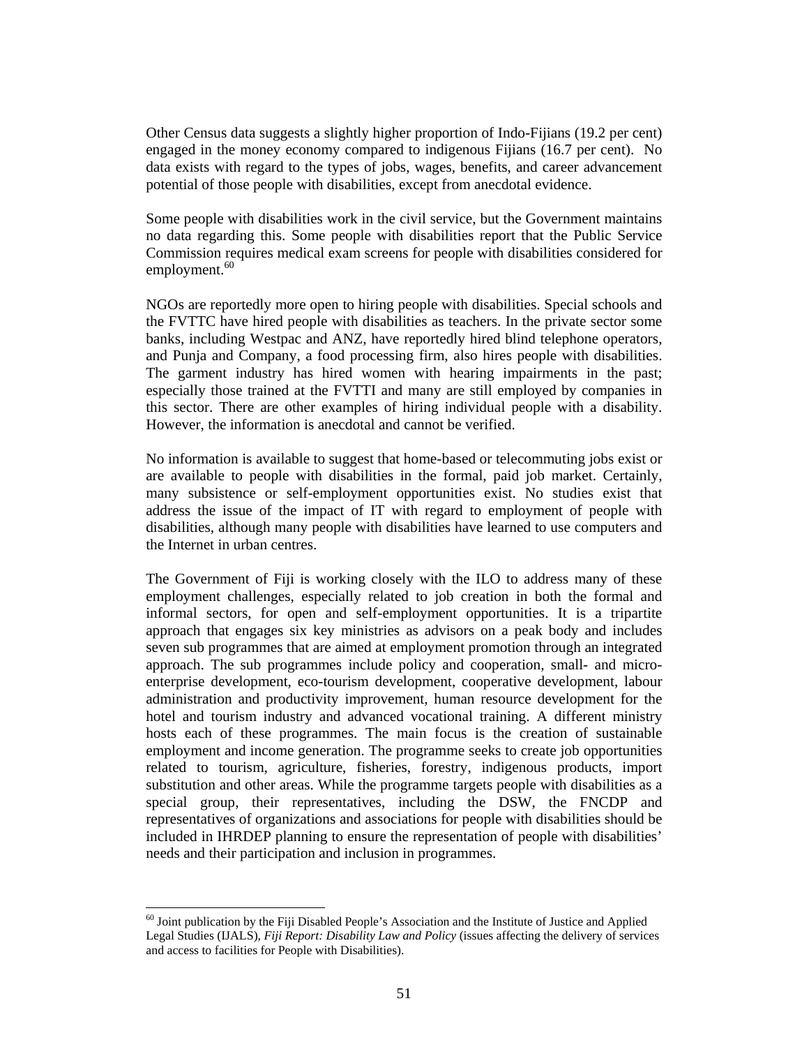Other Census data suggests a slightly higher proportion of Indo-Fijians (19.2 per cent) engaged in the money economy compared to indigenous Fijians (16.7 per cent). No data exists with regard to the types of jobs, wages, benefits, and career advancement potential of those people with disabilities, except from anecdotal evidence.

Some people with disabilities work in the civil service, but the Government maintains no data regarding this. Some people with disabilities report that the Public Service Commission requires medical exam screens for people with disabilities considered for employment.[60]

NGOs are reportedly more open to hiring people with disabilities. Special schools and the FVTTC have hired people with disabilities as teachers. In the private sector some banks, including Westpac and ANZ, have reportedly hired blind telephone operators, and Punja and Company, a food processing firm, also hires people with disabilities. The garment industry has hired women with hearing impairments in the past; especially those trained at the FVTTI and many are still employed by companies in this sector. There are other examples of hiring individual people with a disability. However, the information is anecdotal and cannot be verified.

No information is available to suggest that home-based or telecommuting jobs exist or are available to people with disabilities in the formal, paid job market. Certainly, many subsistence or self-employment opportunities exist. No studies exist that address the issue of the impact of IT with regard to employment of people with disabilities, although many people with disabilities have learned to use computers and the Internet in urban centres.

The Government of Fiji is working closely with the ILO to address many of these employment challenges, especially related to job creation in both the formal and informal sectors, for open and self-employment opportunities. It is a tripartite approach that engages six key ministries as advisors on a peak body and includes seven sub programmes that are aimed at employment promotion through an integrated approach. The sub programmes include policy and cooperation, small- and micro-enterprise development, eco-tourism development, cooperative development, labour administration and productivity improvement, human resource development for the hotel and tourism industry and advanced vocational training. A different ministry hosts each of these programmes. The main focus is the creation of sustainable employment and income generation. The programme seeks to create job opportunities related to tourism, agriculture, fisheries, forestry, indigenous products, import substitution and other areas. While the programme targets people with disabilities as a special group, their representatives, including the DSW, the FNCDP and representatives of organizations and associations for people with disabilities should be included in IHRDEP planning to ensure the representation of people with disabilities' needs and their participation and inclusion in programmes.

---

[60] Joint publication by the Fiji Disabled People's Association and the Institute of Justice and Applied Legal Studies (IJALS), *Fiji Report: Disability Law and Policy* (issues affecting the delivery of services and access to facilities for People with Disabilities).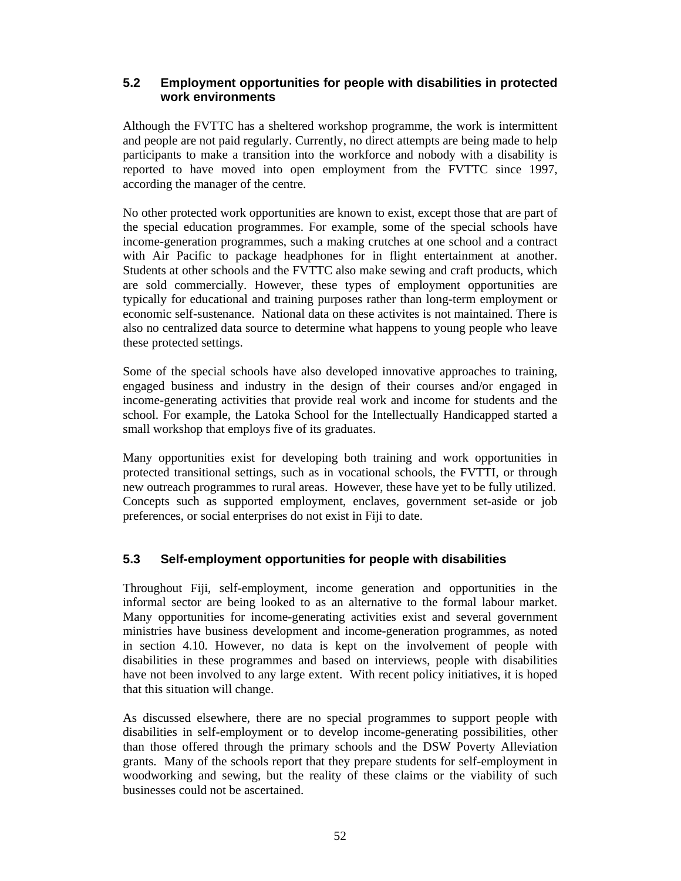### 5.2 Employment opportunities for people with disabilities in protected work environments

Although the FVTTC has a sheltered workshop programme, the work is intermittent and people are not paid regularly. Currently, no direct attempts are being made to help participants to make a transition into the workforce and nobody with a disability is reported to have moved into open employment from the FVTTC since 1997, according the manager of the centre.

No other protected work opportunities are known to exist, except those that are part of the special education programmes. For example, some of the special schools have income-generation programmes, such a making crutches at one school and a contract with Air Pacific to package headphones for in flight entertainment at another. Students at other schools and the FVTTC also make sewing and craft products, which are sold commercially. However, these types of employment opportunities are typically for educational and training purposes rather than long-term employment or economic self-sustenance. National data on these activites is not maintained. There is also no centralized data source to determine what happens to young people who leave these protected settings.

Some of the special schools have also developed innovative approaches to training, engaged business and industry in the design of their courses and/or engaged in income-generating activities that provide real work and income for students and the school. For example, the Latoka School for the Intellectually Handicapped started a small workshop that employs five of its graduates.

Many opportunities exist for developing both training and work opportunities in protected transitional settings, such as in vocational schools, the FVTTI, or through new outreach programmes to rural areas. However, these have yet to be fully utilized. Concepts such as supported employment, enclaves, government set-aside or job preferences, or social enterprises do not exist in Fiji to date.

### 5.3 Self-employment opportunities for people with disabilities

Throughout Fiji, self-employment, income generation and opportunities in the informal sector are being looked to as an alternative to the formal labour market. Many opportunities for income-generating activities exist and several government ministries have business development and income-generation programmes, as noted in section 4.10. However, no data is kept on the involvement of people with disabilities in these programmes and based on interviews, people with disabilities have not been involved to any large extent. With recent policy initiatives, it is hoped that this situation will change.

As discussed elsewhere, there are no special programmes to support people with disabilities in self-employment or to develop income-generating possibilities, other than those offered through the primary schools and the DSW Poverty Alleviation grants. Many of the schools report that they prepare students for self-employment in woodworking and sewing, but the reality of these claims or the viability of such businesses could not be ascertained.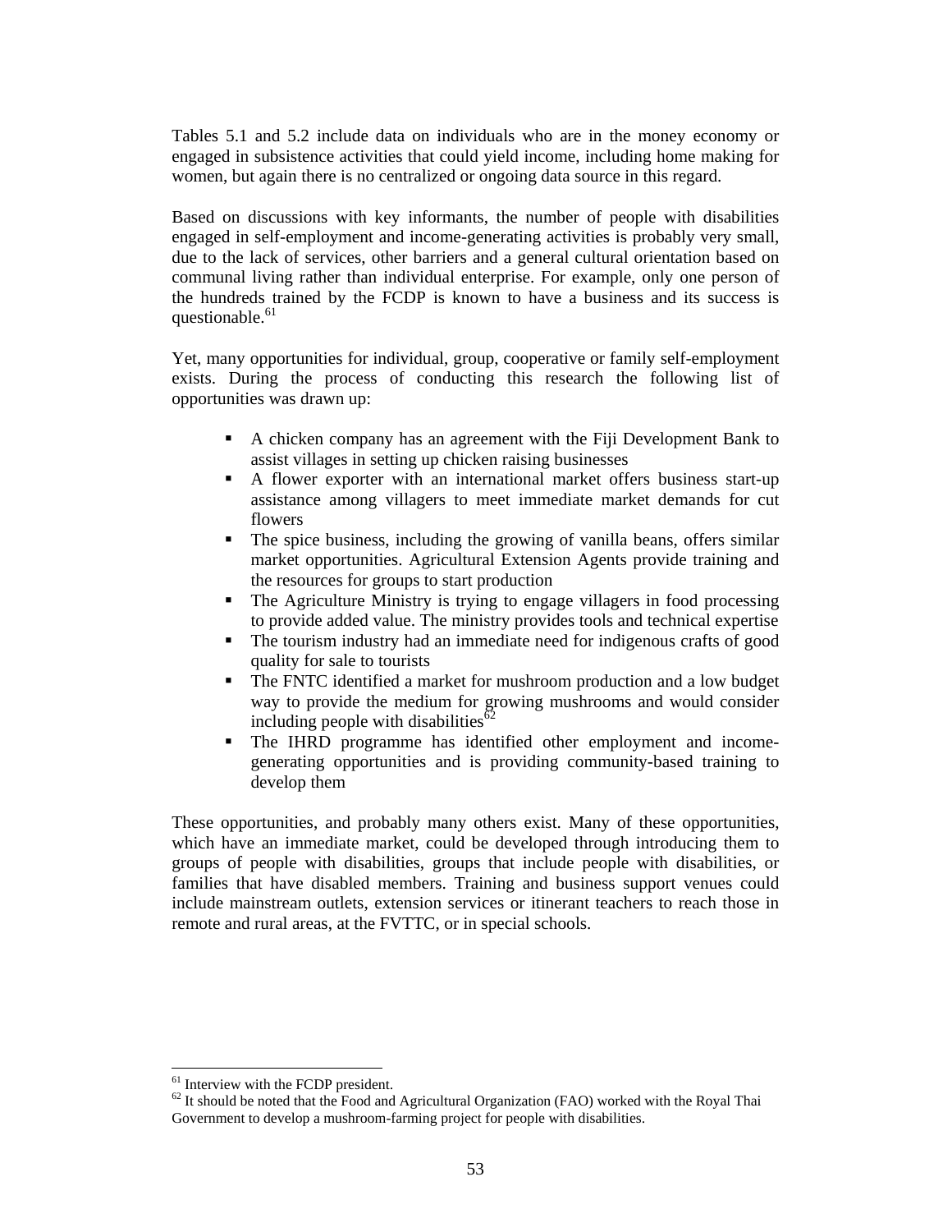Tables 5.1 and 5.2 include data on individuals who are in the money economy or engaged in subsistence activities that could yield income, including home making for women, but again there is no centralized or ongoing data source in this regard.

Based on discussions with key informants, the number of people with disabilities engaged in self-employment and income-generating activities is probably very small, due to the lack of services, other barriers and a general cultural orientation based on communal living rather than individual enterprise. For example, only one person of the hundreds trained by the FCDP is known to have a business and its success is questionable.[61]

Yet, many opportunities for individual, group, cooperative or family self-employment exists. During the process of conducting this research the following list of opportunities was drawn up:

- A chicken company has an agreement with the Fiji Development Bank to assist villages in setting up chicken raising businesses
- A flower exporter with an international market offers business start-up assistance among villagers to meet immediate market demands for cut flowers
- The spice business, including the growing of vanilla beans, offers similar market opportunities. Agricultural Extension Agents provide training and the resources for groups to start production
- The Agriculture Ministry is trying to engage villagers in food processing to provide added value. The ministry provides tools and technical expertise
- The tourism industry had an immediate need for indigenous crafts of good quality for sale to tourists
- The FNTC identified a market for mushroom production and a low budget way to provide the medium for growing mushrooms and would consider including people with disabilities[62]
- The IHRD programme has identified other employment and income-generating opportunities and is providing community-based training to develop them

These opportunities, and probably many others exist. Many of these opportunities, which have an immediate market, could be developed through introducing them to groups of people with disabilities, groups that include people with disabilities, or families that have disabled members. Training and business support venues could include mainstream outlets, extension services or itinerant teachers to reach those in remote and rural areas, at the FVTTC, or in special schools.

[61] Interview with the FCDP president.

[62] It should be noted that the Food and Agricultural Organization (FAO) worked with the Royal Thai Government to develop a mushroom-farming project for people with disabilities.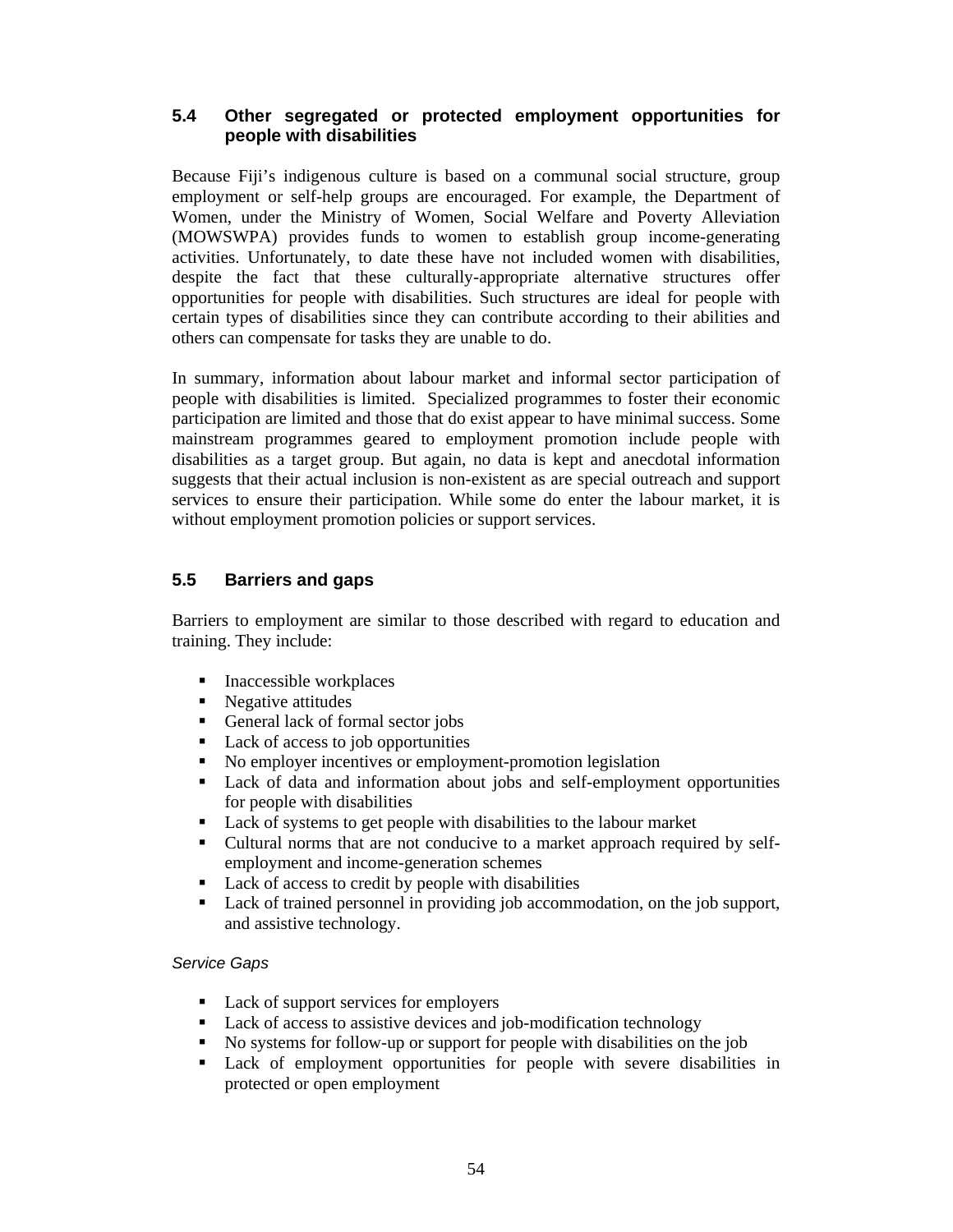### 5.4 Other segregated or protected employment opportunities for people with disabilities

Because Fiji's indigenous culture is based on a communal social structure, group employment or self-help groups are encouraged. For example, the Department of Women, under the Ministry of Women, Social Welfare and Poverty Alleviation (MOWSWPA) provides funds to women to establish group income-generating activities. Unfortunately, to date these have not included women with disabilities, despite the fact that these culturally-appropriate alternative structures offer opportunities for people with disabilities. Such structures are ideal for people with certain types of disabilities since they can contribute according to their abilities and others can compensate for tasks they are unable to do.

In summary, information about labour market and informal sector participation of people with disabilities is limited. Specialized programmes to foster their economic participation are limited and those that do exist appear to have minimal success. Some mainstream programmes geared to employment promotion include people with disabilities as a target group. But again, no data is kept and anecdotal information suggests that their actual inclusion is non-existent as are special outreach and support services to ensure their participation. While some do enter the labour market, it is without employment promotion policies or support services.

### 5.5 Barriers and gaps

Barriers to employment are similar to those described with regard to education and training. They include:

- Inaccessible workplaces
- Negative attitudes
- General lack of formal sector jobs
- Lack of access to job opportunities
- No employer incentives or employment-promotion legislation
- Lack of data and information about jobs and self-employment opportunities for people with disabilities
- Lack of systems to get people with disabilities to the labour market
- Cultural norms that are not conducive to a market approach required by self-employment and income-generation schemes
- Lack of access to credit by people with disabilities
- Lack of trained personnel in providing job accommodation, on the job support, and assistive technology.

*Service Gaps*

- Lack of support services for employers
- Lack of access to assistive devices and job-modification technology
- No systems for follow-up or support for people with disabilities on the job
- Lack of employment opportunities for people with severe disabilities in protected or open employment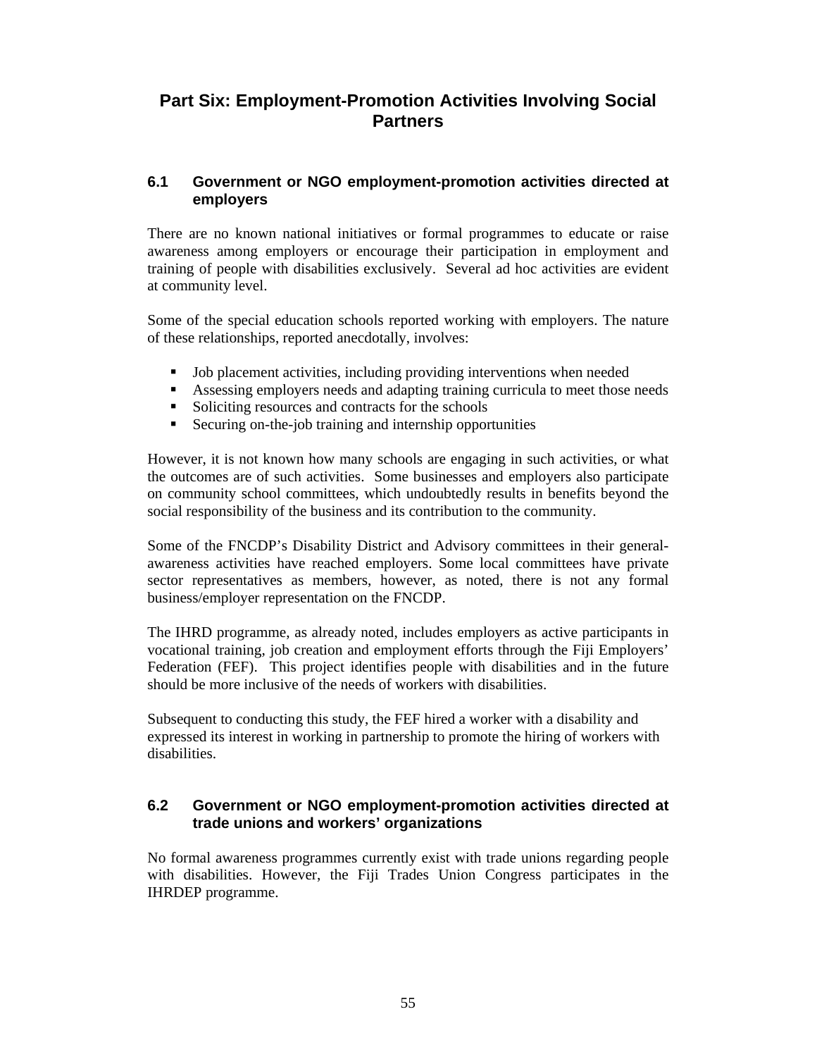# Part Six: Employment-Promotion Activities Involving Social Partners

## 6.1 Government or NGO employment-promotion activities directed at employers

There are no known national initiatives or formal programmes to educate or raise awareness among employers or encourage their participation in employment and training of people with disabilities exclusively. Several ad hoc activities are evident at community level.

Some of the special education schools reported working with employers. The nature of these relationships, reported anecdotally, involves:

- Job placement activities, including providing interventions when needed
- Assessing employers needs and adapting training curricula to meet those needs
- Soliciting resources and contracts for the schools
- Securing on-the-job training and internship opportunities

However, it is not known how many schools are engaging in such activities, or what the outcomes are of such activities. Some businesses and employers also participate on community school committees, which undoubtedly results in benefits beyond the social responsibility of the business and its contribution to the community.

Some of the FNCDP's Disability District and Advisory committees in their general-awareness activities have reached employers. Some local committees have private sector representatives as members, however, as noted, there is not any formal business/employer representation on the FNCDP.

The IHRD programme, as already noted, includes employers as active participants in vocational training, job creation and employment efforts through the Fiji Employers' Federation (FEF). This project identifies people with disabilities and in the future should be more inclusive of the needs of workers with disabilities.

Subsequent to conducting this study, the FEF hired a worker with a disability and expressed its interest in working in partnership to promote the hiring of workers with disabilities.

## 6.2 Government or NGO employment-promotion activities directed at trade unions and workers' organizations

No formal awareness programmes currently exist with trade unions regarding people with disabilities. However, the Fiji Trades Union Congress participates in the IHRDEP programme.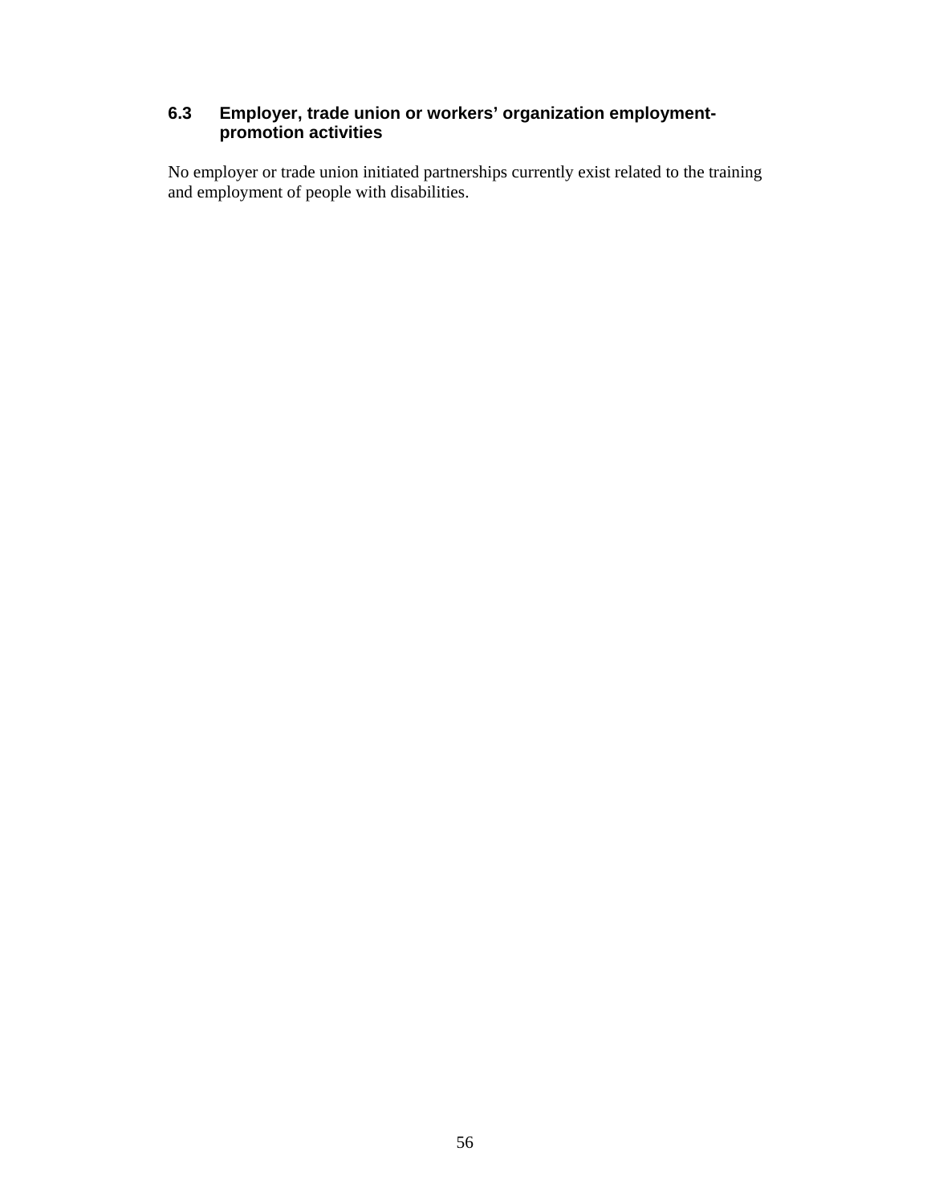### 6.3 Employer, trade union or workers' organization employment-promotion activities

No employer or trade union initiated partnerships currently exist related to the training and employment of people with disabilities.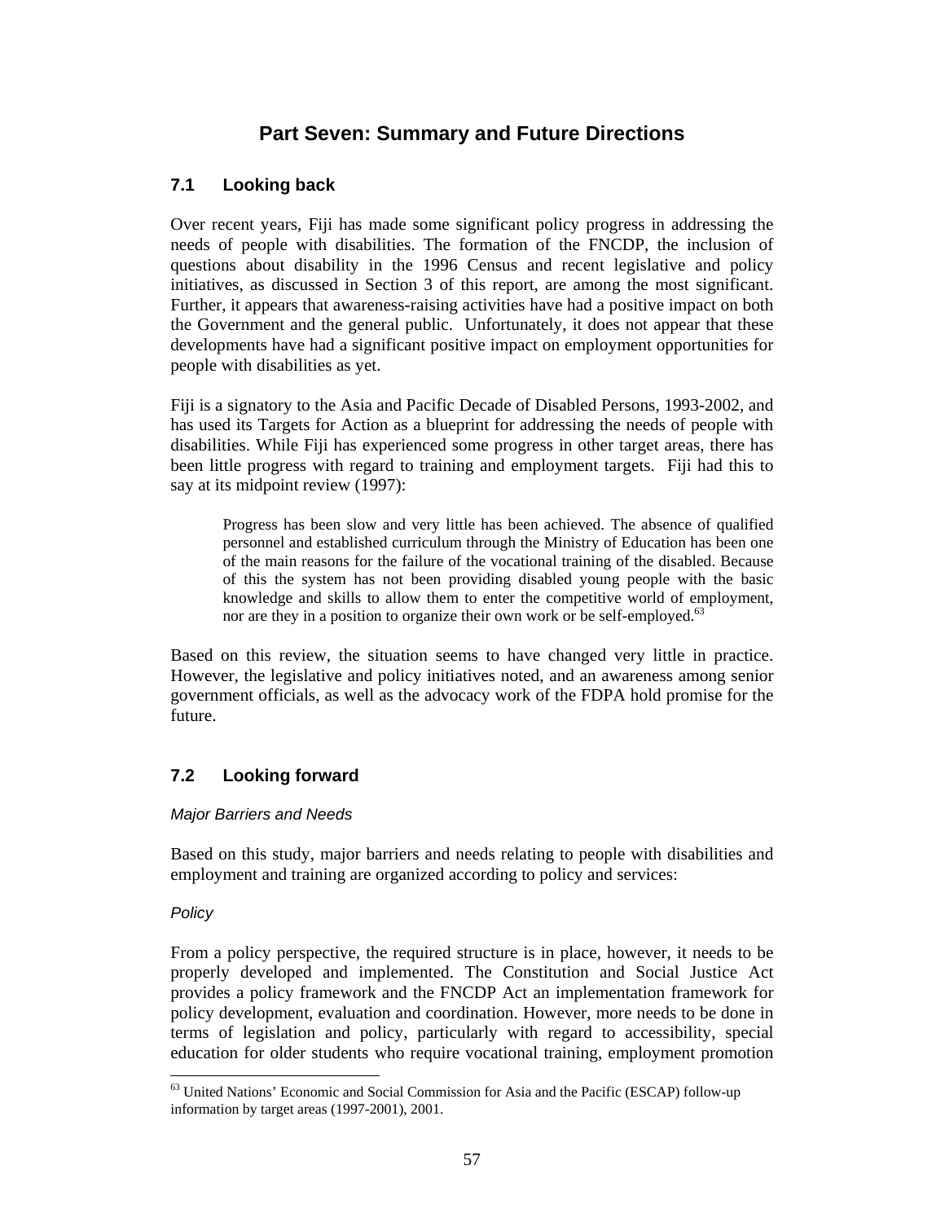# Part Seven: Summary and Future Directions

## 7.1 Looking back

Over recent years, Fiji has made some significant policy progress in addressing the needs of people with disabilities. The formation of the FNCDP, the inclusion of questions about disability in the 1996 Census and recent legislative and policy initiatives, as discussed in Section 3 of this report, are among the most significant. Further, it appears that awareness-raising activities have had a positive impact on both the Government and the general public. Unfortunately, it does not appear that these developments have had a significant positive impact on employment opportunities for people with disabilities as yet.

Fiji is a signatory to the Asia and Pacific Decade of Disabled Persons, 1993-2002, and has used its Targets for Action as a blueprint for addressing the needs of people with disabilities. While Fiji has experienced some progress in other target areas, there has been little progress with regard to training and employment targets. Fiji had this to say at its midpoint review (1997):

> Progress has been slow and very little has been achieved. The absence of qualified personnel and established curriculum through the Ministry of Education has been one of the main reasons for the failure of the vocational training of the disabled. Because of this the system has not been providing disabled young people with the basic knowledge and skills to allow them to enter the competitive world of employment, nor are they in a position to organize their own work or be self-employed.[63]

Based on this review, the situation seems to have changed very little in practice. However, the legislative and policy initiatives noted, and an awareness among senior government officials, as well as the advocacy work of the FDPA hold promise for the future.

## 7.2 Looking forward

*Major Barriers and Needs*

Based on this study, major barriers and needs relating to people with disabilities and employment and training are organized according to policy and services:

*Policy*

From a policy perspective, the required structure is in place, however, it needs to be properly developed and implemented. The Constitution and Social Justice Act provides a policy framework and the FNCDP Act an implementation framework for policy development, evaluation and coordination. However, more needs to be done in terms of legislation and policy, particularly with regard to accessibility, special education for older students who require vocational training, employment promotion

[63] United Nations' Economic and Social Commission for Asia and the Pacific (ESCAP) follow-up information by target areas (1997-2001), 2001.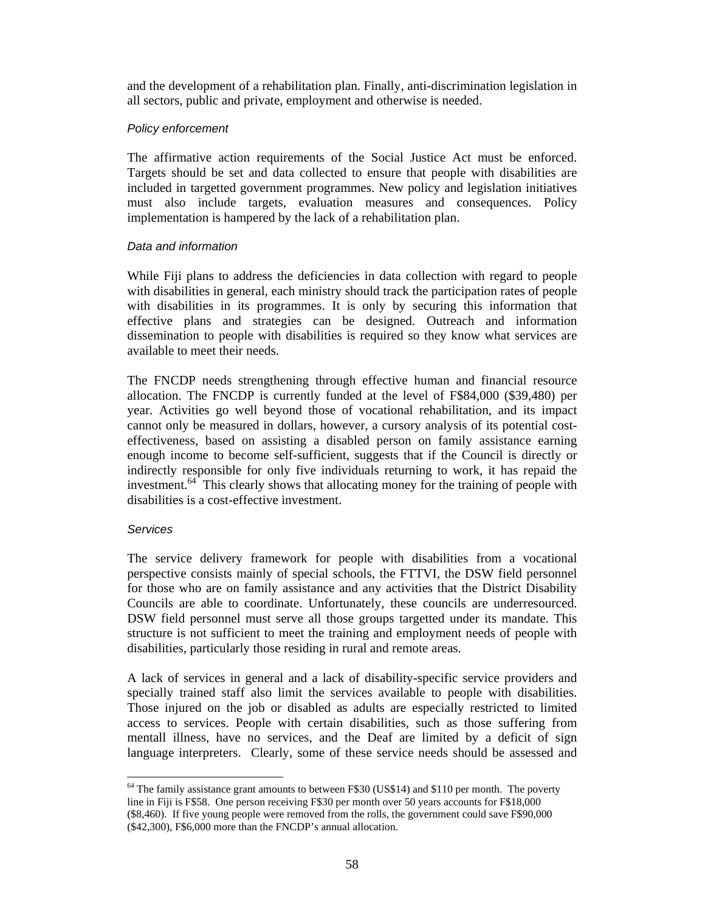and the development of a rehabilitation plan. Finally, anti-discrimination legislation in all sectors, public and private, employment and otherwise is needed.

*Policy enforcement*

The affirmative action requirements of the Social Justice Act must be enforced. Targets should be set and data collected to ensure that people with disabilities are included in targetted government programmes. New policy and legislation initiatives must also include targets, evaluation measures and consequences. Policy implementation is hampered by the lack of a rehabilitation plan.

*Data and information*

While Fiji plans to address the deficiencies in data collection with regard to people with disabilities in general, each ministry should track the participation rates of people with disabilities in its programmes. It is only by securing this information that effective plans and strategies can be designed. Outreach and information dissemination to people with disabilities is required so they know what services are available to meet their needs.

The FNCDP needs strengthening through effective human and financial resource allocation. The FNCDP is currently funded at the level of F$84,000 ($39,480) per year. Activities go well beyond those of vocational rehabilitation, and its impact cannot only be measured in dollars, however, a cursory analysis of its potential cost-effectiveness, based on assisting a disabled person on family assistance earning enough income to become self-sufficient, suggests that if the Council is directly or indirectly responsible for only five individuals returning to work, it has repaid the investment.[64] This clearly shows that allocating money for the training of people with disabilities is a cost-effective investment.

*Services*

The service delivery framework for people with disabilities from a vocational perspective consists mainly of special schools, the FTTVI, the DSW field personnel for those who are on family assistance and any activities that the District Disability Councils are able to coordinate. Unfortunately, these councils are underresourced. DSW field personnel must serve all those groups targetted under its mandate. This structure is not sufficient to meet the training and employment needs of people with disabilities, particularly those residing in rural and remote areas.

A lack of services in general and a lack of disability-specific service providers and specially trained staff also limit the services available to people with disabilities. Those injured on the job or disabled as adults are especially restricted to limited access to services. People with certain disabilities, such as those suffering from mentall illness, have no services, and the Deaf are limited by a deficit of sign language interpreters. Clearly, some of these service needs should be assessed and

---

[64] The family assistance grant amounts to between F$30 (US$14) and $110 per month. The poverty line in Fiji is F$58. One person receiving F$30 per month over 50 years accounts for F$18,000 ($8,460). If five young people were removed from the rolls, the government could save F$90,000 ($42,300), F$6,000 more than the FNCDP's annual allocation.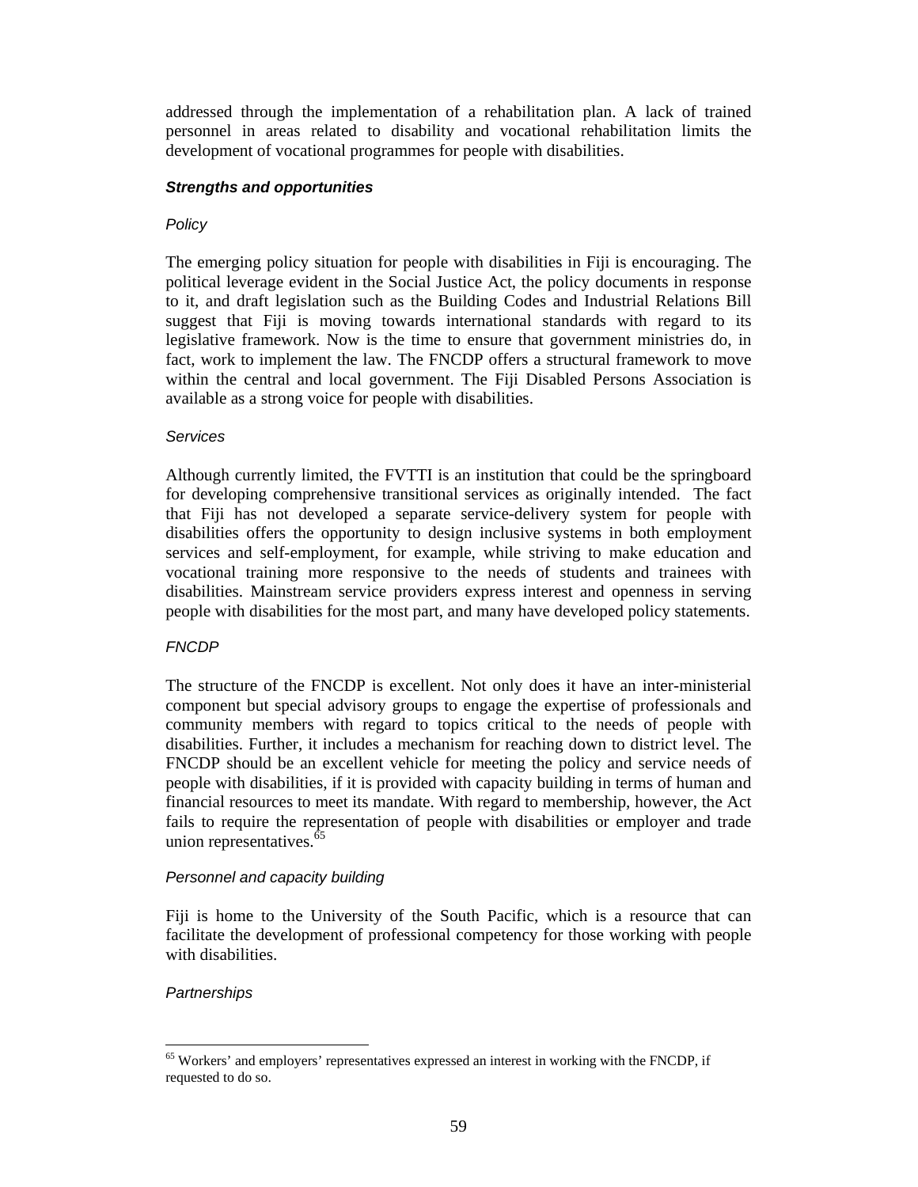addressed through the implementation of a rehabilitation plan. A lack of trained personnel in areas related to disability and vocational rehabilitation limits the development of vocational programmes for people with disabilities.

#### ***Strengths and opportunities***

*Policy*

The emerging policy situation for people with disabilities in Fiji is encouraging. The political leverage evident in the Social Justice Act, the policy documents in response to it, and draft legislation such as the Building Codes and Industrial Relations Bill suggest that Fiji is moving towards international standards with regard to its legislative framework. Now is the time to ensure that government ministries do, in fact, work to implement the law. The FNCDP offers a structural framework to move within the central and local government. The Fiji Disabled Persons Association is available as a strong voice for people with disabilities.

*Services*

Although currently limited, the FVTTI is an institution that could be the springboard for developing comprehensive transitional services as originally intended. The fact that Fiji has not developed a separate service-delivery system for people with disabilities offers the opportunity to design inclusive systems in both employment services and self-employment, for example, while striving to make education and vocational training more responsive to the needs of students and trainees with disabilities. Mainstream service providers express interest and openness in serving people with disabilities for the most part, and many have developed policy statements.

*FNCDP*

The structure of the FNCDP is excellent. Not only does it have an inter-ministerial component but special advisory groups to engage the expertise of professionals and community members with regard to topics critical to the needs of people with disabilities. Further, it includes a mechanism for reaching down to district level. The FNCDP should be an excellent vehicle for meeting the policy and service needs of people with disabilities, if it is provided with capacity building in terms of human and financial resources to meet its mandate. With regard to membership, however, the Act fails to require the representation of people with disabilities or employer and trade union representatives.[65]

*Personnel and capacity building*

Fiji is home to the University of the South Pacific, which is a resource that can facilitate the development of professional competency for those working with people with disabilities.

*Partnerships*

---

[65] Workers' and employers' representatives expressed an interest in working with the FNCDP, if requested to do so.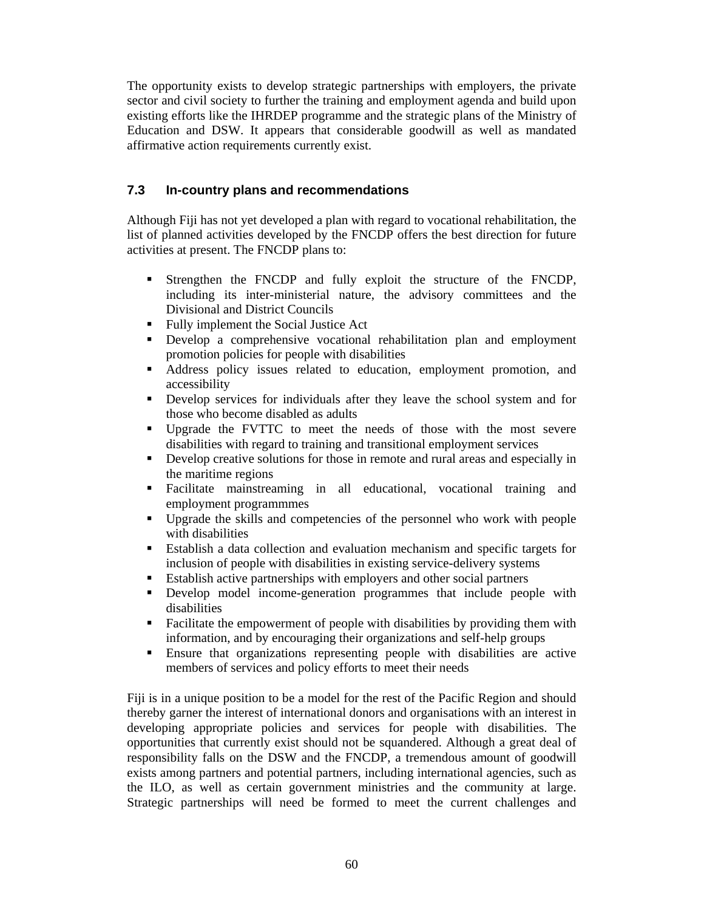The opportunity exists to develop strategic partnerships with employers, the private sector and civil society to further the training and employment agenda and build upon existing efforts like the IHRDEP programme and the strategic plans of the Ministry of Education and DSW. It appears that considerable goodwill as well as mandated affirmative action requirements currently exist.

### 7.3 In-country plans and recommendations

Although Fiji has not yet developed a plan with regard to vocational rehabilitation, the list of planned activities developed by the FNCDP offers the best direction for future activities at present. The FNCDP plans to:

- Strengthen the FNCDP and fully exploit the structure of the FNCDP, including its inter-ministerial nature, the advisory committees and the Divisional and District Councils
- Fully implement the Social Justice Act
- Develop a comprehensive vocational rehabilitation plan and employment promotion policies for people with disabilities
- Address policy issues related to education, employment promotion, and accessibility
- Develop services for individuals after they leave the school system and for those who become disabled as adults
- Upgrade the FVTTC to meet the needs of those with the most severe disabilities with regard to training and transitional employment services
- Develop creative solutions for those in remote and rural areas and especially in the maritime regions
- Facilitate mainstreaming in all educational, vocational training and employment programmmes
- Upgrade the skills and competencies of the personnel who work with people with disabilities
- Establish a data collection and evaluation mechanism and specific targets for inclusion of people with disabilities in existing service-delivery systems
- Establish active partnerships with employers and other social partners
- Develop model income-generation programmes that include people with disabilities
- Facilitate the empowerment of people with disabilities by providing them with information, and by encouraging their organizations and self-help groups
- Ensure that organizations representing people with disabilities are active members of services and policy efforts to meet their needs

Fiji is in a unique position to be a model for the rest of the Pacific Region and should thereby garner the interest of international donors and organisations with an interest in developing appropriate policies and services for people with disabilities. The opportunities that currently exist should not be squandered. Although a great deal of responsibility falls on the DSW and the FNCDP, a tremendous amount of goodwill exists among partners and potential partners, including international agencies, such as the ILO, as well as certain government ministries and the community at large. Strategic partnerships will need be formed to meet the current challenges and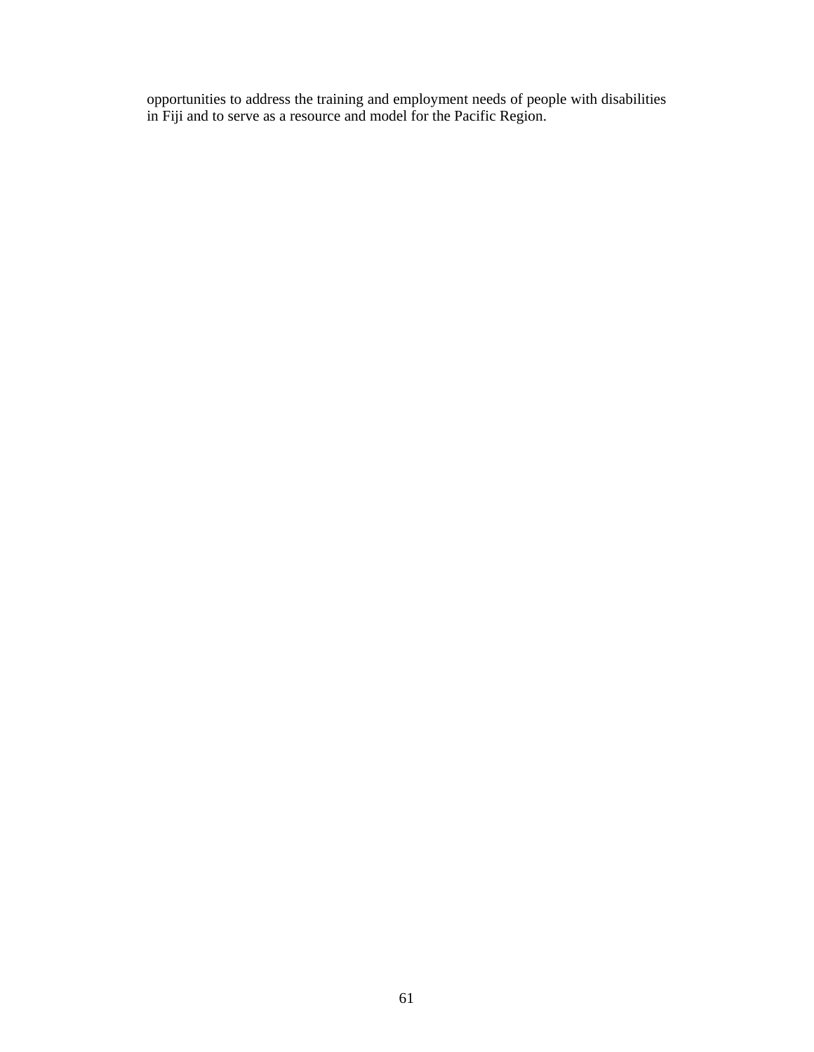opportunities to address the training and employment needs of people with disabilities in Fiji and to serve as a resource and model for the Pacific Region.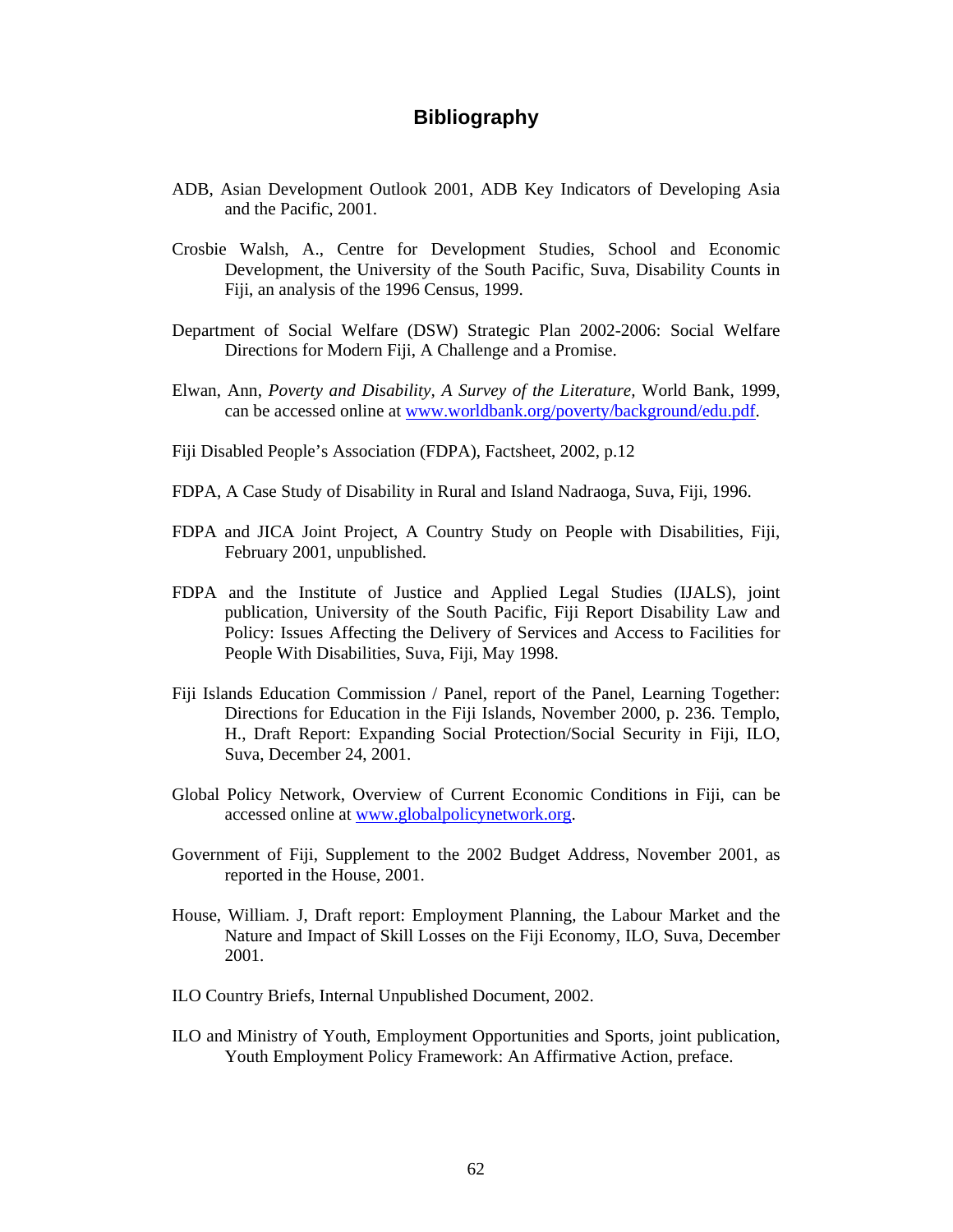## Bibliography

ADB, Asian Development Outlook 2001, ADB Key Indicators of Developing Asia and the Pacific, 2001.

Crosbie Walsh, A., Centre for Development Studies, School and Economic Development, the University of the South Pacific, Suva, Disability Counts in Fiji, an analysis of the 1996 Census, 1999.

Department of Social Welfare (DSW) Strategic Plan 2002-2006: Social Welfare Directions for Modern Fiji, A Challenge and a Promise.

Elwan, Ann, *Poverty and Disability, A Survey of the Literature,* World Bank, 1999, can be accessed online at [www.worldbank.org/poverty/background/edu.pdf](www.worldbank.org/poverty/background/edu.pdf).

Fiji Disabled People's Association (FDPA), Factsheet, 2002, p.12

FDPA, A Case Study of Disability in Rural and Island Nadraoga, Suva, Fiji, 1996.

FDPA and JICA Joint Project, A Country Study on People with Disabilities, Fiji, February 2001, unpublished.

FDPA and the Institute of Justice and Applied Legal Studies (IJALS), joint publication, University of the South Pacific, Fiji Report Disability Law and Policy: Issues Affecting the Delivery of Services and Access to Facilities for People With Disabilities, Suva, Fiji, May 1998.

Fiji Islands Education Commission / Panel, report of the Panel, Learning Together: Directions for Education in the Fiji Islands, November 2000, p. 236. Templo, H., Draft Report: Expanding Social Protection/Social Security in Fiji, ILO, Suva, December 24, 2001.

Global Policy Network, Overview of Current Economic Conditions in Fiji, can be accessed online at [www.globalpolicynetwork.org](www.globalpolicynetwork.org).

Government of Fiji, Supplement to the 2002 Budget Address, November 2001, as reported in the House, 2001.

House, William. J, Draft report: Employment Planning, the Labour Market and the Nature and Impact of Skill Losses on the Fiji Economy, ILO, Suva, December 2001.

ILO Country Briefs, Internal Unpublished Document, 2002.

ILO and Ministry of Youth, Employment Opportunities and Sports, joint publication, Youth Employment Policy Framework: An Affirmative Action, preface.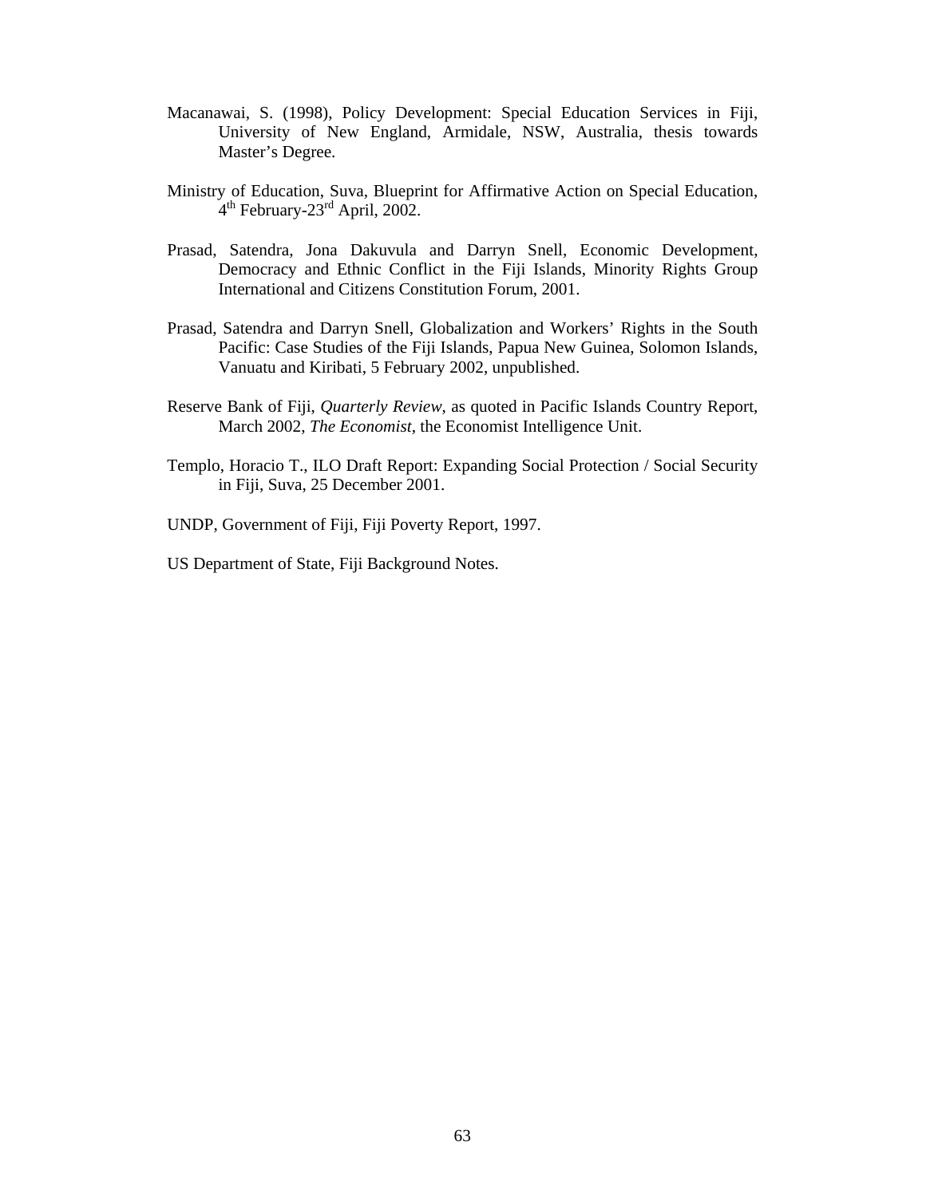Macanawai, S. (1998), Policy Development: Special Education Services in Fiji, University of New England, Armidale, NSW, Australia, thesis towards Master's Degree.

Ministry of Education, Suva, Blueprint for Affirmative Action on Special Education, 4th February-23rd April, 2002.

Prasad, Satendra, Jona Dakuvula and Darryn Snell, Economic Development, Democracy and Ethnic Conflict in the Fiji Islands, Minority Rights Group International and Citizens Constitution Forum, 2001.

Prasad, Satendra and Darryn Snell, Globalization and Workers' Rights in the South Pacific: Case Studies of the Fiji Islands, Papua New Guinea, Solomon Islands, Vanuatu and Kiribati, 5 February 2002, unpublished.

Reserve Bank of Fiji, *Quarterly Review*, as quoted in Pacific Islands Country Report, March 2002, *The Economist*, the Economist Intelligence Unit.

Templo, Horacio T., ILO Draft Report: Expanding Social Protection / Social Security in Fiji, Suva, 25 December 2001.

UNDP, Government of Fiji, Fiji Poverty Report, 1997.

US Department of State, Fiji Background Notes.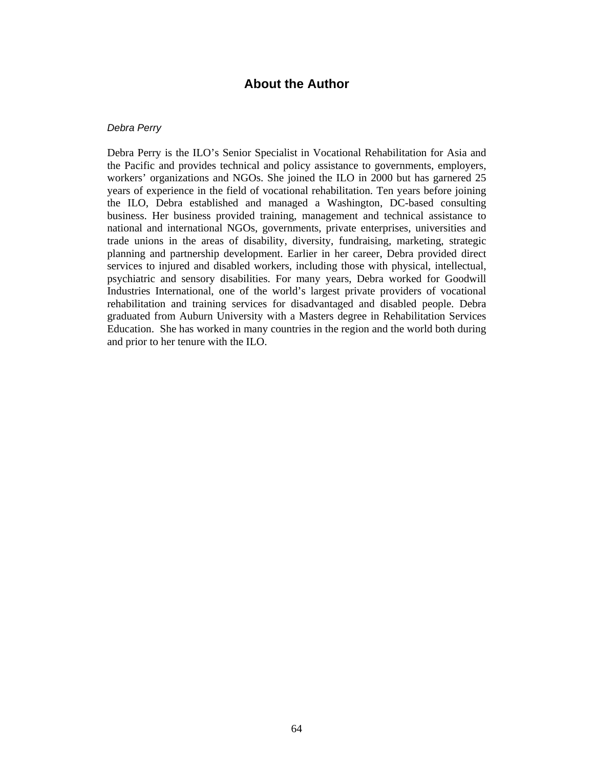# About the Author

*Debra Perry*

Debra Perry is the ILO’s Senior Specialist in Vocational Rehabilitation for Asia and the Pacific and provides technical and policy assistance to governments, employers, workers’ organizations and NGOs. She joined the ILO in 2000 but has garnered 25 years of experience in the field of vocational rehabilitation. Ten years before joining the ILO, Debra established and managed a Washington, DC-based consulting business. Her business provided training, management and technical assistance to national and international NGOs, governments, private enterprises, universities and trade unions in the areas of disability, diversity, fundraising, marketing, strategic planning and partnership development. Earlier in her career, Debra provided direct services to injured and disabled workers, including those with physical, intellectual, psychiatric and sensory disabilities. For many years, Debra worked for Goodwill Industries International, one of the world’s largest private providers of vocational rehabilitation and training services for disadvantaged and disabled people. Debra graduated from Auburn University with a Masters degree in Rehabilitation Services Education. She has worked in many countries in the region and the world both during and prior to her tenure with the ILO.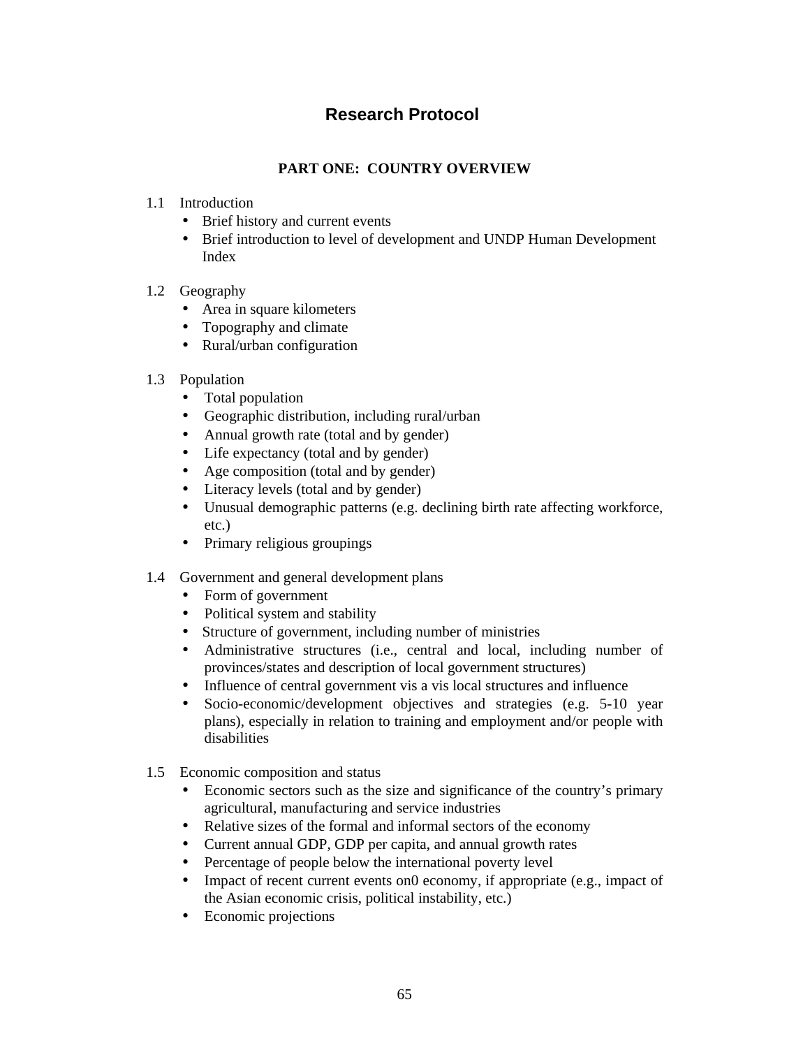# Research Protocol

## PART ONE: COUNTRY OVERVIEW

1.1 Introduction

- Brief history and current events
- Brief introduction to level of development and UNDP Human Development Index

1.2 Geography

- Area in square kilometers
- Topography and climate
- Rural/urban configuration

1.3 Population

- Total population
- Geographic distribution, including rural/urban
- Annual growth rate (total and by gender)
- Life expectancy (total and by gender)
- Age composition (total and by gender)
- Literacy levels (total and by gender)
- Unusual demographic patterns (e.g. declining birth rate affecting workforce, etc.)
- Primary religious groupings

1.4 Government and general development plans

- Form of government
- Political system and stability
- Structure of government, including number of ministries
- Administrative structures (i.e., central and local, including number of provinces/states and description of local government structures)
- Influence of central government vis a vis local structures and influence
- Socio-economic/development objectives and strategies (e.g. 5-10 year plans), especially in relation to training and employment and/or people with disabilities

1.5 Economic composition and status

- Economic sectors such as the size and significance of the country's primary agricultural, manufacturing and service industries
- Relative sizes of the formal and informal sectors of the economy
- Current annual GDP, GDP per capita, and annual growth rates
- Percentage of people below the international poverty level
- Impact of recent current events on0 economy, if appropriate (e.g., impact of the Asian economic crisis, political instability, etc.)
- Economic projections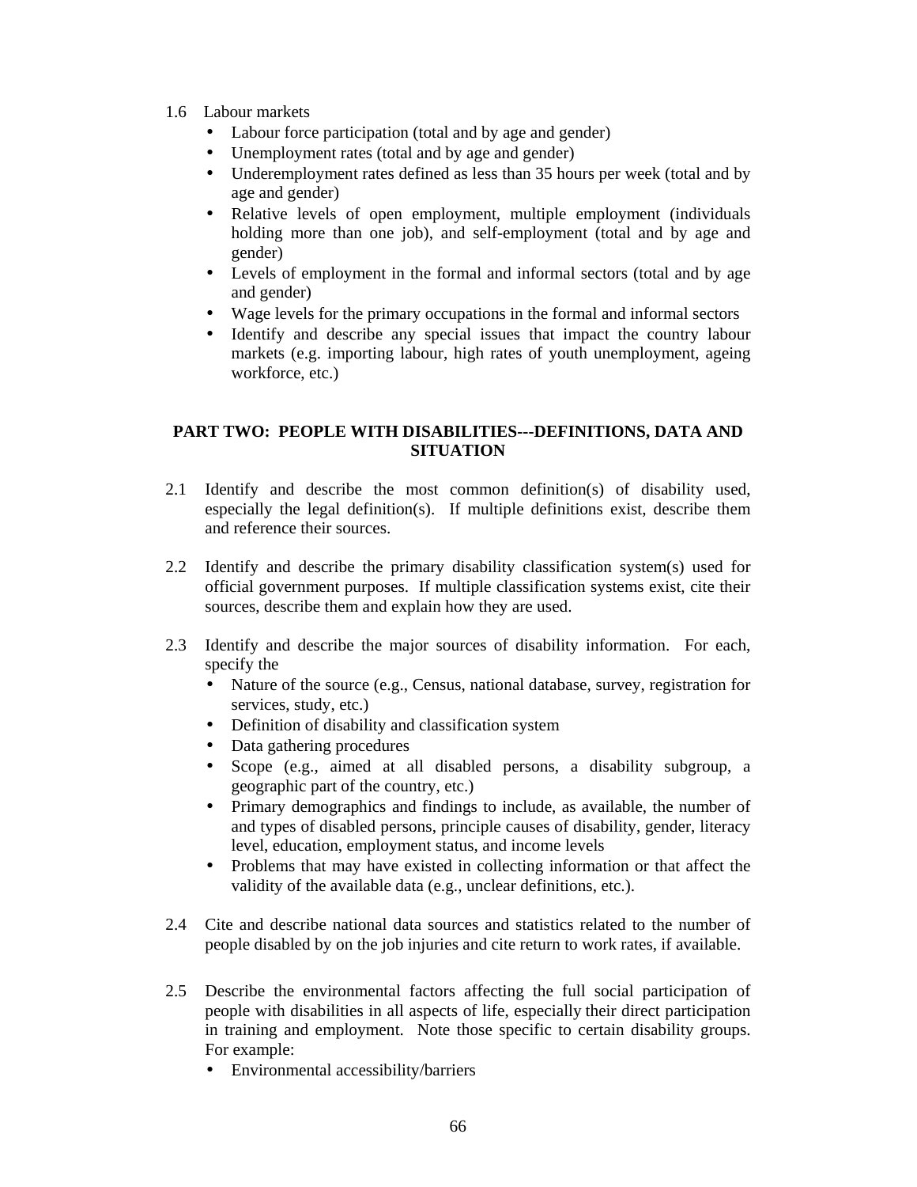1.6 Labour markets

- Labour force participation (total and by age and gender)
- Unemployment rates (total and by age and gender)
- Underemployment rates defined as less than 35 hours per week (total and by age and gender)
- Relative levels of open employment, multiple employment (individuals holding more than one job), and self-employment (total and by age and gender)
- Levels of employment in the formal and informal sectors (total and by age and gender)
- Wage levels for the primary occupations in the formal and informal sectors
- Identify and describe any special issues that impact the country labour markets (e.g. importing labour, high rates of youth unemployment, ageing workforce, etc.)

## PART TWO: PEOPLE WITH DISABILITIES---DEFINITIONS, DATA AND SITUATION

2.1 Identify and describe the most common definition(s) of disability used, especially the legal definition(s). If multiple definitions exist, describe them and reference their sources.

2.2 Identify and describe the primary disability classification system(s) used for official government purposes. If multiple classification systems exist, cite their sources, describe them and explain how they are used.

2.3 Identify and describe the major sources of disability information. For each, specify the

- Nature of the source (e.g., Census, national database, survey, registration for services, study, etc.)
- Definition of disability and classification system
- Data gathering procedures
- Scope (e.g., aimed at all disabled persons, a disability subgroup, a geographic part of the country, etc.)
- Primary demographics and findings to include, as available, the number of and types of disabled persons, principle causes of disability, gender, literacy level, education, employment status, and income levels
- Problems that may have existed in collecting information or that affect the validity of the available data (e.g., unclear definitions, etc.).

2.4 Cite and describe national data sources and statistics related to the number of people disabled by on the job injuries and cite return to work rates, if available.

2.5 Describe the environmental factors affecting the full social participation of people with disabilities in all aspects of life, especially their direct participation in training and employment. Note those specific to certain disability groups. For example:

- Environmental accessibility/barriers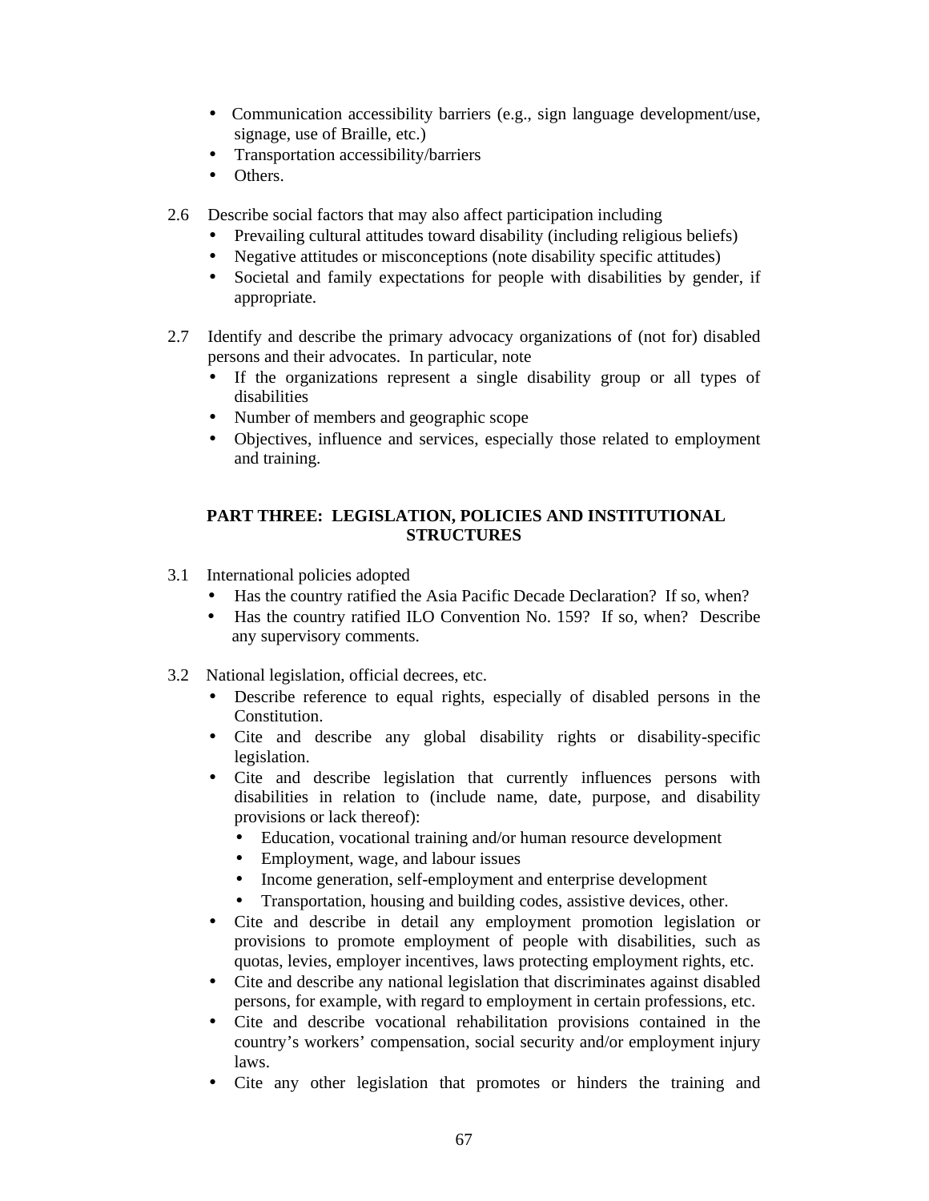- Communication accessibility barriers (e.g., sign language development/use, signage, use of Braille, etc.)
- Transportation accessibility/barriers
- Others.

2.6 Describe social factors that may also affect participation including
- Prevailing cultural attitudes toward disability (including religious beliefs)
- Negative attitudes or misconceptions (note disability specific attitudes)
- Societal and family expectations for people with disabilities by gender, if appropriate.

2.7 Identify and describe the primary advocacy organizations of (not for) disabled persons and their advocates. In particular, note
- If the organizations represent a single disability group or all types of disabilities
- Number of members and geographic scope
- Objectives, influence and services, especially those related to employment and training.

## PART THREE: LEGISLATION, POLICIES AND INSTITUTIONAL STRUCTURES

3.1 International policies adopted
- Has the country ratified the Asia Pacific Decade Declaration? If so, when?
- Has the country ratified ILO Convention No. 159? If so, when? Describe any supervisory comments.

3.2 National legislation, official decrees, etc.
- Describe reference to equal rights, especially of disabled persons in the Constitution.
- Cite and describe any global disability rights or disability-specific legislation.
- Cite and describe legislation that currently influences persons with disabilities in relation to (include name, date, purpose, and disability provisions or lack thereof):
  - Education, vocational training and/or human resource development
  - Employment, wage, and labour issues
  - Income generation, self-employment and enterprise development
  - Transportation, housing and building codes, assistive devices, other.
- Cite and describe in detail any employment promotion legislation or provisions to promote employment of people with disabilities, such as quotas, levies, employer incentives, laws protecting employment rights, etc.
- Cite and describe any national legislation that discriminates against disabled persons, for example, with regard to employment in certain professions, etc.
- Cite and describe vocational rehabilitation provisions contained in the country's workers' compensation, social security and/or employment injury laws.
- Cite any other legislation that promotes or hinders the training and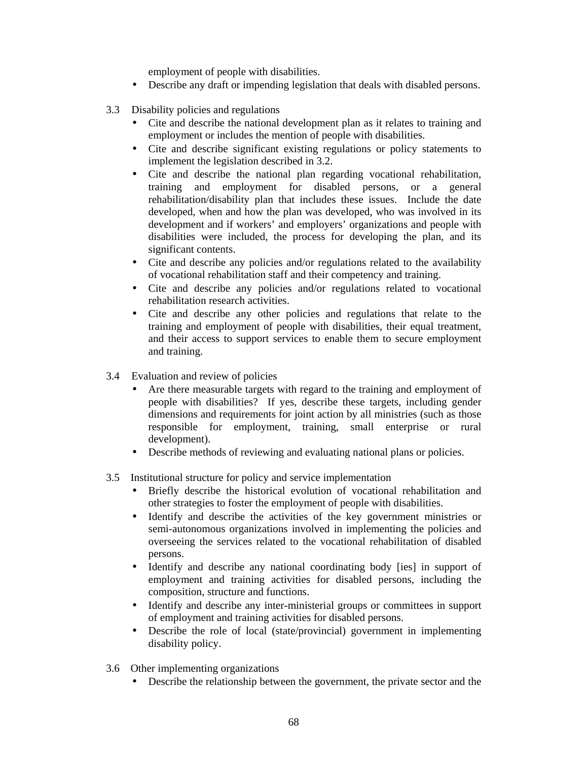employment of people with disabilities.
- Describe any draft or impending legislation that deals with disabled persons.

3.3 Disability policies and regulations
- Cite and describe the national development plan as it relates to training and employment or includes the mention of people with disabilities.
- Cite and describe significant existing regulations or policy statements to implement the legislation described in 3.2.
- Cite and describe the national plan regarding vocational rehabilitation, training and employment for disabled persons, or a general rehabilitation/disability plan that includes these issues. Include the date developed, when and how the plan was developed, who was involved in its development and if workers' and employers' organizations and people with disabilities were included, the process for developing the plan, and its significant contents.
- Cite and describe any policies and/or regulations related to the availability of vocational rehabilitation staff and their competency and training.
- Cite and describe any policies and/or regulations related to vocational rehabilitation research activities.
- Cite and describe any other policies and regulations that relate to the training and employment of people with disabilities, their equal treatment, and their access to support services to enable them to secure employment and training.

3.4 Evaluation and review of policies
- Are there measurable targets with regard to the training and employment of people with disabilities? If yes, describe these targets, including gender dimensions and requirements for joint action by all ministries (such as those responsible for employment, training, small enterprise or rural development).
- Describe methods of reviewing and evaluating national plans or policies.

3.5 Institutional structure for policy and service implementation
- Briefly describe the historical evolution of vocational rehabilitation and other strategies to foster the employment of people with disabilities.
- Identify and describe the activities of the key government ministries or semi-autonomous organizations involved in implementing the policies and overseeing the services related to the vocational rehabilitation of disabled persons.
- Identify and describe any national coordinating body [ies] in support of employment and training activities for disabled persons, including the composition, structure and functions.
- Identify and describe any inter-ministerial groups or committees in support of employment and training activities for disabled persons.
- Describe the role of local (state/provincial) government in implementing disability policy.

3.6 Other implementing organizations
- Describe the relationship between the government, the private sector and the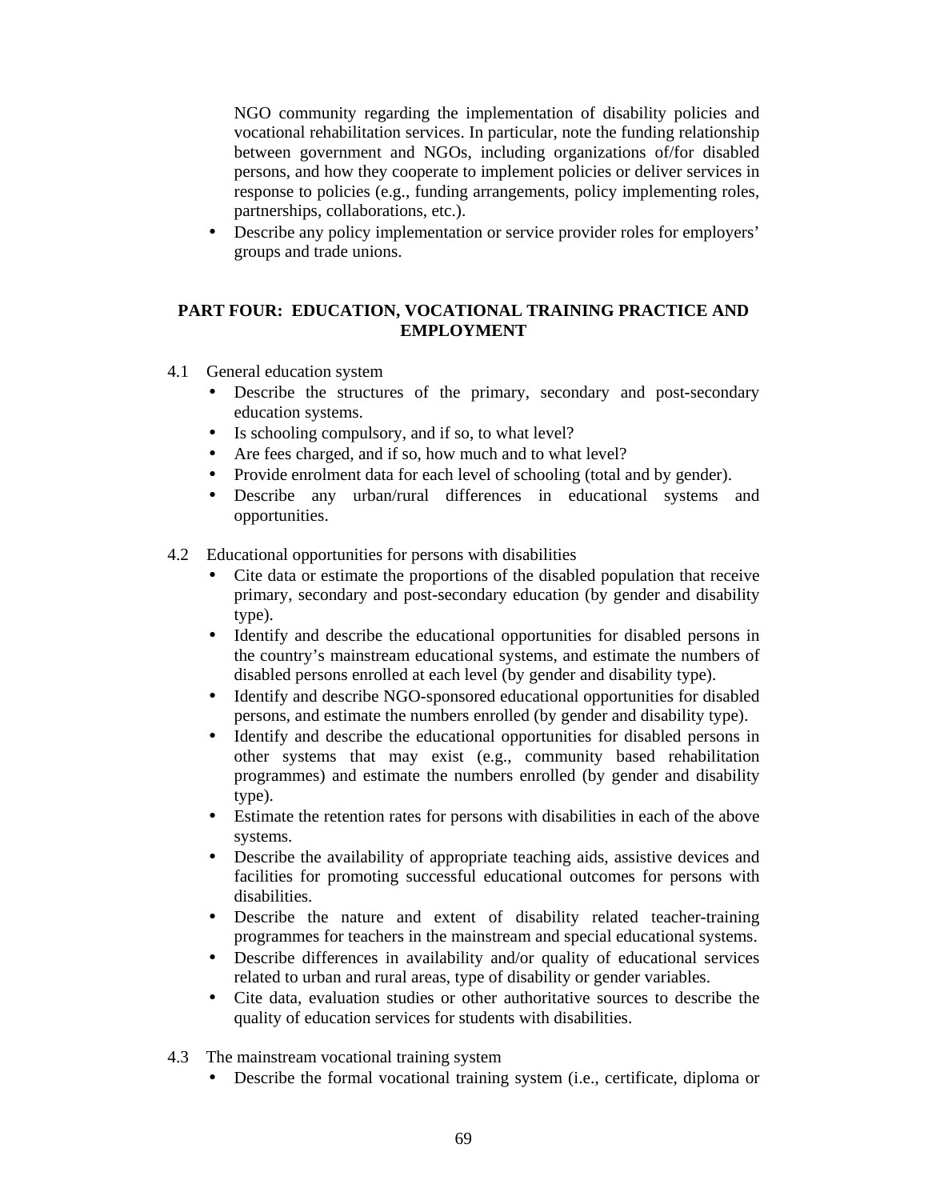NGO community regarding the implementation of disability policies and vocational rehabilitation services. In particular, note the funding relationship between government and NGOs, including organizations of/for disabled persons, and how they cooperate to implement policies or deliver services in response to policies (e.g., funding arrangements, policy implementing roles, partnerships, collaborations, etc.).

- Describe any policy implementation or service provider roles for employers' groups and trade unions.

## PART FOUR: EDUCATION, VOCATIONAL TRAINING PRACTICE AND EMPLOYMENT

4.1 General education system

- Describe the structures of the primary, secondary and post-secondary education systems.
- Is schooling compulsory, and if so, to what level?
- Are fees charged, and if so, how much and to what level?
- Provide enrolment data for each level of schooling (total and by gender).
- Describe any urban/rural differences in educational systems and opportunities.

4.2 Educational opportunities for persons with disabilities

- Cite data or estimate the proportions of the disabled population that receive primary, secondary and post-secondary education (by gender and disability type).
- Identify and describe the educational opportunities for disabled persons in the country's mainstream educational systems, and estimate the numbers of disabled persons enrolled at each level (by gender and disability type).
- Identify and describe NGO-sponsored educational opportunities for disabled persons, and estimate the numbers enrolled (by gender and disability type).
- Identify and describe the educational opportunities for disabled persons in other systems that may exist (e.g., community based rehabilitation programmes) and estimate the numbers enrolled (by gender and disability type).
- Estimate the retention rates for persons with disabilities in each of the above systems.
- Describe the availability of appropriate teaching aids, assistive devices and facilities for promoting successful educational outcomes for persons with disabilities.
- Describe the nature and extent of disability related teacher-training programmes for teachers in the mainstream and special educational systems.
- Describe differences in availability and/or quality of educational services related to urban and rural areas, type of disability or gender variables.
- Cite data, evaluation studies or other authoritative sources to describe the quality of education services for students with disabilities.

4.3 The mainstream vocational training system

- Describe the formal vocational training system (i.e., certificate, diploma or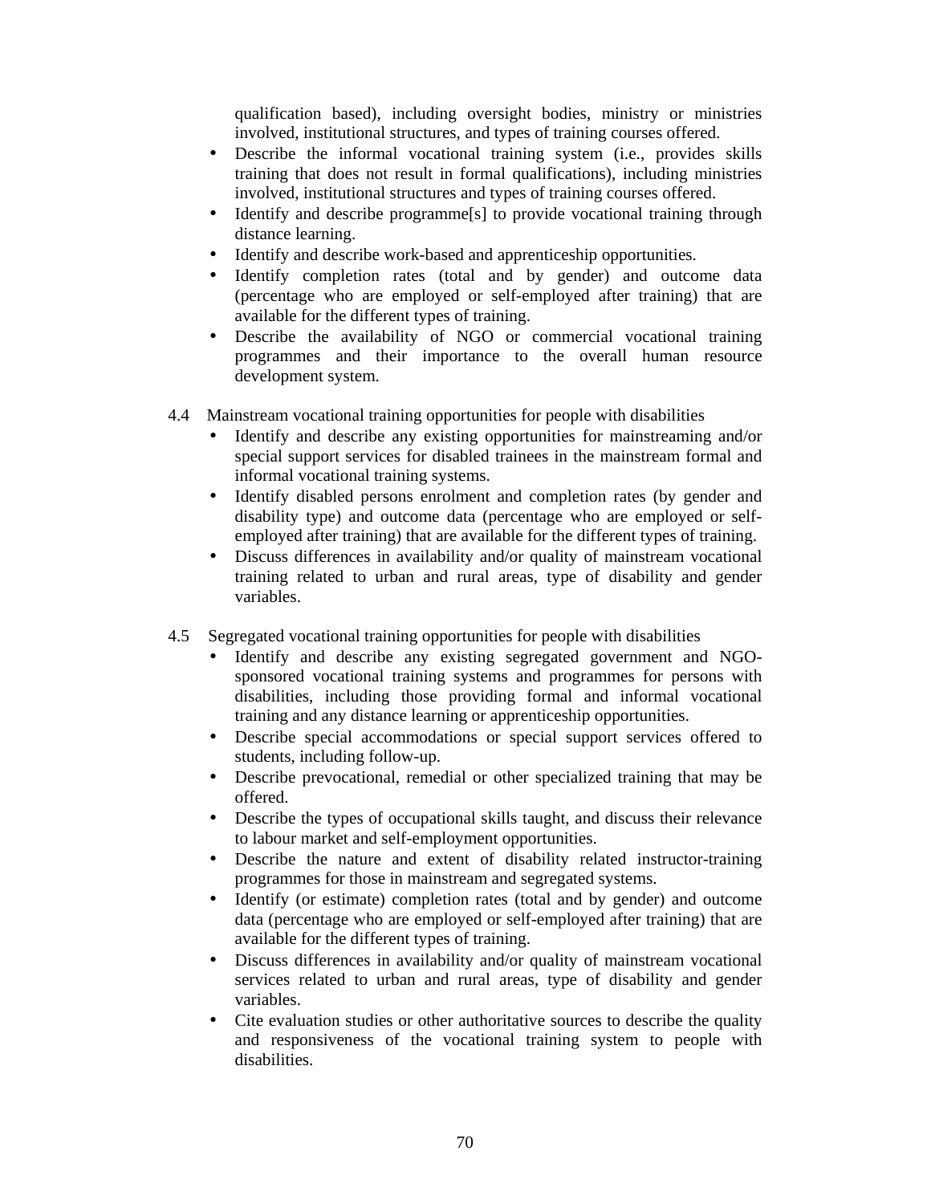qualification based), including oversight bodies, ministry or ministries involved, institutional structures, and types of training courses offered.

- Describe the informal vocational training system (i.e., provides skills training that does not result in formal qualifications), including ministries involved, institutional structures and types of training courses offered.
- Identify and describe programme[s] to provide vocational training through distance learning.
- Identify and describe work-based and apprenticeship opportunities.
- Identify completion rates (total and by gender) and outcome data (percentage who are employed or self-employed after training) that are available for the different types of training.
- Describe the availability of NGO or commercial vocational training programmes and their importance to the overall human resource development system.

4.4 Mainstream vocational training opportunities for people with disabilities

- Identify and describe any existing opportunities for mainstreaming and/or special support services for disabled trainees in the mainstream formal and informal vocational training systems.
- Identify disabled persons enrolment and completion rates (by gender and disability type) and outcome data (percentage who are employed or self-employed after training) that are available for the different types of training.
- Discuss differences in availability and/or quality of mainstream vocational training related to urban and rural areas, type of disability and gender variables.

4.5 Segregated vocational training opportunities for people with disabilities

- Identify and describe any existing segregated government and NGO-sponsored vocational training systems and programmes for persons with disabilities, including those providing formal and informal vocational training and any distance learning or apprenticeship opportunities.
- Describe special accommodations or special support services offered to students, including follow-up.
- Describe prevocational, remedial or other specialized training that may be offered.
- Describe the types of occupational skills taught, and discuss their relevance to labour market and self-employment opportunities.
- Describe the nature and extent of disability related instructor-training programmes for those in mainstream and segregated systems.
- Identify (or estimate) completion rates (total and by gender) and outcome data (percentage who are employed or self-employed after training) that are available for the different types of training.
- Discuss differences in availability and/or quality of mainstream vocational services related to urban and rural areas, type of disability and gender variables.
- Cite evaluation studies or other authoritative sources to describe the quality and responsiveness of the vocational training system to people with disabilities.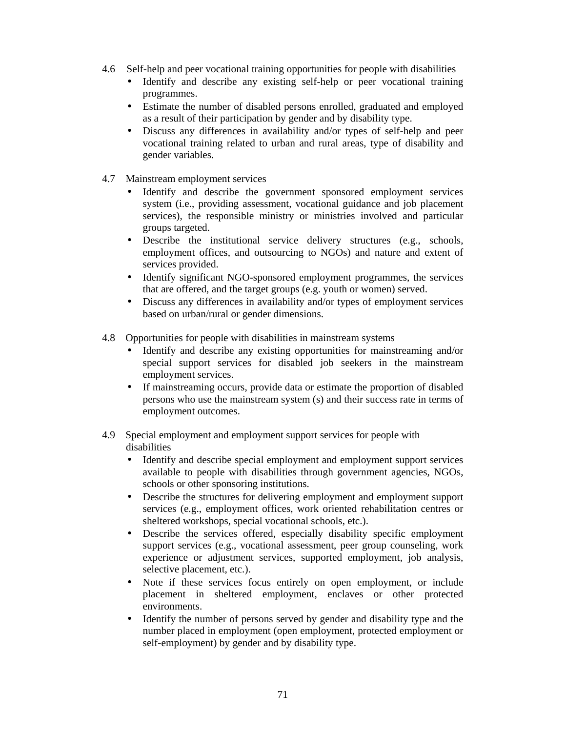4.6 Self-help and peer vocational training opportunities for people with disabilities

- Identify and describe any existing self-help or peer vocational training programmes.
- Estimate the number of disabled persons enrolled, graduated and employed as a result of their participation by gender and by disability type.
- Discuss any differences in availability and/or types of self-help and peer vocational training related to urban and rural areas, type of disability and gender variables.

4.7 Mainstream employment services

- Identify and describe the government sponsored employment services system (i.e., providing assessment, vocational guidance and job placement services), the responsible ministry or ministries involved and particular groups targeted.
- Describe the institutional service delivery structures (e.g., schools, employment offices, and outsourcing to NGOs) and nature and extent of services provided.
- Identify significant NGO-sponsored employment programmes, the services that are offered, and the target groups (e.g. youth or women) served.
- Discuss any differences in availability and/or types of employment services based on urban/rural or gender dimensions.

4.8 Opportunities for people with disabilities in mainstream systems

- Identify and describe any existing opportunities for mainstreaming and/or special support services for disabled job seekers in the mainstream employment services.
- If mainstreaming occurs, provide data or estimate the proportion of disabled persons who use the mainstream system (s) and their success rate in terms of employment outcomes.

4.9 Special employment and employment support services for people with disabilities

- Identify and describe special employment and employment support services available to people with disabilities through government agencies, NGOs, schools or other sponsoring institutions.
- Describe the structures for delivering employment and employment support services (e.g., employment offices, work oriented rehabilitation centres or sheltered workshops, special vocational schools, etc.).
- Describe the services offered, especially disability specific employment support services (e.g., vocational assessment, peer group counseling, work experience or adjustment services, supported employment, job analysis, selective placement, etc.).
- Note if these services focus entirely on open employment, or include placement in sheltered employment, enclaves or other protected environments.
- Identify the number of persons served by gender and disability type and the number placed in employment (open employment, protected employment or self-employment) by gender and by disability type.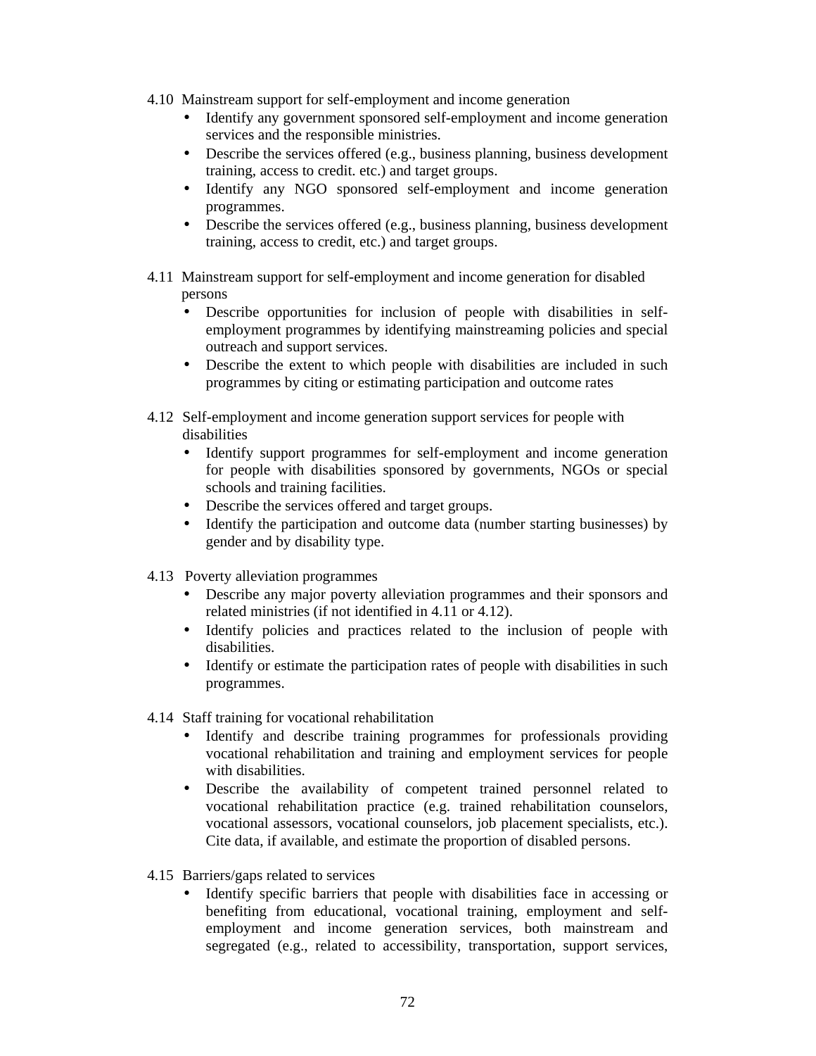4.10 Mainstream support for self-employment and income generation

- Identify any government sponsored self-employment and income generation services and the responsible ministries.
- Describe the services offered (e.g., business planning, business development training, access to credit. etc.) and target groups.
- Identify any NGO sponsored self-employment and income generation programmes.
- Describe the services offered (e.g., business planning, business development training, access to credit, etc.) and target groups.

4.11 Mainstream support for self-employment and income generation for disabled persons

- Describe opportunities for inclusion of people with disabilities in self-employment programmes by identifying mainstreaming policies and special outreach and support services.
- Describe the extent to which people with disabilities are included in such programmes by citing or estimating participation and outcome rates

4.12 Self-employment and income generation support services for people with disabilities

- Identify support programmes for self-employment and income generation for people with disabilities sponsored by governments, NGOs or special schools and training facilities.
- Describe the services offered and target groups.
- Identify the participation and outcome data (number starting businesses) by gender and by disability type.

4.13 Poverty alleviation programmes

- Describe any major poverty alleviation programmes and their sponsors and related ministries (if not identified in 4.11 or 4.12).
- Identify policies and practices related to the inclusion of people with disabilities.
- Identify or estimate the participation rates of people with disabilities in such programmes.

4.14 Staff training for vocational rehabilitation

- Identify and describe training programmes for professionals providing vocational rehabilitation and training and employment services for people with disabilities.
- Describe the availability of competent trained personnel related to vocational rehabilitation practice (e.g. trained rehabilitation counselors, vocational assessors, vocational counselors, job placement specialists, etc.). Cite data, if available, and estimate the proportion of disabled persons.

4.15 Barriers/gaps related to services

- Identify specific barriers that people with disabilities face in accessing or benefiting from educational, vocational training, employment and self-employment and income generation services, both mainstream and segregated (e.g., related to accessibility, transportation, support services,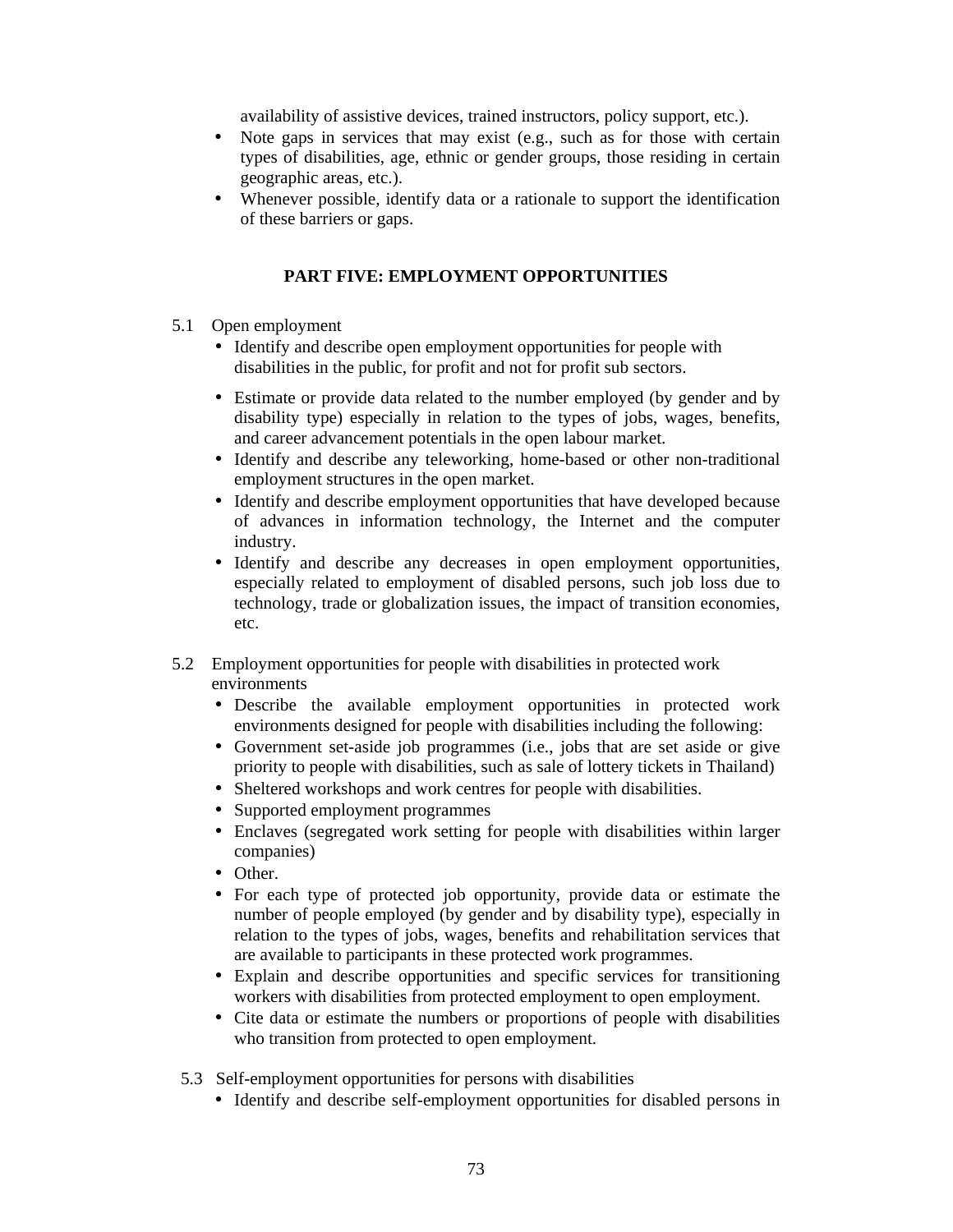availability of assistive devices, trained instructors, policy support, etc.).

- Note gaps in services that may exist (e.g., such as for those with certain types of disabilities, age, ethnic or gender groups, those residing in certain geographic areas, etc.).
- Whenever possible, identify data or a rationale to support the identification of these barriers or gaps.

## PART FIVE: EMPLOYMENT OPPORTUNITIES

5.1 Open employment

- Identify and describe open employment opportunities for people with disabilities in the public, for profit and not for profit sub sectors.
- Estimate or provide data related to the number employed (by gender and by disability type) especially in relation to the types of jobs, wages, benefits, and career advancement potentials in the open labour market.
- Identify and describe any teleworking, home-based or other non-traditional employment structures in the open market.
- Identify and describe employment opportunities that have developed because of advances in information technology, the Internet and the computer industry.
- Identify and describe any decreases in open employment opportunities, especially related to employment of disabled persons, such job loss due to technology, trade or globalization issues, the impact of transition economies, etc.

5.2 Employment opportunities for people with disabilities in protected work environments

- Describe the available employment opportunities in protected work environments designed for people with disabilities including the following:
- Government set-aside job programmes (i.e., jobs that are set aside or give priority to people with disabilities, such as sale of lottery tickets in Thailand)
- Sheltered workshops and work centres for people with disabilities.
- Supported employment programmes
- Enclaves (segregated work setting for people with disabilities within larger companies)
- Other.
- For each type of protected job opportunity, provide data or estimate the number of people employed (by gender and by disability type), especially in relation to the types of jobs, wages, benefits and rehabilitation services that are available to participants in these protected work programmes.
- Explain and describe opportunities and specific services for transitioning workers with disabilities from protected employment to open employment.
- Cite data or estimate the numbers or proportions of people with disabilities who transition from protected to open employment.

5.3 Self-employment opportunities for persons with disabilities

- Identify and describe self-employment opportunities for disabled persons in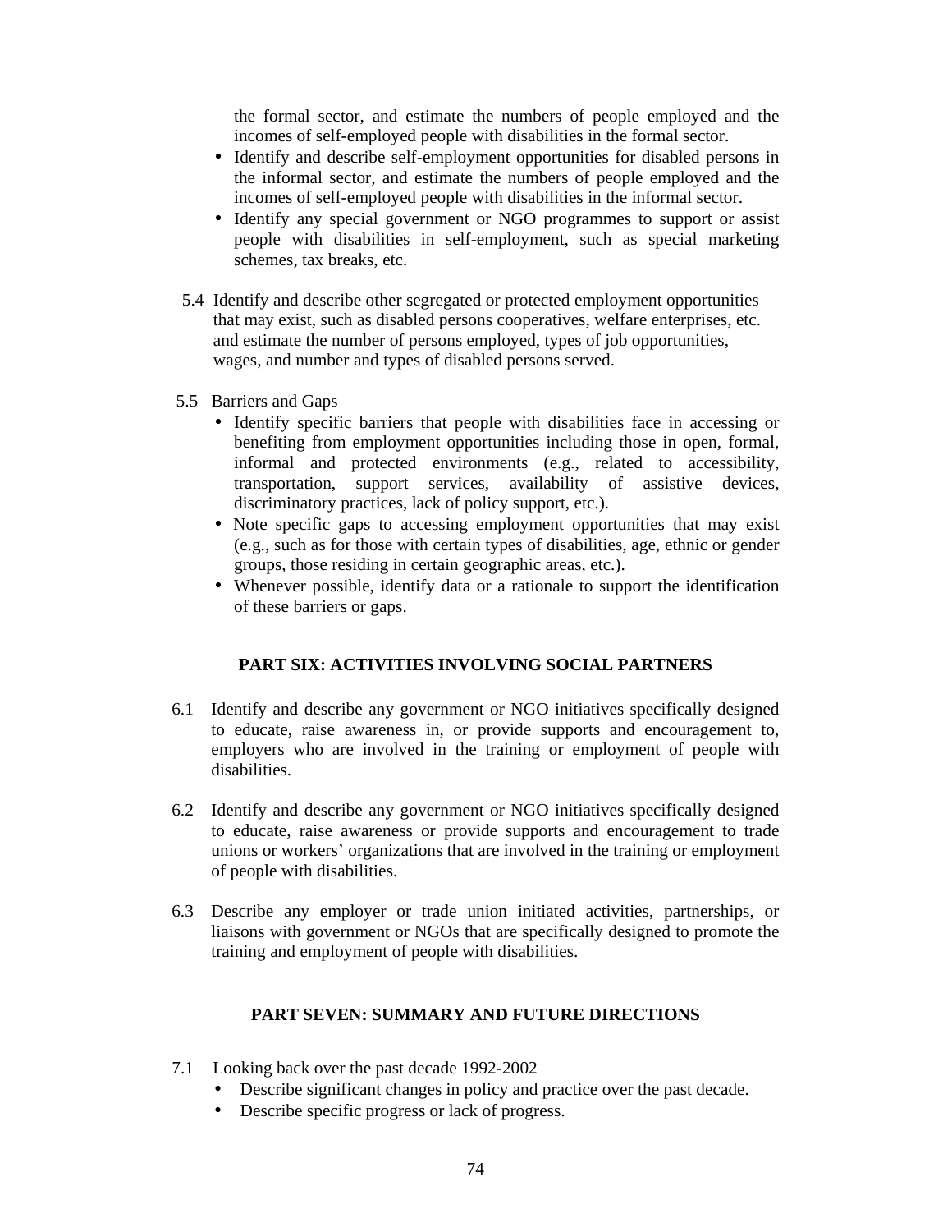the formal sector, and estimate the numbers of people employed and the incomes of self-employed people with disabilities in the formal sector.

- Identify and describe self-employment opportunities for disabled persons in the informal sector, and estimate the numbers of people employed and the incomes of self-employed people with disabilities in the informal sector.
- Identify any special government or NGO programmes to support or assist people with disabilities in self-employment, such as special marketing schemes, tax breaks, etc.

5.4 Identify and describe other segregated or protected employment opportunities that may exist, such as disabled persons cooperatives, welfare enterprises, etc. and estimate the number of persons employed, types of job opportunities, wages, and number and types of disabled persons served.

5.5 Barriers and Gaps

- Identify specific barriers that people with disabilities face in accessing or benefiting from employment opportunities including those in open, formal, informal and protected environments (e.g., related to accessibility, transportation, support services, availability of assistive devices, discriminatory practices, lack of policy support, etc.).
- Note specific gaps to accessing employment opportunities that may exist (e.g., such as for those with certain types of disabilities, age, ethnic or gender groups, those residing in certain geographic areas, etc.).
- Whenever possible, identify data or a rationale to support the identification of these barriers or gaps.

## PART SIX: ACTIVITIES INVOLVING SOCIAL PARTNERS

6.1 Identify and describe any government or NGO initiatives specifically designed to educate, raise awareness in, or provide supports and encouragement to, employers who are involved in the training or employment of people with disabilities.

6.2 Identify and describe any government or NGO initiatives specifically designed to educate, raise awareness or provide supports and encouragement to trade unions or workers' organizations that are involved in the training or employment of people with disabilities.

6.3 Describe any employer or trade union initiated activities, partnerships, or liaisons with government or NGOs that are specifically designed to promote the training and employment of people with disabilities.

## PART SEVEN: SUMMARY AND FUTURE DIRECTIONS

7.1 Looking back over the past decade 1992-2002

- Describe significant changes in policy and practice over the past decade.
- Describe specific progress or lack of progress.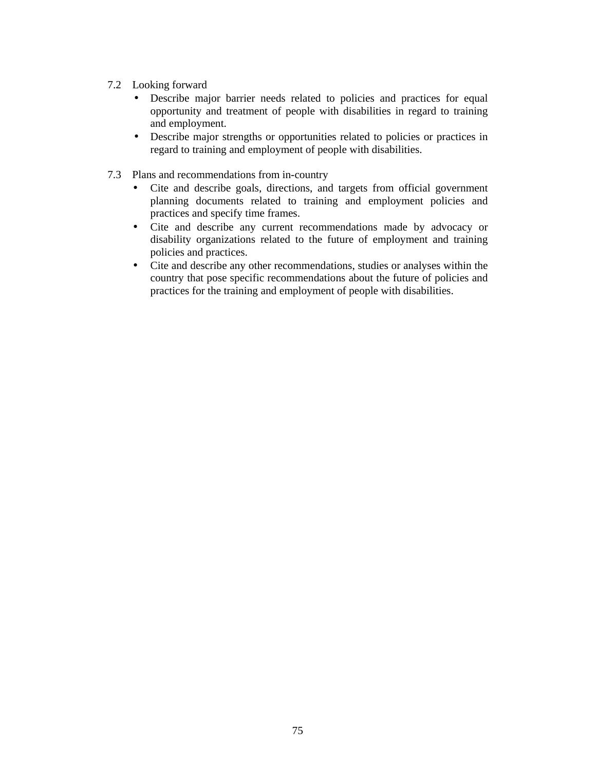7.2 Looking forward

- Describe major barrier needs related to policies and practices for equal opportunity and treatment of people with disabilities in regard to training and employment.
- Describe major strengths or opportunities related to policies or practices in regard to training and employment of people with disabilities.

7.3 Plans and recommendations from in-country

- Cite and describe goals, directions, and targets from official government planning documents related to training and employment policies and practices and specify time frames.
- Cite and describe any current recommendations made by advocacy or disability organizations related to the future of employment and training policies and practices.
- Cite and describe any other recommendations, studies or analyses within the country that pose specific recommendations about the future of policies and practices for the training and employment of people with disabilities.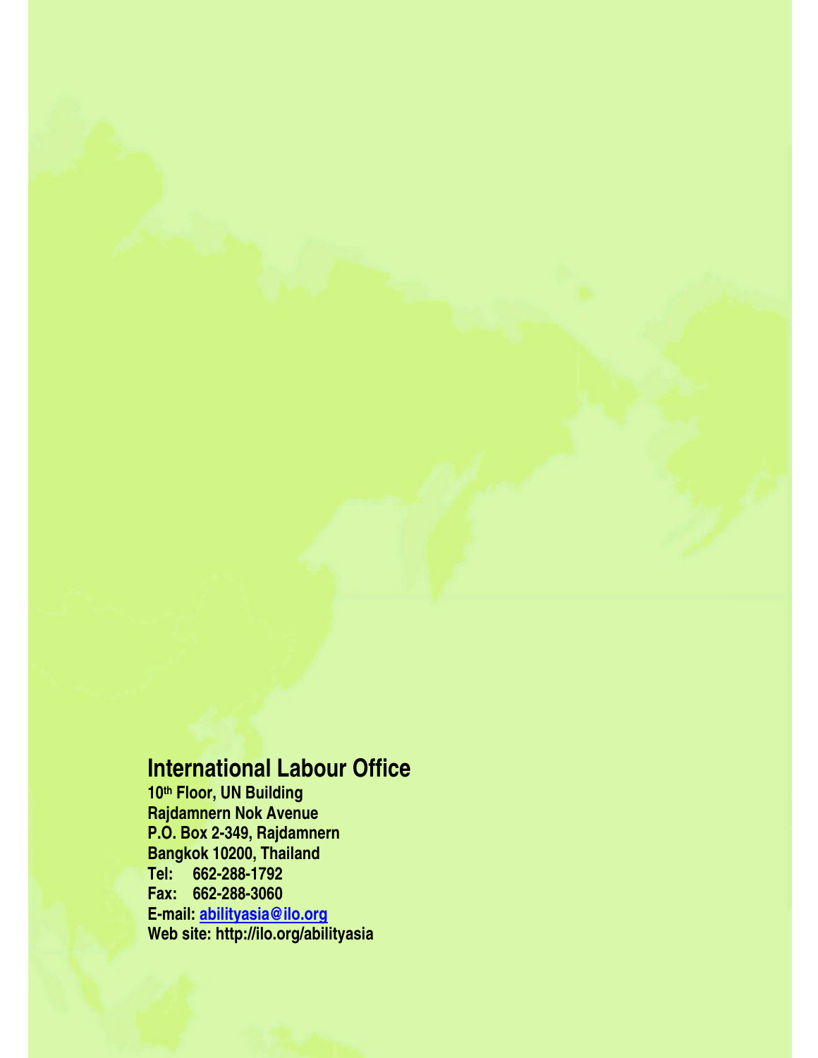## International Labour Office

**10th Floor, UN Building**
**Rajdamnern Nok Avenue**
**P.O. Box 2-349, Rajdamnern**
**Bangkok 10200, Thailand**
**Tel: 662-288-1792**
**Fax: 662-288-3060**
**E-mail: abilityasia@ilo.org**
**Web site: http://ilo.org/abilityasia**